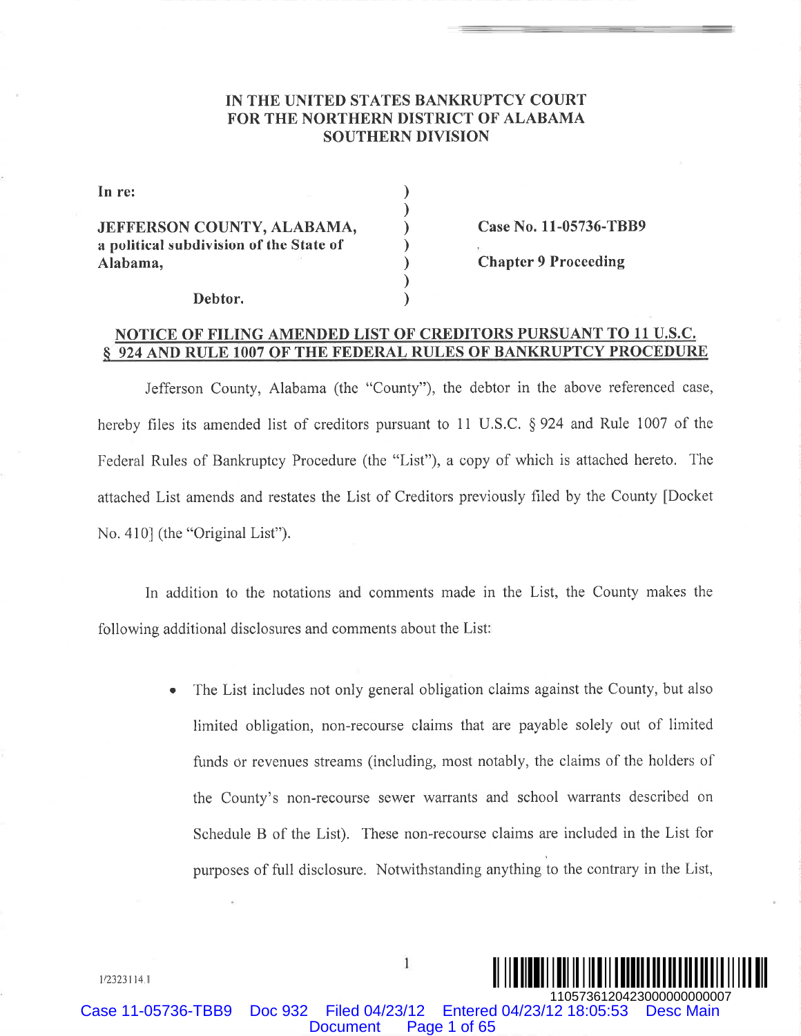IN THE UNITED STATES BANKRUPTCY COURT
FOR THE NORTHERN DISTRICT OF ALABAMA
SOUTHERN DIVISION

| | | |
|---|---|---|
| In re: | ) | |
| | ) | |
| JEFFERSON COUNTY, ALABAMA, | ) | Case No. 11-05736-TBB9 |
| a political subdivision of the State of | ) | |
| Alabama, | ) | Chapter 9 Proceeding |
| | ) | |
| Debtor. | ) | |

**NOTICE OF FILING AMENDED LIST OF CREDITORS PURSUANT TO 11 U.S.C. § 924 AND RULE 1007 OF THE FEDERAL RULES OF BANKRUPTCY PROCEDURE**

Jefferson County, Alabama (the "County"), the debtor in the above referenced case, hereby files its amended list of creditors pursuant to 11 U.S.C. § 924 and Rule 1007 of the Federal Rules of Bankruptcy Procedure (the "List"), a copy of which is attached hereto. The attached List amends and restates the List of Creditors previously filed by the County [Docket No. 410] (the "Original List").

In addition to the notations and comments made in the List, the County makes the following additional disclosures and comments about the List:

- The List includes not only general obligation claims against the County, but also limited obligation, non-recourse claims that are payable solely out of limited funds or revenues streams (including, most notably, the claims of the holders of the County's non-recourse sewer warrants and school warrants described on Schedule B of the List). These non-recourse claims are included in the List for purposes of full disclosure. Notwithstanding anything to the contrary in the List,

1/2323114.1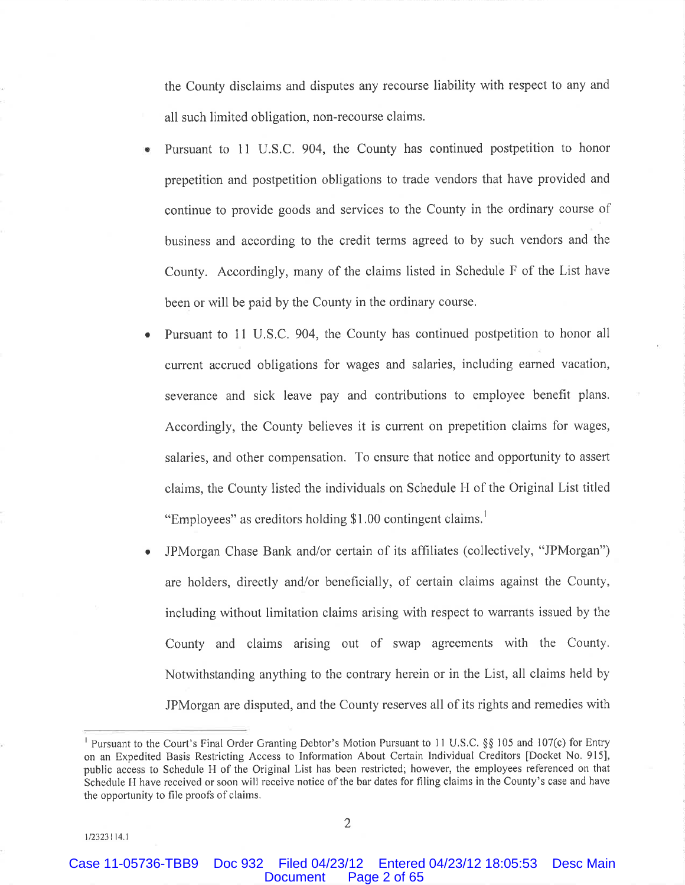the County disclaims and disputes any recourse liability with respect to any and all such limited obligation, non-recourse claims.

- Pursuant to 11 U.S.C. 904, the County has continued postpetition to honor prepetition and postpetition obligations to trade vendors that have provided and continue to provide goods and services to the County in the ordinary course of business and according to the credit terms agreed to by such vendors and the County. Accordingly, many of the claims listed in Schedule F of the List have been or will be paid by the County in the ordinary course.

- Pursuant to 11 U.S.C. 904, the County has continued postpetition to honor all current accrued obligations for wages and salaries, including earned vacation, severance and sick leave pay and contributions to employee benefit plans. Accordingly, the County believes it is current on prepetition claims for wages, salaries, and other compensation. To ensure that notice and opportunity to assert claims, the County listed the individuals on Schedule H of the Original List titled "Employees" as creditors holding $1.00 contingent claims.[1]

- JPMorgan Chase Bank and/or certain of its affiliates (collectively, "JPMorgan") are holders, directly and/or beneficially, of certain claims against the County, including without limitation claims arising with respect to warrants issued by the County and claims arising out of swap agreements with the County. Notwithstanding anything to the contrary herein or in the List, all claims held by JPMorgan are disputed, and the County reserves all of its rights and remedies with

[1] Pursuant to the Court's Final Order Granting Debtor's Motion Pursuant to 11 U.S.C. §§ 105 and 107(c) for Entry on an Expedited Basis Restricting Access to Information About Certain Individual Creditors [Docket No. 915], public access to Schedule H of the Original List has been restricted; however, the employees referenced on that Schedule H have received or soon will receive notice of the bar dates for filing claims in the County's case and have the opportunity to file proofs of claims.

1/2323114.1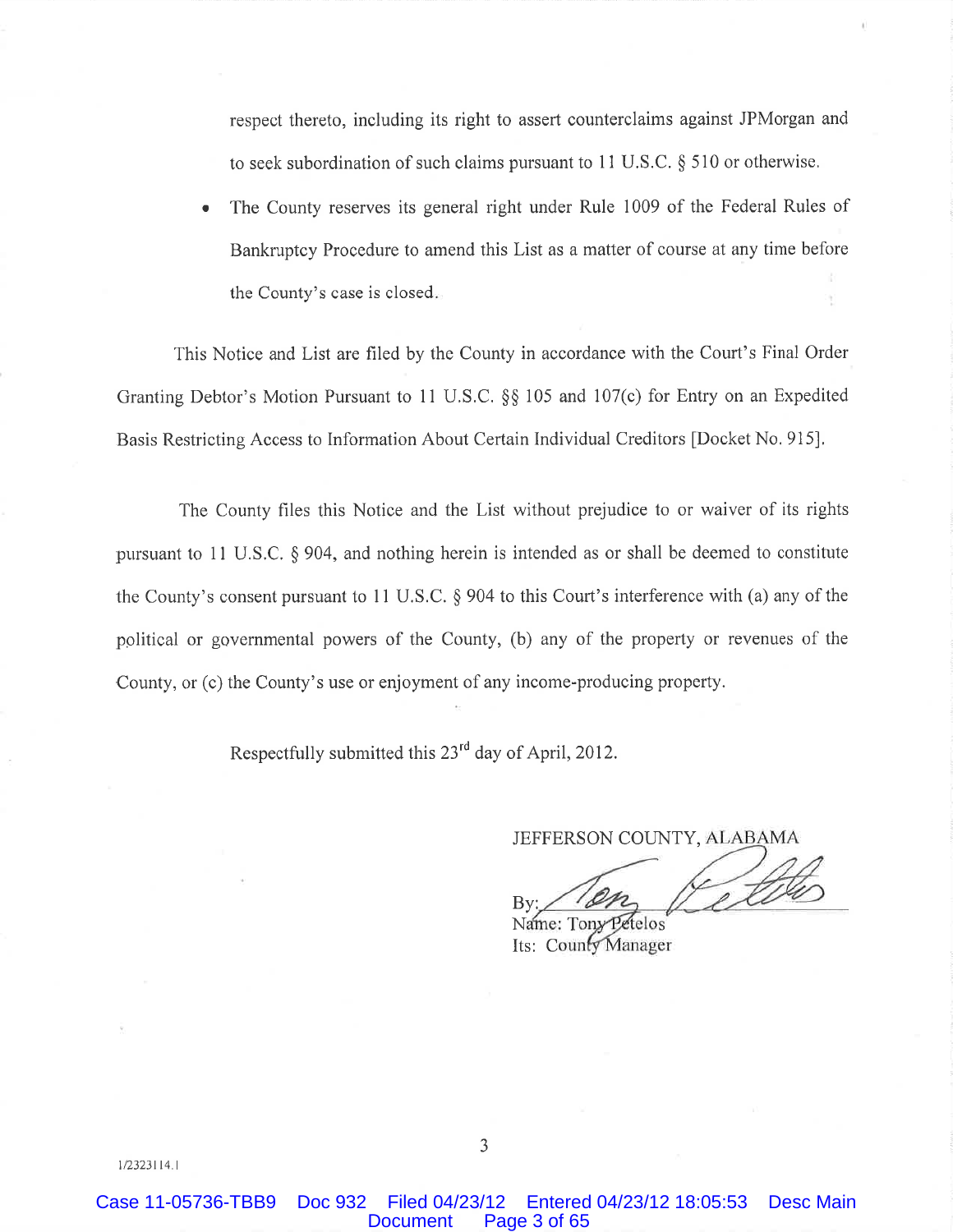respect thereto, including its right to assert counterclaims against JPMorgan and to seek subordination of such claims pursuant to 11 U.S.C. § 510 or otherwise.

- The County reserves its general right under Rule 1009 of the Federal Rules of Bankruptcy Procedure to amend this List as a matter of course at any time before the County's case is closed.

This Notice and List are filed by the County in accordance with the Court's Final Order Granting Debtor's Motion Pursuant to 11 U.S.C. §§ 105 and 107(c) for Entry on an Expedited Basis Restricting Access to Information About Certain Individual Creditors [Docket No. 915].

The County files this Notice and the List without prejudice to or waiver of its rights pursuant to 11 U.S.C. § 904, and nothing herein is intended as or shall be deemed to constitute the County's consent pursuant to 11 U.S.C. § 904 to this Court's interference with (a) any of the political or governmental powers of the County, (b) any of the property or revenues of the County, or (c) the County's use or enjoyment of any income-producing property.

Respectfully submitted this 23rd day of April, 2012.

JEFFERSON COUNTY, ALABAMA

By: /s/ Tony Petelos
Name: Tony Petelos
Its: County Manager

1/2323114.1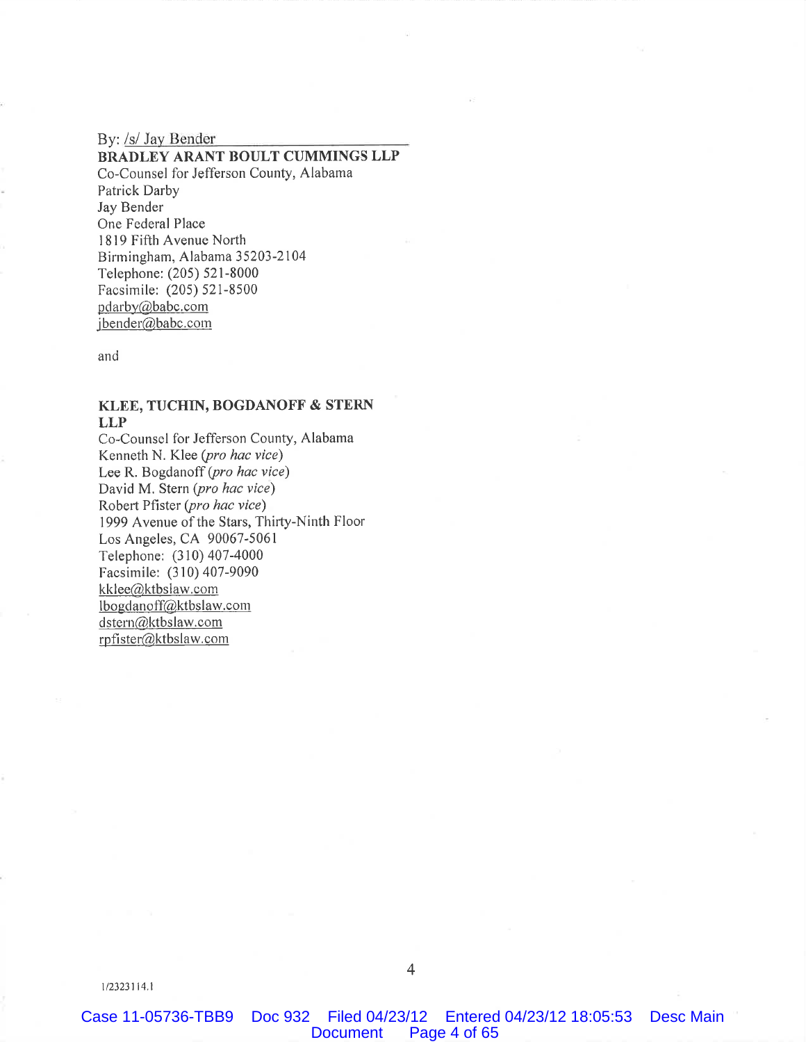By: /s/ Jay Bender

**BRADLEY ARANT BOULT CUMMINGS LLP**
Co-Counsel for Jefferson County, Alabama
Patrick Darby
Jay Bender
One Federal Place
1819 Fifth Avenue North
Birmingham, Alabama 35203-2104
Telephone: (205) 521-8000
Facsimile: (205) 521-8500
pdarby@babc.com
jbender@babc.com

and

**KLEE, TUCHIN, BOGDANOFF & STERN LLP**
Co-Counsel for Jefferson County, Alabama
Kenneth N. Klee (*pro hac vice*)
Lee R. Bogdanoff (*pro hac vice*)
David M. Stern (*pro hac vice*)
Robert Pfister (*pro hac vice*)
1999 Avenue of the Stars, Thirty-Ninth Floor
Los Angeles, CA 90067-5061
Telephone: (310) 407-4000
Facsimile: (310) 407-9090
kklee@ktbslaw.com
lbogdanoff@ktbslaw.com
dstern@ktbslaw.com
rpfister@ktbslaw.com

1/2323114.1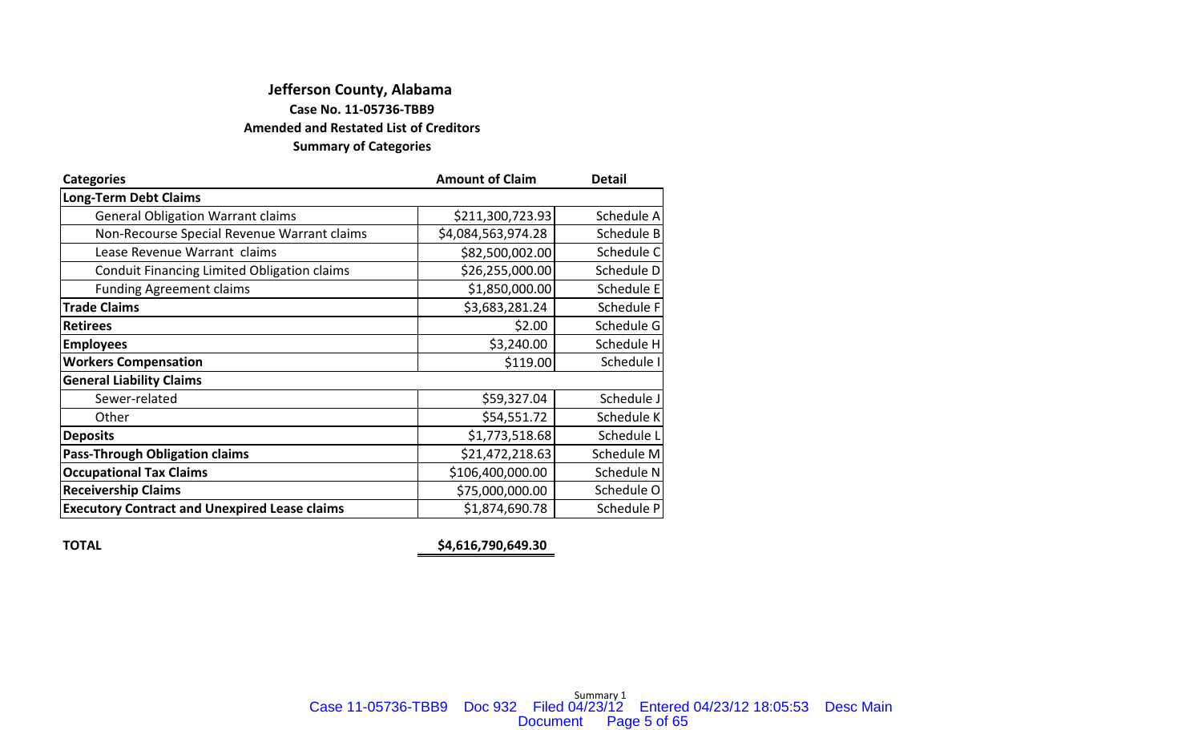# Jefferson County, Alabama

## Case No. 11-05736-TBB9

### Amended and Restated List of Creditors

### Summary of Categories

| Categories | Amount of Claim | Detail |
|---|---|---|
| **Long-Term Debt Claims** | | |
| General Obligation Warrant claims | $211,300,723.93 | Schedule A |
| Non-Recourse Special Revenue Warrant claims | $4,084,563,974.28 | Schedule B |
| Lease Revenue Warrant claims | $82,500,002.00 | Schedule C |
| Conduit Financing Limited Obligation claims | $26,255,000.00 | Schedule D |
| Funding Agreement claims | $1,850,000.00 | Schedule E |
| **Trade Claims** | $3,683,281.24 | Schedule F |
| **Retirees** | $2.00 | Schedule G |
| **Employees** | $3,240.00 | Schedule H |
| **Workers Compensation** | $119.00 | Schedule I |
| **General Liability Claims** | | |
| Sewer-related | $59,327.04 | Schedule J |
| Other | $54,551.72 | Schedule K |
| **Deposits** | $1,773,518.68 | Schedule L |
| **Pass-Through Obligation claims** | $21,472,218.63 | Schedule M |
| **Occupational Tax Claims** | $106,400,000.00 | Schedule N |
| **Receivership Claims** | $75,000,000.00 | Schedule O |
| **Executory Contract and Unexpired Lease claims** | $1,874,690.78 | Schedule P |
| | | |
| **TOTAL** | **$4,616,790,649.30** | |

Summary 1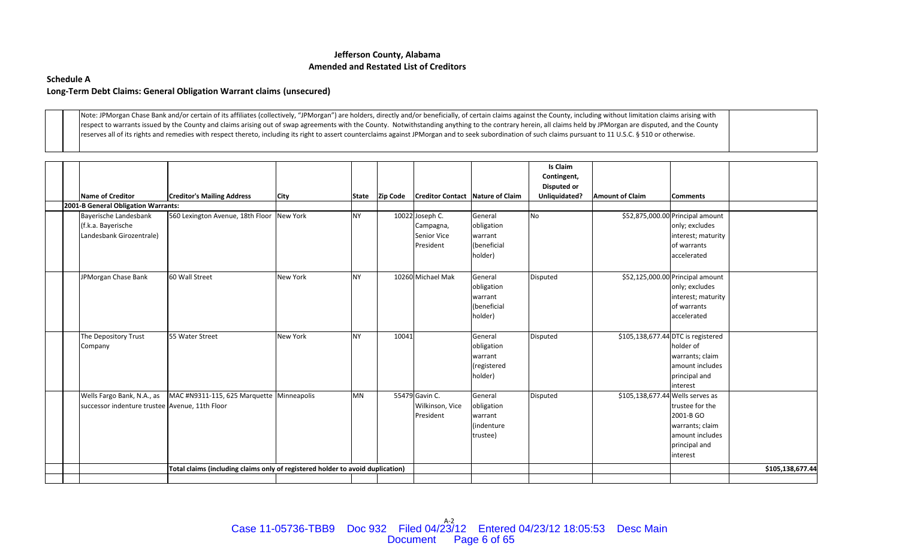**Jefferson County, Alabama**
**Amended and Restated List of Creditors**

**Schedule A**
**Long-Term Debt Claims: General Obligation Warrant claims (unsecured)**

Note: JPMorgan Chase Bank and/or certain of its affiliates (collectively, "JPMorgan") are holders, directly and/or beneficially, of certain claims against the County, including without limitation claims arising with respect to warrants issued by the County and claims arising out of swap agreements with the County. Notwithstanding anything to the contrary herein, all claims held by JPMorgan are disputed, and the County reserves all of its rights and remedies with respect thereto, including its right to assert counterclaims against JPMorgan and to seek subordination of such claims pursuant to 11 U.S.C. § 510 or otherwise.

| Name of Creditor | Creditor's Mailing Address | City | State | Zip Code | Creditor Contact | Nature of Claim | Is Claim Contingent, Disputed or Unliquidated? | Amount of Claim | Comments | |
|---|---|---|---|---|---|---|---|---|---|---|
| **2001-B General Obligation Warrants:** | | | | | | | | | | |
| Bayerische Landesbank (f.k.a. Bayerische Landesbank Girozentrale) | 560 Lexington Avenue, 18th Floor | New York | NY | 10022 | Joseph C. Campagna, Senior Vice President | General obligation warrant (beneficial holder) | No | $52,875,000.00 | Principal amount only; excludes interest; maturity of warrants accelerated | |
| JPMorgan Chase Bank | 60 Wall Street | New York | NY | 10260 | Michael Mak | General obligation warrant (beneficial holder) | Disputed | $52,125,000.00 | Principal amount only; excludes interest; maturity of warrants accelerated | |
| The Depository Trust Company | 55 Water Street | New York | NY | 10041 | | General obligation warrant (registered holder) | Disputed | $105,138,677.44 | DTC is registered holder of warrants; claim amount includes principal and interest | |
| Wells Fargo Bank, N.A., as successor indenture trustee | MAC #N9311-115, 625 Marquette Avenue, 11th Floor | Minneapolis | MN | 55479 | Gavin C. Wilkinson, Vice President | General obligation warrant (indenture trustee) | Disputed | $105,138,677.44 | Wells serves as trustee for the 2001-B GO warrants; claim amount includes principal and interest | |
| | Total claims (including claims only of registered holder to avoid duplication) | | | | | | | | | $105,138,677.44 |

A-2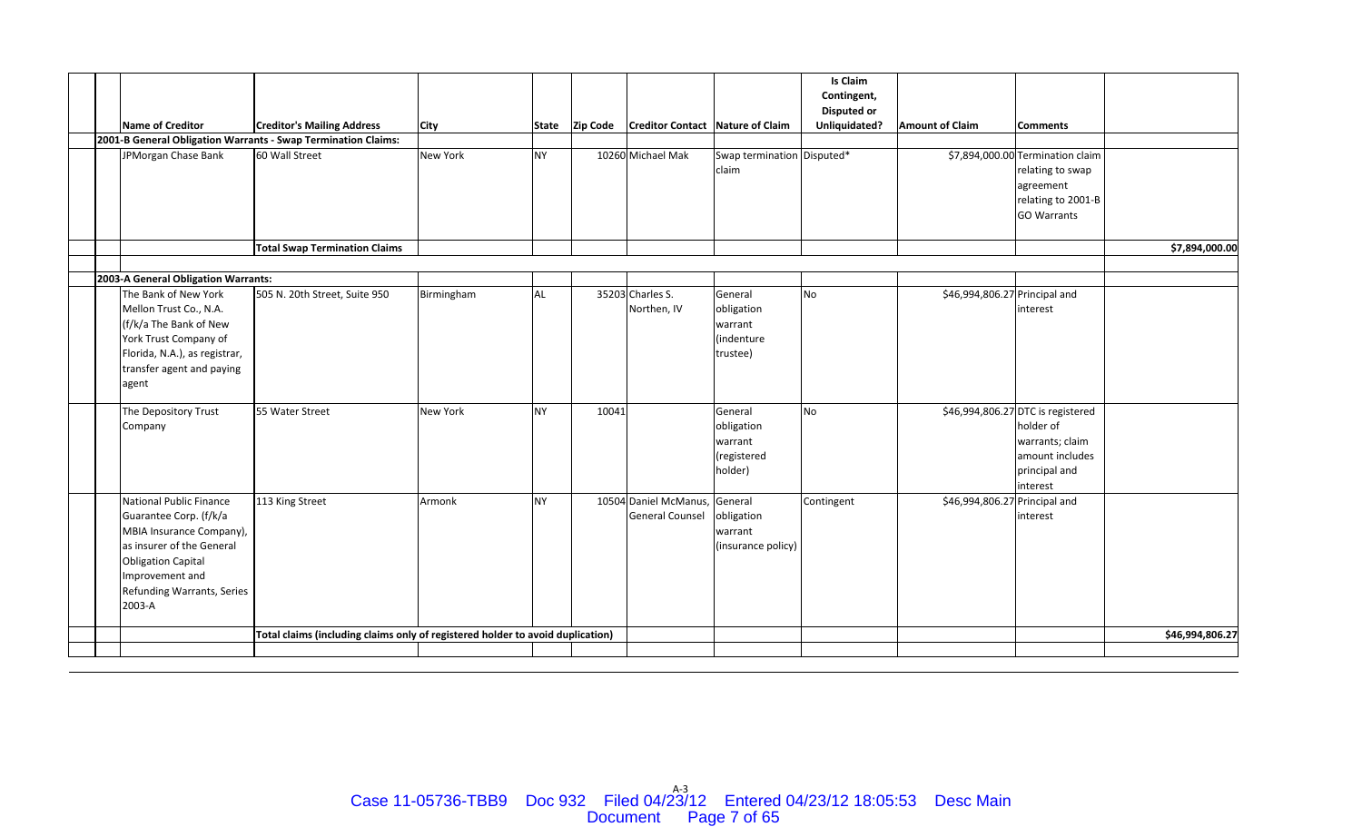| Name of Creditor | Creditor's Mailing Address | City | State | Zip Code | Creditor Contact | Nature of Claim | Is Claim Contingent, Disputed or Unliquidated? | Amount of Claim | Comments | |
|---|---|---|---|---|---|---|---|---|---|---|
| **2001-B General Obligation Warrants - Swap Termination Claims:** | | | | | | | | | | |
| JPMorgan Chase Bank | 60 Wall Street | New York | NY | 10260 | Michael Mak | Swap termination claim | Disputed* | $7,894,000.00 | Termination claim relating to swap agreement relating to 2001-B GO Warrants | |
| | **Total Swap Termination Claims** | | | | | | | | | **$7,894,000.00** |
| **2003-A General Obligation Warrants:** | | | | | | | | | | |
| The Bank of New York Mellon Trust Co., N.A. (f/k/a The Bank of New York Trust Company of Florida, N.A.), as registrar, transfer agent and paying agent | 505 N. 20th Street, Suite 950 | Birmingham | AL | 35203 | Charles S. Northen, IV | General obligation warrant (indenture trustee) | No | $46,994,806.27 | Principal and interest | |
| The Depository Trust Company | 55 Water Street | New York | NY | 10041 | | General obligation warrant (registered holder) | No | $46,994,806.27 | DTC is registered holder of warrants; claim amount includes principal and interest | |
| National Public Finance Guarantee Corp. (f/k/a MBIA Insurance Company), as insurer of the General Obligation Capital Improvement and Refunding Warrants, Series 2003-A | 113 King Street | Armonk | NY | 10504 | Daniel McManus, General Counsel | General obligation warrant (insurance policy) | Contingent | $46,994,806.27 | Principal and interest | |
| | **Total claims (including claims only of registered holder to avoid duplication)** | | | | | | | | | **$46,994,806.27** |

A-3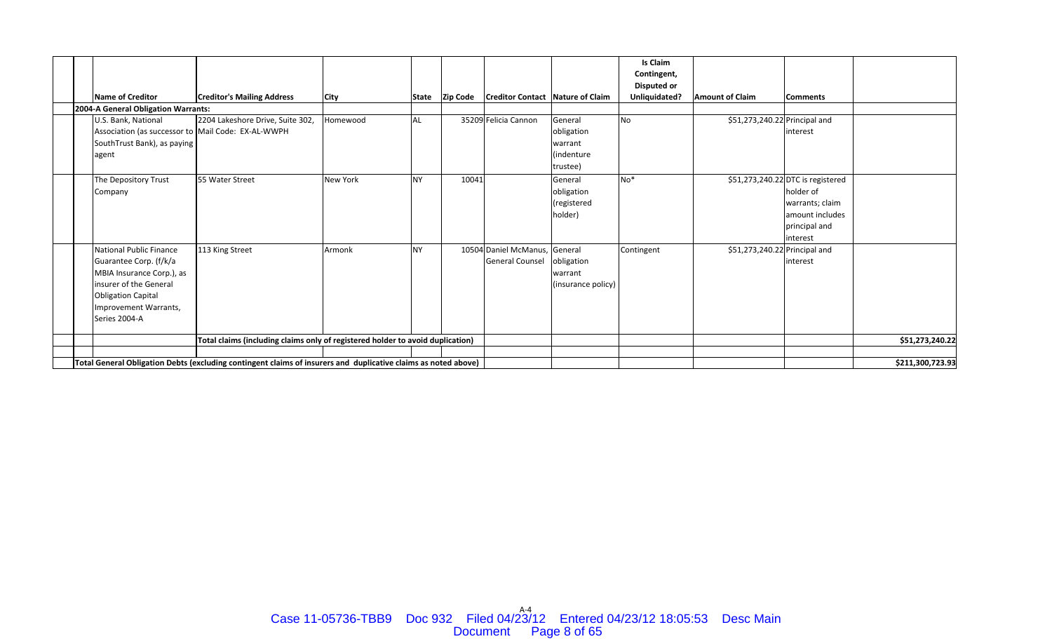| Name of Creditor | Creditor's Mailing Address | City | State | Zip Code | Creditor Contact | Nature of Claim | Is Claim Contingent, Disputed or Unliquidated? | Amount of Claim | Comments | |
|---|---|---|---|---|---|---|---|---|---|---|
| **2004-A General Obligation Warrants:** | | | | | | | | | | |
| U.S. Bank, National Association (as successor to SouthTrust Bank), as paying agent | 2204 Lakeshore Drive, Suite 302, Mail Code: EX-AL-WWPH | Homewood | AL | 35209 | Felicia Cannon | General obligation warrant (indenture trustee) | No | $51,273,240.22 | Principal and interest | |
| The Depository Trust Company | 55 Water Street | New York | NY | 10041 | | General obligation (registered holder) | No* | $51,273,240.22 | DTC is registered holder of warrants; claim amount includes principal and interest | |
| National Public Finance Guarantee Corp. (f/k/a MBIA Insurance Corp.), as insurer of the General Obligation Capital Improvement Warrants, Series 2004-A | 113 King Street | Armonk | NY | 10504 | Daniel McManus, General Counsel | General obligation warrant (insurance policy) | Contingent | $51,273,240.22 | Principal and interest | |
| | Total claims (including claims only of registered holder to avoid duplication) | | | | | | | | | $51,273,240.22 |
| | | | | | | | | | | |
| Total General Obligation Debts (excluding contingent claims of insurers and duplicative claims as noted above) | | | | | | | | | | $211,300,723.93 |

A-4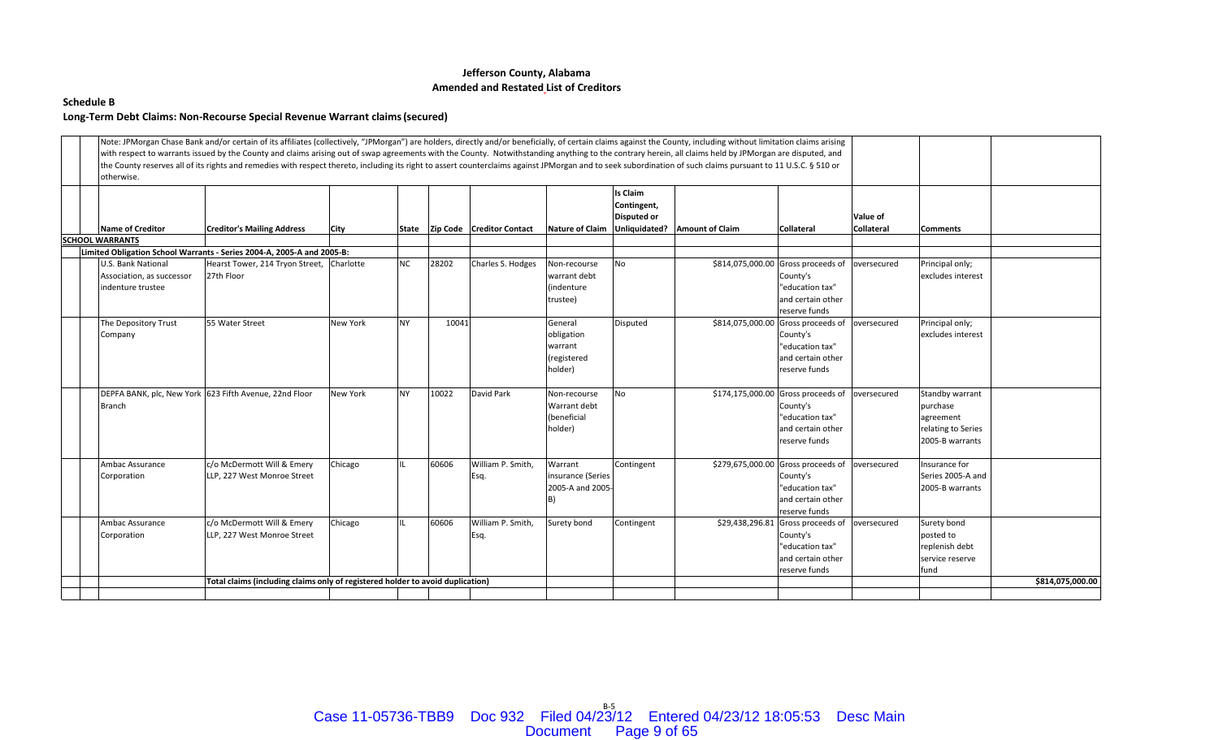**Jefferson County, Alabama**
**Amended and Restated List of Creditors**

**Schedule B**

**Long-Term Debt Claims: Non-Recourse Special Revenue Warrant claims (secured)**

Note: JPMorgan Chase Bank and/or certain of its affiliates (collectively, "JPMorgan") are holders, directly and/or beneficially, of certain claims against the County, including without limitation claims arising with respect to warrants issued by the County and claims arising out of swap agreements with the County. Notwithstanding anything to the contrary herein, all claims held by JPMorgan are disputed, and the County reserves all of its rights and remedies with respect thereto, including its right to assert counterclaims against JPMorgan and to seek subordination of such claims pursuant to 11 U.S.C. § 510 or otherwise.

| Name of Creditor | Creditor's Mailing Address | City | State | Zip Code | Creditor Contact | Nature of Claim | Is Claim Contingent, Disputed or Unliquidated? | Amount of Claim | Collateral | Value of Collateral | Comments | |
|---|---|---|---|---|---|---|---|---|---|---|---|---|
| **SCHOOL WARRANTS** | | | | | | | | | | | | |
| **Limited Obligation School Warrants - Series 2004-A, 2005-A and 2005-B:** | | | | | | | | | | | | |
| U.S. Bank National Association, as successor indenture trustee | Hearst Tower, 214 Tryon Street, 27th Floor | Charlotte | NC | 28202 | Charles S. Hodges | Non-recourse warrant debt (indenture trustee) | No | $814,075,000.00 | Gross proceeds of County's "education tax" and certain other reserve funds | oversecured | Principal only; excludes interest | |
| The Depository Trust Company | 55 Water Street | New York | NY | 10041 | | General obligation warrant (registered holder) | Disputed | $814,075,000.00 | Gross proceeds of County's "education tax" and certain other reserve funds | oversecured | Principal only; excludes interest | |
| DEPFA BANK, plc, New York Branch | 623 Fifth Avenue, 22nd Floor | New York | NY | 10022 | David Park | Non-recourse Warrant debt (beneficial holder) | No | $174,175,000.00 | Gross proceeds of County's "education tax" and certain other reserve funds | oversecured | Standby warrant purchase agreement relating to Series 2005-B warrants | |
| Ambac Assurance Corporation | c/o McDermott Will & Emery LLP, 227 West Monroe Street | Chicago | IL | 60606 | William P. Smith, Esq. | Warrant insurance (Series 2005-A and 2005-B) | Contingent | $279,675,000.00 | Gross proceeds of County's "education tax" and certain other reserve funds | oversecured | Insurance for Series 2005-A and 2005-B warrants | |
| Ambac Assurance Corporation | c/o McDermott Will & Emery LLP, 227 West Monroe Street | Chicago | IL | 60606 | William P. Smith, Esq. | Surety bond | Contingent | $29,438,296.81 | Gross proceeds of County's "education tax" and certain other reserve funds | oversecured | Surety bond posted to replenish debt service reserve fund | |
| | Total claims (including claims only of registered holder to avoid duplication) | | | | | | | | | | | $814,075,000.00 |

B-5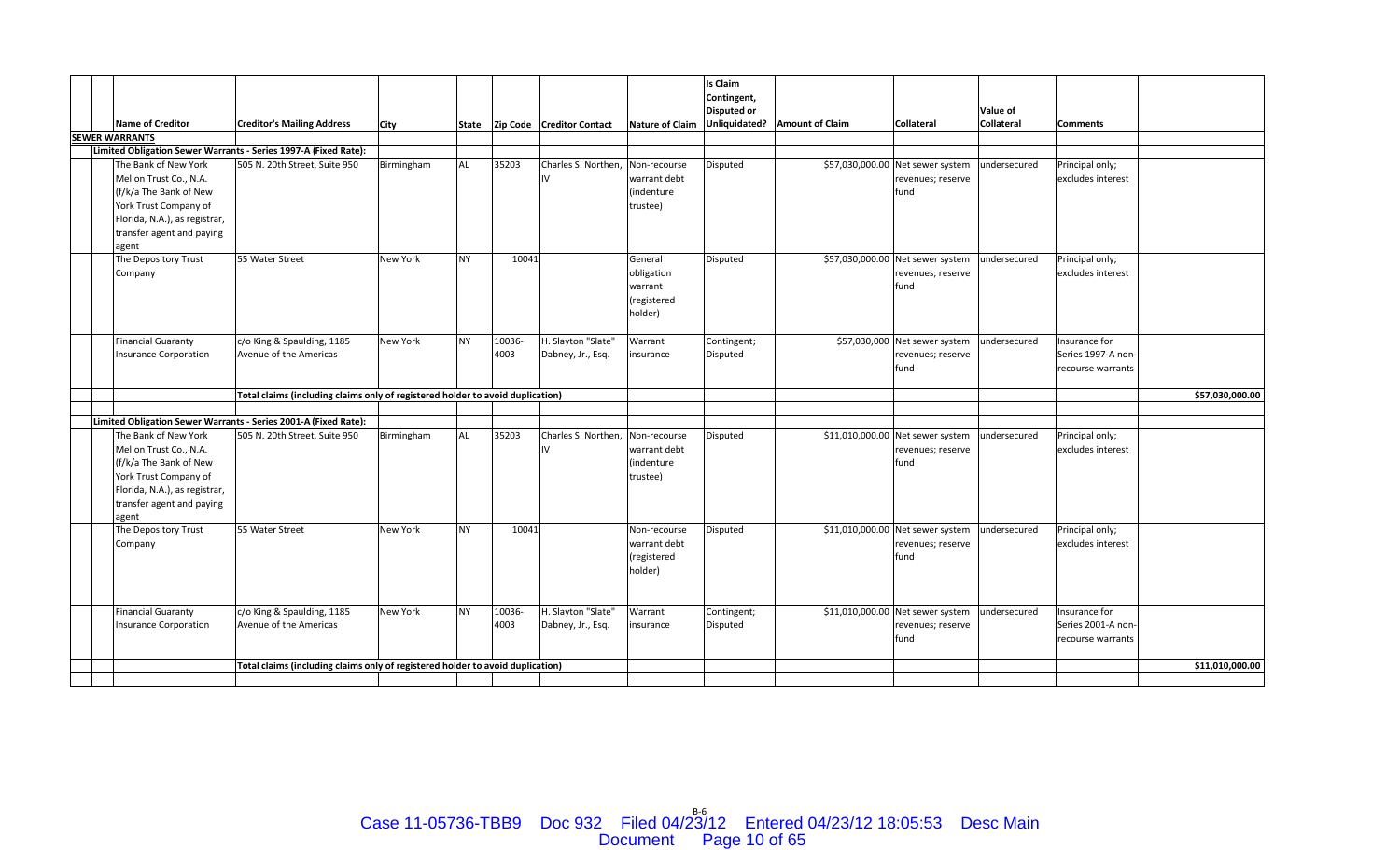| Name of Creditor | Creditor's Mailing Address | City | State | Zip Code | Creditor Contact | Nature of Claim | Is Claim Contingent, Disputed or Unliquidated? | Amount of Claim | Collateral | Value of Collateral | Comments | |
|---|---|---|---|---|---|---|---|---|---|---|---|---|
| **SEWER WARRANTS** | | | | | | | | | | | | |
| **Limited Obligation Sewer Warrants - Series 1997-A (Fixed Rate):** | | | | | | | | | | | | |
| The Bank of New York Mellon Trust Co., N.A. (f/k/a The Bank of New York Trust Company of Florida, N.A.), as registrar, transfer agent and paying agent | 505 N. 20th Street, Suite 950 | Birmingham | AL | 35203 | Charles S. Northen, IV | Non-recourse warrant debt (indenture trustee) | Disputed | $57,030,000.00 | Net sewer system revenues; reserve fund | undersecured | Principal only; excludes interest | |
| The Depository Trust Company | 55 Water Street | New York | NY | 10041 | | General obligation warrant (registered holder) | Disputed | $57,030,000.00 | Net sewer system revenues; reserve fund | undersecured | Principal only; excludes interest | |
| Financial Guaranty Insurance Corporation | c/o King & Spaulding, 1185 Avenue of the Americas | New York | NY | 10036-4003 | H. Slayton "Slate" Dabney, Jr., Esq. | Warrant insurance | Contingent; Disputed | $57,030,000 | Net sewer system revenues; reserve fund | undersecured | Insurance for Series 1997-A non-recourse warrants | |
| | Total claims (including claims only of registered holder to avoid duplication) | | | | | | | | | | | $57,030,000.00 |
| **Limited Obligation Sewer Warrants - Series 2001-A (Fixed Rate):** | | | | | | | | | | | | |
| The Bank of New York Mellon Trust Co., N.A. (f/k/a The Bank of New York Trust Company of Florida, N.A.), as registrar, transfer agent and paying agent | 505 N. 20th Street, Suite 950 | Birmingham | AL | 35203 | Charles S. Northen, IV | Non-recourse warrant debt (indenture trustee) | Disputed | $11,010,000.00 | Net sewer system revenues; reserve fund | undersecured | Principal only; excludes interest | |
| The Depository Trust Company | 55 Water Street | New York | NY | 10041 | | Non-recourse warrant debt (registered holder) | Disputed | $11,010,000.00 | Net sewer system revenues; reserve fund | undersecured | Principal only; excludes interest | |
| Financial Guaranty Insurance Corporation | c/o King & Spaulding, 1185 Avenue of the Americas | New York | NY | 10036-4003 | H. Slayton "Slate" Dabney, Jr., Esq. | Warrant insurance | Contingent; Disputed | $11,010,000.00 | Net sewer system revenues; reserve fund | undersecured | Insurance for Series 2001-A non-recourse warrants | |
| | Total claims (including claims only of registered holder to avoid duplication) | | | | | | | | | | | $11,010,000.00 |

B-6

Case 11-05736-TBB9 Doc 932 Filed 04/23/12 Entered 04/23/12 18:05:53 Desc Main Document Page 10 of 65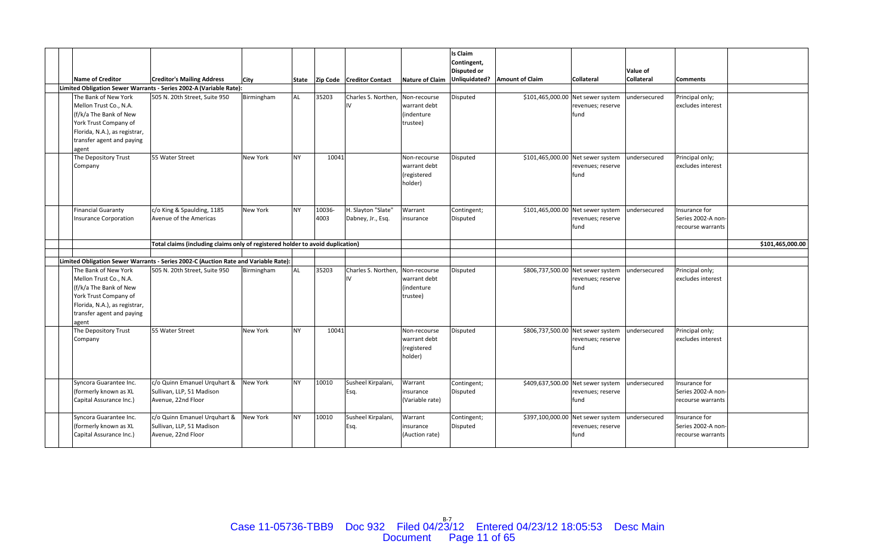| Name of Creditor | Creditor's Mailing Address | City | State | Zip Code | Creditor Contact | Nature of Claim | Is Claim Contingent, Disputed or Unliquidated? | Amount of Claim | Collateral | Value of Collateral | Comments | |
|---|---|---|---|---|---|---|---|---|---|---|---|---|
| **Limited Obligation Sewer Warrants - Series 2002-A (Variable Rate):** | | | | | | | | | | | | |
| The Bank of New York Mellon Trust Co., N.A. (f/k/a The Bank of New York Trust Company of Florida, N.A.), as registrar, transfer agent and paying agent | 505 N. 20th Street, Suite 950 | Birmingham | AL | 35203 | Charles S. Northen, IV | Non-recourse warrant debt (indenture trustee) | Disputed | $101,465,000.00 | Net sewer system revenues; reserve fund | undersecured | Principal only; excludes interest | |
| The Depository Trust Company | 55 Water Street | New York | NY | 10041 | | Non-recourse warrant debt (registered holder) | Disputed | $101,465,000.00 | Net sewer system revenues; reserve fund | undersecured | Principal only; excludes interest | |
| Financial Guaranty Insurance Corporation | c/o King & Spaulding, 1185 Avenue of the Americas | New York | NY | 10036-4003 | H. Slayton "Slate" Dabney, Jr., Esq. | Warrant insurance | Contingent; Disputed | $101,465,000.00 | Net sewer system revenues; reserve fund | undersecured | Insurance for Series 2002-A non-recourse warrants | |
| | Total claims (including claims only of registered holder to avoid duplication) | | | | | | | | | | | $101,465,000.00 |
| **Limited Obligation Sewer Warrants - Series 2002-C (Auction Rate and Variable Rate):** | | | | | | | | | | | | |
| The Bank of New York Mellon Trust Co., N.A. (f/k/a The Bank of New York Trust Company of Florida, N.A.), as registrar, transfer agent and paying agent | 505 N. 20th Street, Suite 950 | Birmingham | AL | 35203 | Charles S. Northen, IV | Non-recourse warrant debt (indenture trustee) | Disputed | $806,737,500.00 | Net sewer system revenues; reserve fund | undersecured | Principal only; excludes interest | |
| The Depository Trust Company | 55 Water Street | New York | NY | 10041 | | Non-recourse warrant debt (registered holder) | Disputed | $806,737,500.00 | Net sewer system revenues; reserve fund | undersecured | Principal only; excludes interest | |
| Syncora Guarantee Inc. (formerly known as XL Capital Assurance Inc.) | c/o Quinn Emanuel Urquhart & Sullivan, LLP, 51 Madison Avenue, 22nd Floor | New York | NY | 10010 | Susheel Kirpalani, Esq. | Warrant insurance (Variable rate) | Contingent; Disputed | $409,637,500.00 | Net sewer system revenues; reserve fund | undersecured | Insurance for Series 2002-A non-recourse warrants | |
| Syncora Guarantee Inc. (formerly known as XL Capital Assurance Inc.) | c/o Quinn Emanuel Urquhart & Sullivan, LLP, 51 Madison Avenue, 22nd Floor | New York | NY | 10010 | Susheel Kirpalani, Esq. | Warrant insurance (Auction rate) | Contingent; Disputed | $397,100,000.00 | Net sewer system revenues; reserve fund | undersecured | Insurance for Series 2002-A non-recourse warrants | |

B-7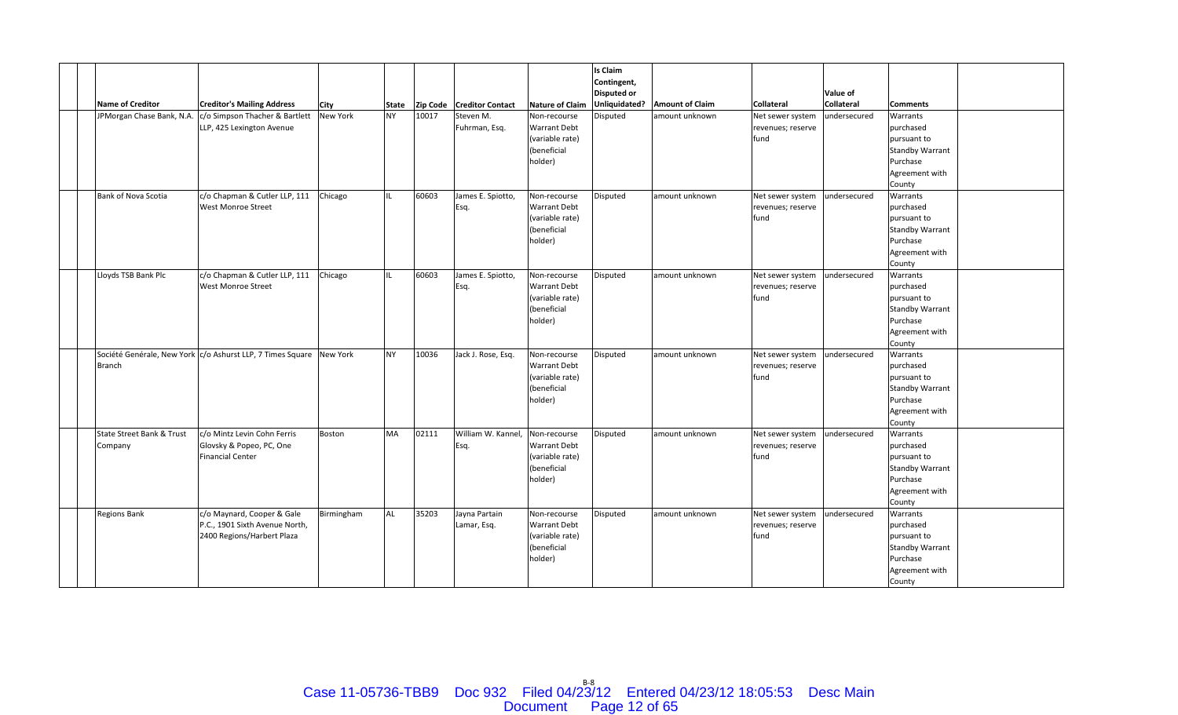| Name of Creditor | Creditor's Mailing Address | City | State | Zip Code | Creditor Contact | Nature of Claim | Is Claim Contingent, Disputed or Unliquidated? | Amount of Claim | Collateral | Value of Collateral | Comments |
|---|---|---|---|---|---|---|---|---|---|---|---|
| JPMorgan Chase Bank, N.A. | c/o Simpson Thacher & Bartlett LLP, 425 Lexington Avenue | New York | NY | 10017 | Steven M. Fuhrman, Esq. | Non-recourse Warrant Debt (variable rate) (beneficial holder) | Disputed | amount unknown | Net sewer system revenues; reserve fund | undersecured | Warrants purchased pursuant to Standby Warrant Purchase Agreement with County |
| Bank of Nova Scotia | c/o Chapman & Cutler LLP, 111 West Monroe Street | Chicago | IL | 60603 | James E. Spiotto, Esq. | Non-recourse Warrant Debt (variable rate) (beneficial holder) | Disputed | amount unknown | Net sewer system revenues; reserve fund | undersecured | Warrants purchased pursuant to Standby Warrant Purchase Agreement with County |
| Lloyds TSB Bank Plc | c/o Chapman & Cutler LLP, 111 West Monroe Street | Chicago | IL | 60603 | James E. Spiotto, Esq. | Non-recourse Warrant Debt (variable rate) (beneficial holder) | Disputed | amount unknown | Net sewer system revenues; reserve fund | undersecured | Warrants purchased pursuant to Standby Warrant Purchase Agreement with County |
| Société Genérale, New York Branch | c/o Ashurst LLP, 7 Times Square | New York | NY | 10036 | Jack J. Rose, Esq. | Non-recourse Warrant Debt (variable rate) (beneficial holder) | Disputed | amount unknown | Net sewer system revenues; reserve fund | undersecured | Warrants purchased pursuant to Standby Warrant Purchase Agreement with County |
| State Street Bank & Trust Company | c/o Mintz Levin Cohn Ferris Glovsky & Popeo, PC, One Financial Center | Boston | MA | 02111 | William W. Kannel, Esq. | Non-recourse Warrant Debt (variable rate) (beneficial holder) | Disputed | amount unknown | Net sewer system revenues; reserve fund | undersecured | Warrants purchased pursuant to Standby Warrant Purchase Agreement with County |
| Regions Bank | c/o Maynard, Cooper & Gale P.C., 1901 Sixth Avenue North, 2400 Regions/Harbert Plaza | Birmingham | AL | 35203 | Jayna Partain Lamar, Esq. | Non-recourse Warrant Debt (variable rate) (beneficial holder) | Disputed | amount unknown | Net sewer system revenues; reserve fund | undersecured | Warrants purchased pursuant to Standby Warrant Purchase Agreement with County |

B-8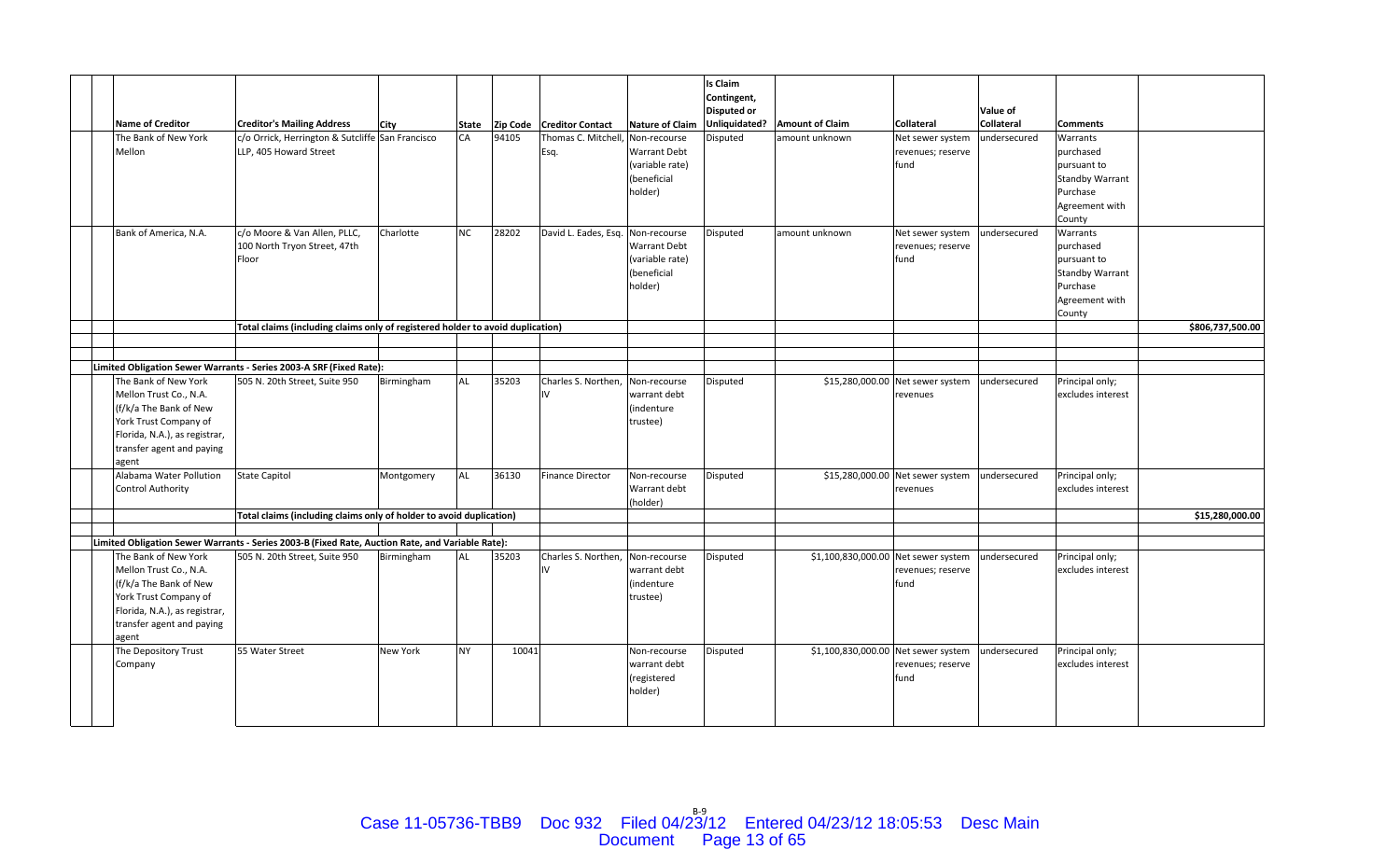| Name of Creditor | Creditor's Mailing Address | City | State | Zip Code | Creditor Contact | Nature of Claim | Is Claim Contingent, Disputed or Unliquidated? | Amount of Claim | Collateral | Value of Collateral | Comments | |
|---|---|---|---|---|---|---|---|---|---|---|---|---|
| The Bank of New York Mellon | c/o Orrick, Herrington & Sutcliffe LLP, 405 Howard Street | San Francisco | CA | 94105 | Thomas C. Mitchell, Esq. | Non-recourse Warrant Debt (variable rate) (beneficial holder) | Disputed | amount unknown | Net sewer system revenues; reserve fund | undersecured | Warrants purchased pursuant to Standby Warrant Purchase Agreement with County | |
| Bank of America, N.A. | c/o Moore & Van Allen, PLLC, 100 North Tryon Street, 47th Floor | Charlotte | NC | 28202 | David L. Eades, Esq. | Non-recourse Warrant Debt (variable rate) (beneficial holder) | Disputed | amount unknown | Net sewer system revenues; reserve fund | undersecured | Warrants purchased pursuant to Standby Warrant Purchase Agreement with County | |
| | Total claims (including claims only of registered holder to avoid duplication) | | | | | | | | | | | $806,737,500.00 |
| | | | | | | | | | | | | |
| **Limited Obligation Sewer Warrants - Series 2003-A SRF (Fixed Rate):** | | | | | | | | | | | | |
| The Bank of New York Mellon Trust Co., N.A. (f/k/a The Bank of New York Trust Company of Florida, N.A.), as registrar, transfer agent and paying agent | 505 N. 20th Street, Suite 950 | Birmingham | AL | 35203 | Charles S. Northen, IV | Non-recourse warrant debt (indenture trustee) | Disputed | $15,280,000.00 | Net sewer system revenues | undersecured | Principal only; excludes interest | |
| Alabama Water Pollution Control Authority | State Capitol | Montgomery | AL | 36130 | Finance Director | Non-recourse Warrant debt (holder) | Disputed | $15,280,000.00 | Net sewer system revenues | undersecured | Principal only; excludes interest | |
| | Total claims (including claims only of holder to avoid duplication) | | | | | | | | | | | $15,280,000.00 |
| | | | | | | | | | | | | |
| **Limited Obligation Sewer Warrants - Series 2003-B (Fixed Rate, Auction Rate, and Variable Rate):** | | | | | | | | | | | | |
| The Bank of New York Mellon Trust Co., N.A. (f/k/a The Bank of New York Trust Company of Florida, N.A.), as registrar, transfer agent and paying agent | 505 N. 20th Street, Suite 950 | Birmingham | AL | 35203 | Charles S. Northen, IV | Non-recourse warrant debt (indenture trustee) | Disputed | $1,100,830,000.00 | Net sewer system revenues; reserve fund | undersecured | Principal only; excludes interest | |
| The Depository Trust Company | 55 Water Street | New York | NY | 10041 | | Non-recourse warrant debt (registered holder) | Disputed | $1,100,830,000.00 | Net sewer system revenues; reserve fund | undersecured | Principal only; excludes interest | |

B-9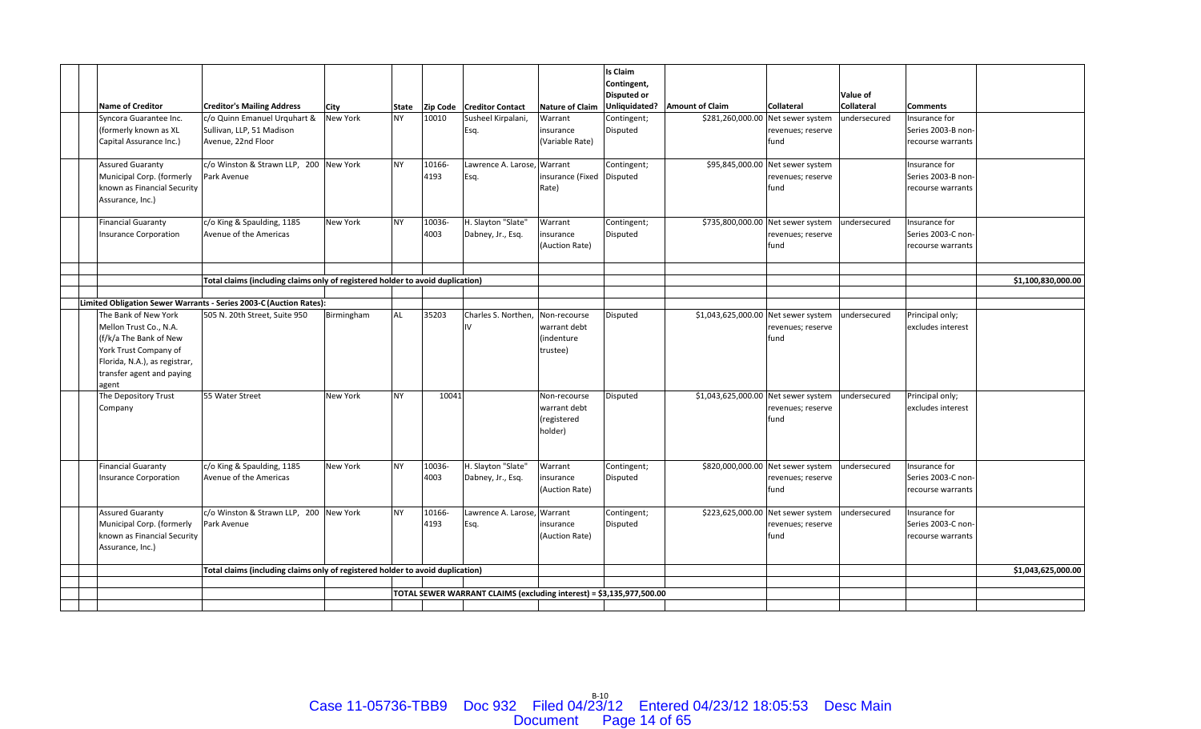| Name of Creditor | Creditor's Mailing Address | City | State | Zip Code | Creditor Contact | Nature of Claim | Is Claim Contingent, Disputed or Unliquidated? | Amount of Claim | Collateral | Value of Collateral | Comments | |
|---|---|---|---|---|---|---|---|---|---|---|---|---|
| Syncora Guarantee Inc. (formerly known as XL Capital Assurance Inc.) | c/o Quinn Emanuel Urquhart & Sullivan, LLP, 51 Madison Avenue, 22nd Floor | New York | NY | 10010 | Susheel Kirpalani, Esq. | Warrant insurance (Variable Rate) | Contingent; Disputed | $281,260,000.00 | Net sewer system revenues; reserve fund | undersecured | Insurance for Series 2003-B non-recourse warrants | |
| Assured Guaranty Municipal Corp. (formerly known as Financial Security Assurance, Inc.) | c/o Winston & Strawn LLP, 200 Park Avenue | New York | NY | 10166-4193 | Lawrence A. Larose, Esq. | Warrant insurance (Fixed Rate) | Contingent; Disputed | $95,845,000.00 | Net sewer system revenues; reserve fund | | Insurance for Series 2003-B non-recourse warrants | |
| Financial Guaranty Insurance Corporation | c/o King & Spaulding, 1185 Avenue of the Americas | New York | NY | 10036-4003 | H. Slayton "Slate" Dabney, Jr., Esq. | Warrant insurance (Auction Rate) | Contingent; Disputed | $735,800,000.00 | Net sewer system revenues; reserve fund | undersecured | Insurance for Series 2003-C non-recourse warrants | |
| | | | | | | | | | | | | |
| | Total claims (including claims only of registered holder to avoid duplication) | | | | | | | | | | | $1,100,830,000.00 |
| | | | | | | | | | | | | |
| Limited Obligation Sewer Warrants - Series 2003-C (Auction Rates): | | | | | | | | | | | | |
| The Bank of New York Mellon Trust Co., N.A. (f/k/a The Bank of New York Trust Company of Florida, N.A.), as registrar, transfer agent and paying agent | 505 N. 20th Street, Suite 950 | Birmingham | AL | 35203 | Charles S. Northen, IV | Non-recourse warrant debt (indenture trustee) | Disputed | $1,043,625,000.00 | Net sewer system revenues; reserve fund | undersecured | Principal only; excludes interest | |
| The Depository Trust Company | 55 Water Street | New York | NY | 10041 | | Non-recourse warrant debt (registered holder) | Disputed | $1,043,625,000.00 | Net sewer system revenues; reserve fund | undersecured | Principal only; excludes interest | |
| Financial Guaranty Insurance Corporation | c/o King & Spaulding, 1185 Avenue of the Americas | New York | NY | 10036-4003 | H. Slayton "Slate" Dabney, Jr., Esq. | Warrant insurance (Auction Rate) | Contingent; Disputed | $820,000,000.00 | Net sewer system revenues; reserve fund | undersecured | Insurance for Series 2003-C non-recourse warrants | |
| Assured Guaranty Municipal Corp. (formerly known as Financial Security Assurance, Inc.) | c/o Winston & Strawn LLP, 200 Park Avenue | New York | NY | 10166-4193 | Lawrence A. Larose, Esq. | Warrant insurance (Auction Rate) | Contingent; Disputed | $223,625,000.00 | Net sewer system revenues; reserve fund | undersecured | Insurance for Series 2003-C non-recourse warrants | |
| | | | | | | | | | | | | |
| | Total claims (including claims only of registered holder to avoid duplication) | | | | | | | | | | | $1,043,625,000.00 |
| | | | | | | | | | | | | |
| | | | | | TOTAL SEWER WARRANT CLAIMS (excluding interest) = $3,135,977,500.00 | | | | | | | |

B-10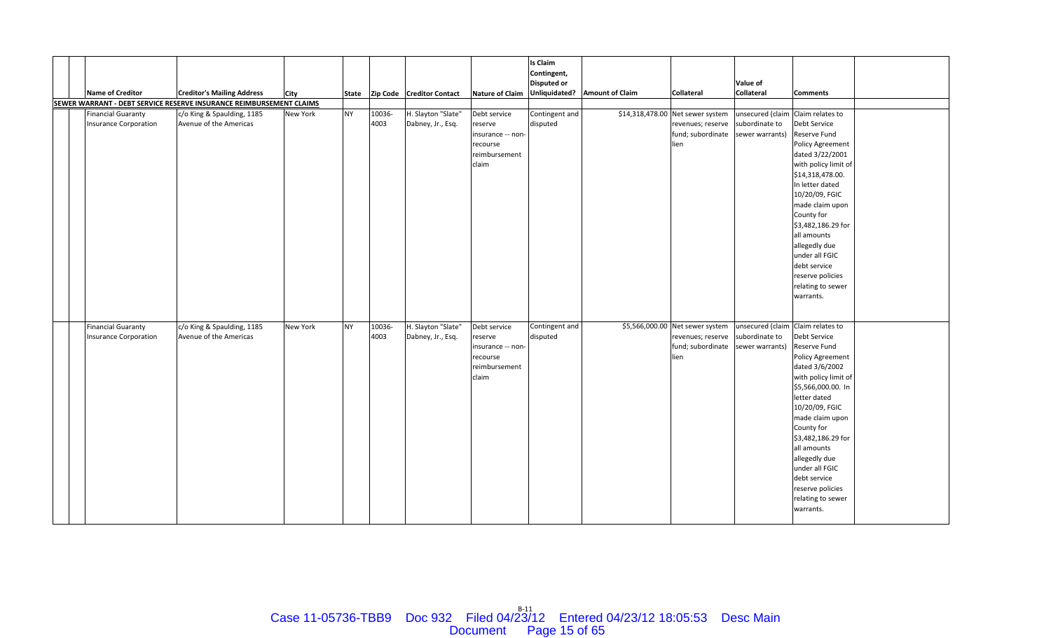| Name of Creditor | Creditor's Mailing Address | City | State | Zip Code | Creditor Contact | Nature of Claim | Is Claim Contingent, Disputed or Unliquidated? | Amount of Claim | Collateral | Value of Collateral | Comments |
|---|---|---|---|---|---|---|---|---|---|---|---|
| **SEWER WARRANT - DEBT SERVICE RESERVE INSURANCE REIMBURSEMENT CLAIMS** | | | | | | | | | | | |
| Financial Guaranty Insurance Corporation | c/o King & Spaulding, 1185 Avenue of the Americas | New York | NY | 10036-4003 | H. Slayton "Slate" Dabney, Jr., Esq. | Debt service reserve insurance -- non-recourse reimbursement claim | Contingent and disputed | $14,318,478.00 | Net sewer system revenues; reserve fund; subordinate lien | unsecured (claim subordinate to sewer warrants) | Claim relates to Debt Service Reserve Fund Policy Agreement dated 3/22/2001 with policy limit of $14,318,478.00. In letter dated 10/20/09, FGIC made claim upon County for $3,482,186.29 for all amounts allegedly due under all FGIC debt service reserve policies relating to sewer warrants. |
| Financial Guaranty Insurance Corporation | c/o King & Spaulding, 1185 Avenue of the Americas | New York | NY | 10036-4003 | H. Slayton "Slate" Dabney, Jr., Esq. | Debt service reserve insurance -- non-recourse reimbursement claim | Contingent and disputed | $5,566,000.00 | Net sewer system revenues; reserve fund; subordinate lien | unsecured (claim subordinate to sewer warrants) | Claim relates to Debt Service Reserve Fund Policy Agreement dated 3/6/2002 with policy limit of $5,566,000.00. In letter dated 10/20/09, FGIC made claim upon County for $3,482,186.29 for all amounts allegedly due under all FGIC debt service reserve policies relating to sewer warrants. |

B-11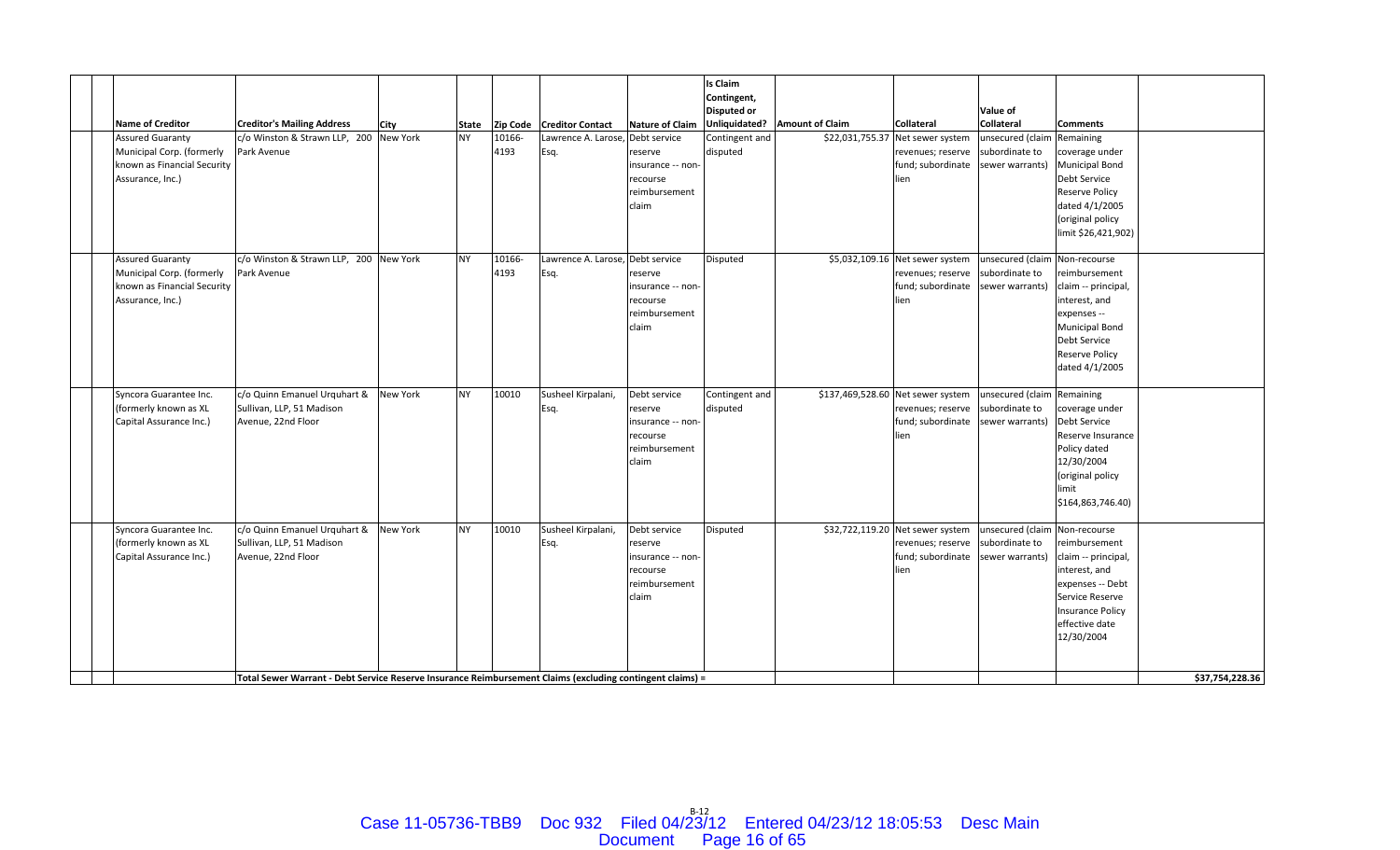| Name of Creditor | Creditor's Mailing Address | City | State | Zip Code | Creditor Contact | Nature of Claim | Is Claim Contingent, Disputed or Unliquidated? | Amount of Claim | Collateral | Value of Collateral | Comments | |
|---|---|---|---|---|---|---|---|---|---|---|---|---|
| Assured Guaranty Municipal Corp. (formerly known as Financial Security Assurance, Inc.) | c/o Winston & Strawn LLP, 200 Park Avenue | New York | NY | 10166-4193 | Lawrence A. Larose, Esq. | Debt service reserve insurance -- non-recourse reimbursement claim | Contingent and disputed | $22,031,755.37 | Net sewer system revenues; reserve fund; subordinate lien | unsecured (claim subordinate to sewer warrants) | Remaining coverage under Municipal Bond Debt Service Reserve Policy dated 4/1/2005 (original policy limit $26,421,902) | |
| Assured Guaranty Municipal Corp. (formerly known as Financial Security Assurance, Inc.) | c/o Winston & Strawn LLP, 200 Park Avenue | New York | NY | 10166-4193 | Lawrence A. Larose, Esq. | Debt service reserve insurance -- non-recourse reimbursement claim | Disputed | $5,032,109.16 | Net sewer system revenues; reserve fund; subordinate lien | unsecured (claim subordinate to sewer warrants) | Non-recourse reimbursement claim -- principal, interest, and expenses -- Municipal Bond Debt Service Reserve Policy dated 4/1/2005 | |
| Syncora Guarantee Inc. (formerly known as XL Capital Assurance Inc.) | c/o Quinn Emanuel Urquhart & Sullivan, LLP, 51 Madison Avenue, 22nd Floor | New York | NY | 10010 | Susheel Kirpalani, Esq. | Debt service reserve insurance -- non-recourse reimbursement claim | Contingent and disputed | $137,469,528.60 | Net sewer system revenues; reserve fund; subordinate lien | unsecured (claim subordinate to sewer warrants) | Remaining coverage under Debt Service Reserve Insurance Policy dated 12/30/2004 (original policy limit $164,863,746.40) | |
| Syncora Guarantee Inc. (formerly known as XL Capital Assurance Inc.) | c/o Quinn Emanuel Urquhart & Sullivan, LLP, 51 Madison Avenue, 22nd Floor | New York | NY | 10010 | Susheel Kirpalani, Esq. | Debt service reserve insurance -- non-recourse reimbursement claim | Disputed | $32,722,119.20 | Net sewer system revenues; reserve fund; subordinate lien | unsecured (claim subordinate to sewer warrants) | Non-recourse reimbursement claim -- principal, interest, and expenses -- Debt Service Reserve Insurance Policy effective date 12/30/2004 | |
| | Total Sewer Warrant - Debt Service Reserve Insurance Reimbursement Claims (excluding contingent claims) = | | | | | | | | | | | $37,754,228.36 |

B-12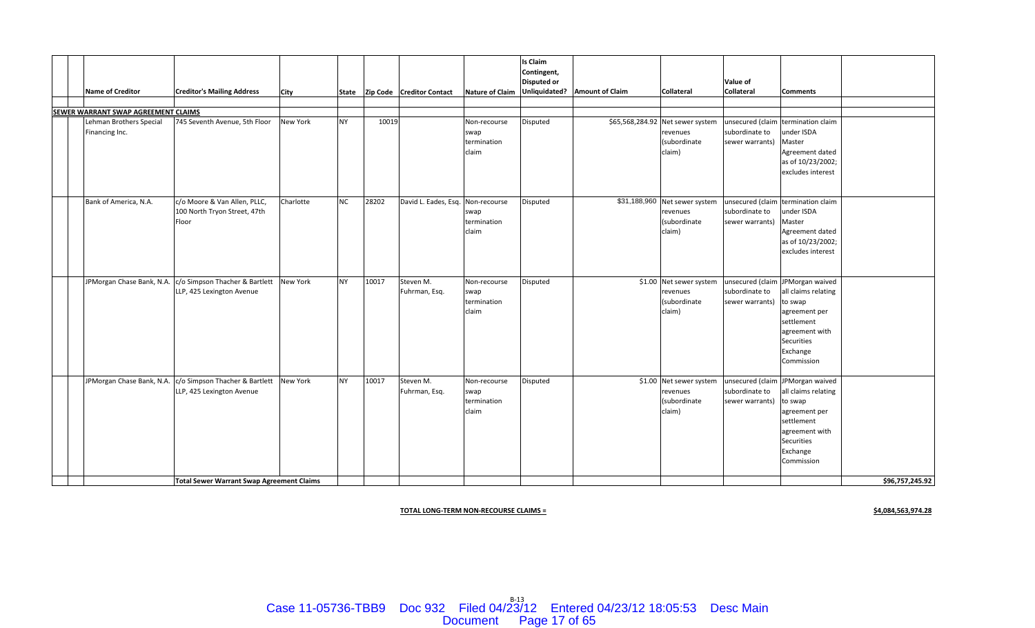| Name of Creditor | Creditor's Mailing Address | City | State | Zip Code | Creditor Contact | Nature of Claim | Is Claim Contingent, Disputed or Unliquidated? | Amount of Claim | Collateral | Value of Collateral | Comments | |
|---|---|---|---|---|---|---|---|---|---|---|---|---|
| **SEWER WARRANT SWAP AGREEMENT CLAIMS** | | | | | | | | | | | | |
| Lehman Brothers Special Financing Inc. | 745 Seventh Avenue, 5th Floor | New York | NY | 10019 | | Non-recourse swap termination claim | Disputed | $65,568,284.92 | Net sewer system revenues (subordinate claim) | unsecured (claim subordinate to sewer warrants) | termination claim under ISDA Master Agreement dated as of 10/23/2002; excludes interest | |
| Bank of America, N.A. | c/o Moore & Van Allen, PLLC, 100 North Tryon Street, 47th Floor | Charlotte | NC | 28202 | David L. Eades, Esq. | Non-recourse swap termination claim | Disputed | $31,188,960 | Net sewer system revenues (subordinate claim) | unsecured (claim subordinate to sewer warrants) | termination claim under ISDA Master Agreement dated as of 10/23/2002; excludes interest | |
| JPMorgan Chase Bank, N.A. | c/o Simpson Thacher & Bartlett LLP, 425 Lexington Avenue | New York | NY | 10017 | Steven M. Fuhrman, Esq. | Non-recourse swap termination claim | Disputed | $1.00 | Net sewer system revenues (subordinate claim) | unsecured (claim subordinate to sewer warrants) | JPMorgan waived all claims relating to swap agreement per settlement agreement with Securities Exchange Commission | |
| JPMorgan Chase Bank, N.A. | c/o Simpson Thacher & Bartlett LLP, 425 Lexington Avenue | New York | NY | 10017 | Steven M. Fuhrman, Esq. | Non-recourse swap termination claim | Disputed | $1.00 | Net sewer system revenues (subordinate claim) | unsecured (claim subordinate to sewer warrants) | JPMorgan waived all claims relating to swap agreement per settlement agreement with Securities Exchange Commission | |
| | **Total Sewer Warrant Swap Agreement Claims** | | | | | | | | | | | **$96,757,245.92** |

**TOTAL LONG-TERM NON-RECOURSE CLAIMS =** **$4,084,563,974.28**

B-13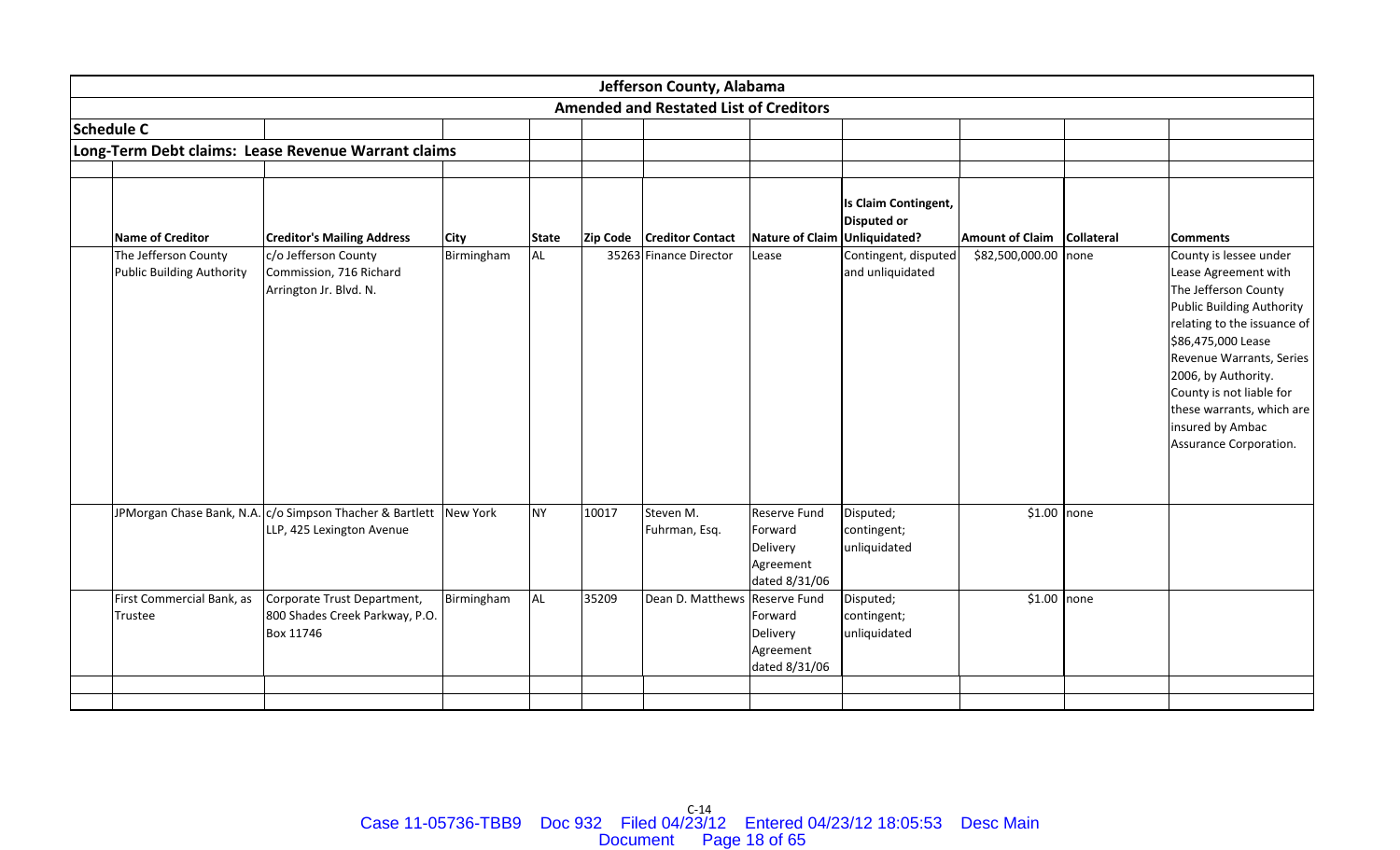# Jefferson County, Alabama

## Amended and Restated List of Creditors

### Schedule C

### Long-Term Debt claims: Lease Revenue Warrant claims

| Name of Creditor | Creditor's Mailing Address | City | State | Zip Code | Creditor Contact | Nature of Claim | Is Claim Contingent, Disputed or Unliquidated? | Amount of Claim | Collateral | Comments |
|---|---|---|---|---|---|---|---|---|---|---|
| The Jefferson County Public Building Authority | c/o Jefferson County Commission, 716 Richard Arrington Jr. Blvd. N. | Birmingham | AL | 35263 | Finance Director | Lease | Contingent, disputed and unliquidated | $82,500,000.00 | none | County is lessee under Lease Agreement with The Jefferson County Public Building Authority relating to the issuance of $86,475,000 Lease Revenue Warrants, Series 2006, by Authority. County is not liable for these warrants, which are insured by Ambac Assurance Corporation. |
| JPMorgan Chase Bank, N.A. | c/o Simpson Thacher & Bartlett LLP, 425 Lexington Avenue | New York | NY | 10017 | Steven M. Fuhrman, Esq. | Reserve Fund Forward Delivery Agreement dated 8/31/06 | Disputed; contingent; unliquidated | $1.00 | none | |
| First Commercial Bank, as Trustee | Corporate Trust Department, 800 Shades Creek Parkway, P.O. Box 11746 | Birmingham | AL | 35209 | Dean D. Matthews | Reserve Fund Forward Delivery Agreement dated 8/31/06 | Disputed; contingent; unliquidated | $1.00 | none | |

C-14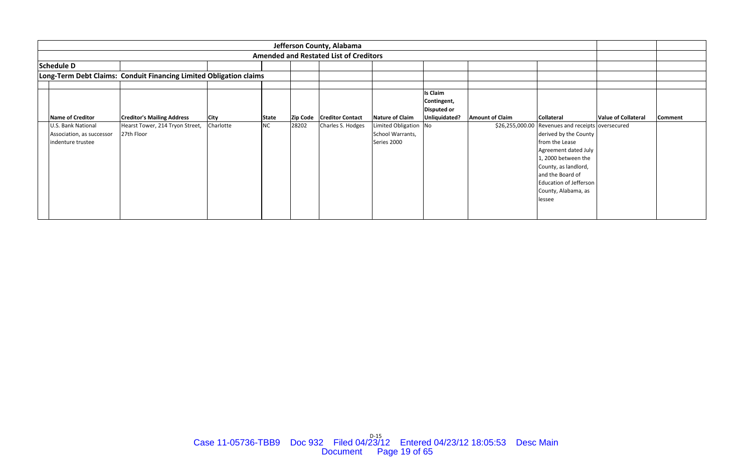# Jefferson County, Alabama

## Amended and Restated List of Creditors

### Schedule D

### Long-Term Debt Claims: Conduit Financing Limited Obligation claims

| Name of Creditor | Creditor's Mailing Address | City | State | Zip Code | Creditor Contact | Nature of Claim | Is Claim Contingent, Disputed or Unliquidated? | Amount of Claim | Collateral | Value of Collateral | Comment |
|---|---|---|---|---|---|---|---|---|---|---|---|
| U.S. Bank National Association, as successor indenture trustee | Hearst Tower, 214 Tryon Street, 27th Floor | Charlotte | NC | 28202 | Charles S. Hodges | Limited Obligation School Warrants, Series 2000 | No | $26,255,000.00 | Revenues and receipts derived by the County from the Lease Agreement dated July 1, 2000 between the County, as landlord, and the Board of Education of Jefferson County, Alabama, as lessee | oversecured | |

D-15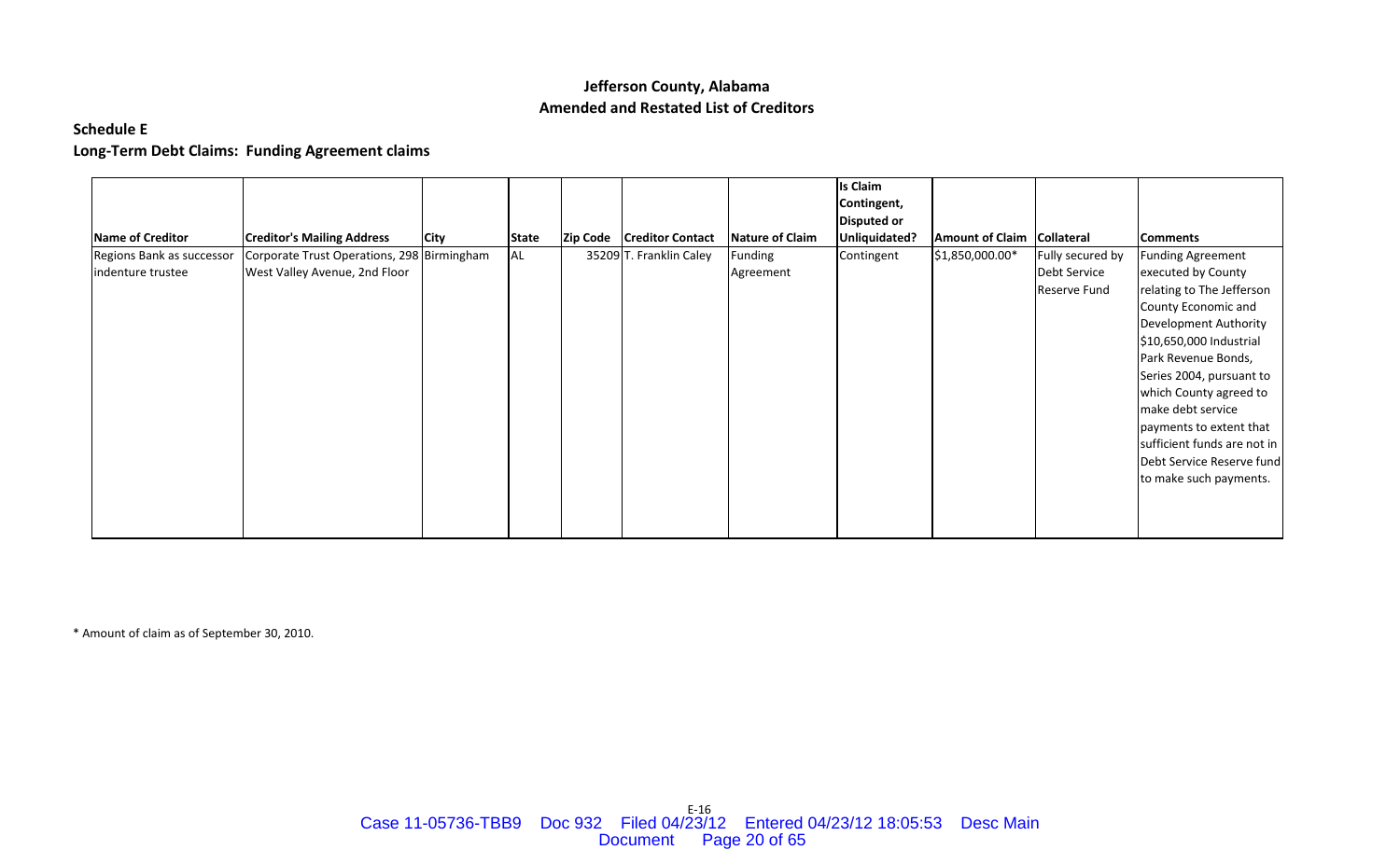**Jefferson County, Alabama**
**Amended and Restated List of Creditors**

**Schedule E**

**Long-Term Debt Claims: Funding Agreement claims**

| Name of Creditor | Creditor's Mailing Address | City | State | Zip Code | Creditor Contact | Nature of Claim | Is Claim Contingent, Disputed or Unliquidated? | Amount of Claim | Collateral | Comments |
|---|---|---|---|---|---|---|---|---|---|---|
| Regions Bank as successor indenture trustee | Corporate Trust Operations, 298 West Valley Avenue, 2nd Floor | Birmingham | AL | 35209 | T. Franklin Caley | Funding Agreement | Contingent | $1,850,000.00* | Fully secured by Debt Service Reserve Fund | Funding Agreement executed by County relating to The Jefferson County Economic and Development Authority $10,650,000 Industrial Park Revenue Bonds, Series 2004, pursuant to which County agreed to make debt service payments to extent that sufficient funds are not in Debt Service Reserve fund to make such payments. |

* Amount of claim as of September 30, 2010.

E-16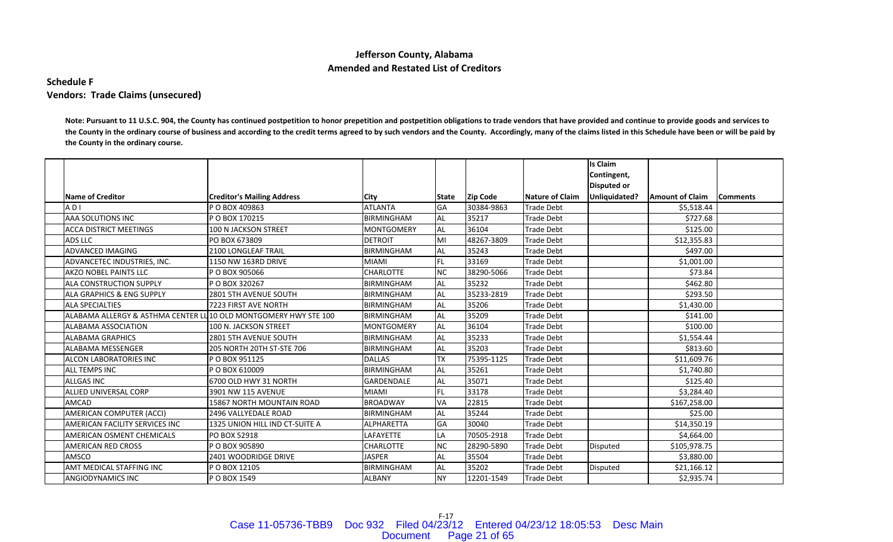# Jefferson County, Alabama
## Amended and Restated List of Creditors

### Schedule F
### Vendors: Trade Claims (unsecured)

**Note: Pursuant to 11 U.S.C. 904, the County has continued postpetition to honor prepetition and postpetition obligations to trade vendors that have provided and continue to provide goods and services to the County in the ordinary course of business and according to the credit terms agreed to by such vendors and the County. Accordingly, many of the claims listed in this Schedule have been or will be paid by the County in the ordinary course.**

| Name of Creditor | Creditor's Mailing Address | City | State | Zip Code | Nature of Claim | Is Claim Contingent, Disputed or Unliquidated? | Amount of Claim | Comments |
|---|---|---|---|---|---|---|---|---|
| A D I | P O BOX 409863 | ATLANTA | GA | 30384-9863 | Trade Debt | | $5,518.44 | |
| AAA SOLUTIONS INC | P O BOX 170215 | BIRMINGHAM | AL | 35217 | Trade Debt | | $727.68 | |
| ACCA DISTRICT MEETINGS | 100 N JACKSON STREET | MONTGOMERY | AL | 36104 | Trade Debt | | $125.00 | |
| ADS LLC | PO BOX 673809 | DETROIT | MI | 48267-3809 | Trade Debt | | $12,355.83 | |
| ADVANCED IMAGING | 2100 LONGLEAF TRAIL | BIRMINGHAM | AL | 35243 | Trade Debt | | $497.00 | |
| ADVANCETEC INDUSTRIES, INC. | 1150 NW 163RD DRIVE | MIAMI | FL | 33169 | Trade Debt | | $1,001.00 | |
| AKZO NOBEL PAINTS LLC | P O BOX 905066 | CHARLOTTE | NC | 38290-5066 | Trade Debt | | $73.84 | |
| ALA CONSTRUCTION SUPPLY | P O BOX 320267 | BIRMINGHAM | AL | 35232 | Trade Debt | | $462.80 | |
| ALA GRAPHICS & ENG SUPPLY | 2801 5TH AVENUE SOUTH | BIRMINGHAM | AL | 35233-2819 | Trade Debt | | $293.50 | |
| ALA SPECIALTIES | 7223 FIRST AVE NORTH | BIRMINGHAM | AL | 35206 | Trade Debt | | $1,430.00 | |
| ALABAMA ALLERGY & ASTHMA CENTER LL | 10 OLD MONTGOMERY HWY STE 100 | BIRMINGHAM | AL | 35209 | Trade Debt | | $141.00 | |
| ALABAMA ASSOCIATION | 100 N. JACKSON STREET | MONTGOMERY | AL | 36104 | Trade Debt | | $100.00 | |
| ALABAMA GRAPHICS | 2801 5TH AVENUE SOUTH | BIRMINGHAM | AL | 35233 | Trade Debt | | $1,554.44 | |
| ALABAMA MESSENGER | 205 NORTH 20TH ST-STE 706 | BIRMINGHAM | AL | 35203 | Trade Debt | | $813.60 | |
| ALCON LABORATORIES INC | P O BOX 951125 | DALLAS | TX | 75395-1125 | Trade Debt | | $11,609.76 | |
| ALL TEMPS INC | P O BOX 610009 | BIRMINGHAM | AL | 35261 | Trade Debt | | $1,740.80 | |
| ALLGAS INC | 6700 OLD HWY 31 NORTH | GARDENDALE | AL | 35071 | Trade Debt | | $125.40 | |
| ALLIED UNIVERSAL CORP | 3901 NW 115 AVENUE | MIAMI | FL | 33178 | Trade Debt | | $3,284.40 | |
| AMCAD | 15867 NORTH MOUNTAIN ROAD | BROADWAY | VA | 22815 | Trade Debt | | $167,258.00 | |
| AMERICAN COMPUTER (ACCI) | 2496 VALLYEDALE ROAD | BIRMINGHAM | AL | 35244 | Trade Debt | | $25.00 | |
| AMERICAN FACILITY SERVICES INC | 1325 UNION HILL IND CT-SUITE A | ALPHARETTA | GA | 30040 | Trade Debt | | $14,350.19 | |
| AMERICAN OSMENT CHEMICALS | PO BOX 52918 | LAFAYETTE | LA | 70505-2918 | Trade Debt | | $4,664.00 | |
| AMERICAN RED CROSS | P O BOX 905890 | CHARLOTTE | NC | 28290-5890 | Trade Debt | Disputed | $105,978.75 | |
| AMSCO | 2401 WOODRIDGE DRIVE | JASPER | AL | 35504 | Trade Debt | | $3,880.00 | |
| AMT MEDICAL STAFFING INC | P O BOX 12105 | BIRMINGHAM | AL | 35202 | Trade Debt | Disputed | $21,166.12 | |
| ANGIODYNAMICS INC | P O BOX 1549 | ALBANY | NY | 12201-1549 | Trade Debt | | $2,935.74 | |

F-17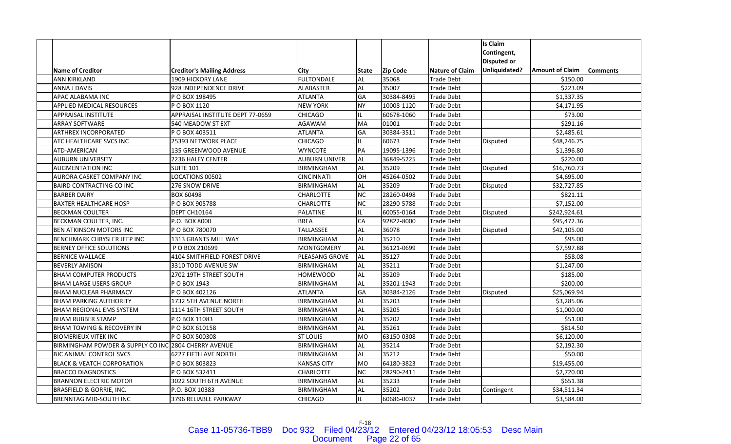| Name of Creditor | Creditor's Mailing Address | City | State | Zip Code | Nature of Claim | Is Claim Contingent, Disputed or Unliquidated? | Amount of Claim | Comments |
|---|---|---|---|---|---|---|---|---|
| ANN KIRKLAND | 1909 HICKORY LANE | FULTONDALE | AL | 35068 | Trade Debt | | $150.00 | |
| ANNA J DAVIS | 928 INDEPENDENCE DRIVE | ALABASTER | AL | 35007 | Trade Debt | | $223.09 | |
| APAC ALABAMA INC | P O BOX 198495 | ATLANTA | GA | 30384-8495 | Trade Debt | | $1,337.35 | |
| APPLIED MEDICAL RESOURCES | P O BOX 1120 | NEW YORK | NY | 10008-1120 | Trade Debt | | $4,171.95 | |
| APPRAISAL INSTITUTE | APPRAISAL INSTITUTE DEPT 77-0659 | CHICAGO | IL | 60678-1060 | Trade Debt | | $73.00 | |
| ARRAY SOFTWARE | 540 MEADOW ST EXT | AGAWAM | MA | 01001 | Trade Debt | | $291.16 | |
| ARTHREX INCORPORATED | P O BOX 403511 | ATLANTA | GA | 30384-3511 | Trade Debt | | $2,485.61 | |
| ATC HEALTHCARE SVCS INC | 25393 NETWORK PLACE | CHICAGO | IL | 60673 | Trade Debt | Disputed | $48,246.75 | |
| ATD-AMERICAN | 135 GREENWOOD AVENUE | WYNCOTE | PA | 19095-1396 | Trade Debt | | $1,396.80 | |
| AUBURN UNIVERSITY | 2236 HALEY CENTER | AUBURN UNIVER | AL | 36849-5225 | Trade Debt | | $220.00 | |
| AUGMENTATION INC | SUITE 101 | BIRMINGHAM | AL | 35209 | Trade Debt | Disputed | $16,760.73 | |
| AURORA CASKET COMPANY INC | LOCATIONS 00502 | CINCINNATI | OH | 45264-0502 | Trade Debt | | $4,695.00 | |
| BAIRD CONTRACTING CO INC | 276 SNOW DRIVE | BIRMINGHAM | AL | 35209 | Trade Debt | Disputed | $32,727.85 | |
| BARBER DAIRY | BOX 60498 | CHARLOTTE | NC | 28260-0498 | Trade Debt | | $821.11 | |
| BAXTER HEALTHCARE HOSP | P O BOX 905788 | CHARLOTTE | NC | 28290-5788 | Trade Debt | | $7,152.00 | |
| BECKMAN COULTER | DEPT CH10164 | PALATINE | IL | 60055-0164 | Trade Debt | Disputed | $242,924.61 | |
| BECKMAN COULTER, INC. | P.O. BOX 8000 | BREA | CA | 92822-8000 | Trade Debt | | $95,472.36 | |
| BEN ATKINSON MOTORS INC | P O BOX 780070 | TALLASSEE | AL | 36078 | Trade Debt | Disputed | $42,105.00 | |
| BENCHMARK CHRYSLER JEEP INC | 1313 GRANTS MILL WAY | BIRMINGHAM | AL | 35210 | Trade Debt | | $95.00 | |
| BERNEY OFFICE SOLUTIONS | P O BOX 210699 | MONTGOMERY | AL | 36121-0699 | Trade Debt | | $7,597.88 | |
| BERNICE WALLACE | 4104 SMITHFIELD FOREST DRIVE | PLEASANG GROVE | AL | 35127 | Trade Debt | | $58.08 | |
| BEVERLY AMISON | 3310 TODD AVENUE SW | BIRMINGHAM | AL | 35211 | Trade Debt | | $1,247.00 | |
| BHAM COMPUTER PRODUCTS | 2702 19TH STREET SOUTH | HOMEWOOD | AL | 35209 | Trade Debt | | $185.00 | |
| BHAM LARGE USERS GROUP | P O BOX 1943 | BIRMINGHAM | AL | 35201-1943 | Trade Debt | | $200.00 | |
| BHAM NUCLEAR PHARMACY | P O BOX 402126 | ATLANTA | GA | 30384-2126 | Trade Debt | Disputed | $25,069.94 | |
| BHAM PARKING AUTHORITY | 1732 5TH AVENUE NORTH | BIRMINGHAM | AL | 35203 | Trade Debt | | $3,285.06 | |
| BHAM REGIONAL EMS SYSTEM | 1114 16TH STREET SOUTH | BIRMINGHAM | AL | 35205 | Trade Debt | | $1,000.00 | |
| BHAM RUBBER STAMP | P O BOX 11083 | BIRMINGHAM | AL | 35202 | Trade Debt | | $51.00 | |
| BHAM TOWING & RECOVERY IN | P O BOX 610158 | BIRMINGHAM | AL | 35261 | Trade Debt | | $814.50 | |
| BIOMERIEUX VITEK INC | P O BOX 500308 | ST LOUIS | MO | 63150-0308 | Trade Debt | | $6,120.00 | |
| BIRMINGHAM POWDER & SUPPLY CO INC | 2804 CHERRY AVENUE | BIRMINGHAM | AL | 35214 | Trade Debt | | $2,192.30 | |
| BJC ANIMAL CONTROL SVCS | 6227 FIFTH AVE NORTH | BIRMINGHAM | AL | 35212 | Trade Debt | | $50.00 | |
| BLACK & VEATCH CORPORATION | P O BOX 803823 | KANSAS CITY | MO | 64180-3823 | Trade Debt | | $19,455.00 | |
| BRACCO DIAGNOSTICS | P O BOX 532411 | CHARLOTTE | NC | 28290-2411 | Trade Debt | | $2,720.00 | |
| BRANNON ELECTRIC MOTOR | 3022 SOUTH 6TH AVENUE | BIRMINGHAM | AL | 35233 | Trade Debt | | $651.38 | |
| BRASFIELD & GORRIE, INC. | P.O. BOX 10383 | BIRMINGHAM | AL | 35202 | Trade Debt | Contingent | $34,511.34 | |
| BRENNTAG MID-SOUTH INC | 3796 RELIABLE PARKWAY | CHICAGO | IL | 60686-0037 | Trade Debt | | $3,584.00 | |

F-18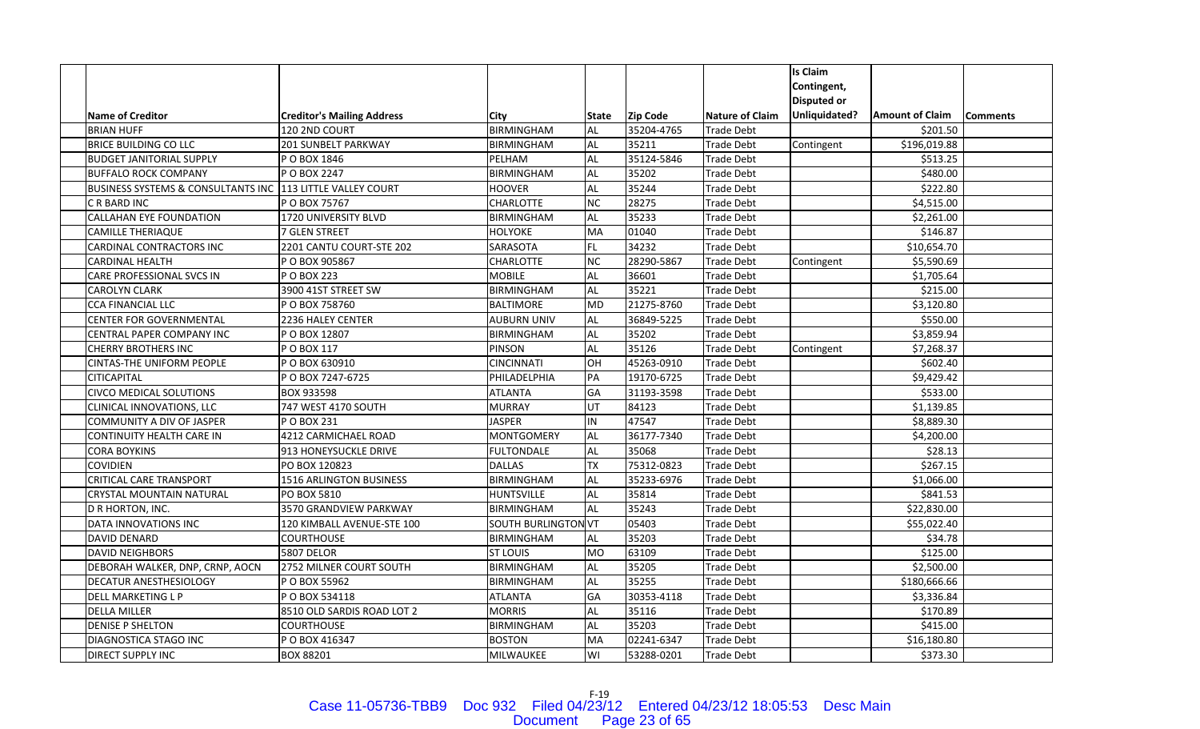| Name of Creditor | Creditor's Mailing Address | City | State | Zip Code | Nature of Claim | Is Claim Contingent, Disputed or Unliquidated? | Amount of Claim | Comments |
|---|---|---|---|---|---|---|---|---|
| BRIAN HUFF | 120 2ND COURT | BIRMINGHAM | AL | 35204-4765 | Trade Debt | | $201.50 | |
| BRICE BUILDING CO LLC | 201 SUNBELT PARKWAY | BIRMINGHAM | AL | 35211 | Trade Debt | Contingent | $196,019.88 | |
| BUDGET JANITORIAL SUPPLY | P O BOX 1846 | PELHAM | AL | 35124-5846 | Trade Debt | | $513.25 | |
| BUFFALO ROCK COMPANY | P O BOX 2247 | BIRMINGHAM | AL | 35202 | Trade Debt | | $480.00 | |
| BUSINESS SYSTEMS & CONSULTANTS INC | 113 LITTLE VALLEY COURT | HOOVER | AL | 35244 | Trade Debt | | $222.80 | |
| C R BARD INC | P O BOX 75767 | CHARLOTTE | NC | 28275 | Trade Debt | | $4,515.00 | |
| CALLAHAN EYE FOUNDATION | 1720 UNIVERSITY BLVD | BIRMINGHAM | AL | 35233 | Trade Debt | | $2,261.00 | |
| CAMILLE THERIAQUE | 7 GLEN STREET | HOLYOKE | MA | 01040 | Trade Debt | | $146.87 | |
| CARDINAL CONTRACTORS INC | 2201 CANTU COURT-STE 202 | SARASOTA | FL | 34232 | Trade Debt | | $10,654.70 | |
| CARDINAL HEALTH | P O BOX 905867 | CHARLOTTE | NC | 28290-5867 | Trade Debt | Contingent | $5,590.69 | |
| CARE PROFESSIONAL SVCS IN | P O BOX 223 | MOBILE | AL | 36601 | Trade Debt | | $1,705.64 | |
| CAROLYN CLARK | 3900 41ST STREET SW | BIRMINGHAM | AL | 35221 | Trade Debt | | $215.00 | |
| CCA FINANCIAL LLC | P O BOX 758760 | BALTIMORE | MD | 21275-8760 | Trade Debt | | $3,120.80 | |
| CENTER FOR GOVERNMENTAL | 2236 HALEY CENTER | AUBURN UNIV | AL | 36849-5225 | Trade Debt | | $550.00 | |
| CENTRAL PAPER COMPANY INC | P O BOX 12807 | BIRMINGHAM | AL | 35202 | Trade Debt | | $3,859.94 | |
| CHERRY BROTHERS INC | P O BOX 117 | PINSON | AL | 35126 | Trade Debt | Contingent | $7,268.37 | |
| CINTAS-THE UNIFORM PEOPLE | P O BOX 630910 | CINCINNATI | OH | 45263-0910 | Trade Debt | | $602.40 | |
| CITICAPITAL | P O BOX 7247-6725 | PHILADELPHIA | PA | 19170-6725 | Trade Debt | | $9,429.42 | |
| CIVCO MEDICAL SOLUTIONS | BOX 933598 | ATLANTA | GA | 31193-3598 | Trade Debt | | $533.00 | |
| CLINICAL INNOVATIONS, LLC | 747 WEST 4170 SOUTH | MURRAY | UT | 84123 | Trade Debt | | $1,139.85 | |
| COMMUNITY A DIV OF JASPER | P O BOX 231 | JASPER | IN | 47547 | Trade Debt | | $8,889.30 | |
| CONTINUITY HEALTH CARE IN | 4212 CARMICHAEL ROAD | MONTGOMERY | AL | 36177-7340 | Trade Debt | | $4,200.00 | |
| CORA BOYKINS | 913 HONEYSUCKLE DRIVE | FULTONDALE | AL | 35068 | Trade Debt | | $28.13 | |
| COVIDIEN | PO BOX 120823 | DALLAS | TX | 75312-0823 | Trade Debt | | $267.15 | |
| CRITICAL CARE TRANSPORT | 1516 ARLINGTON BUSINESS | BIRMINGHAM | AL | 35233-6976 | Trade Debt | | $1,066.00 | |
| CRYSTAL MOUNTAIN NATURAL | PO BOX 5810 | HUNTSVILLE | AL | 35814 | Trade Debt | | $841.53 | |
| D R HORTON, INC. | 3570 GRANDVIEW PARKWAY | BIRMINGHAM | AL | 35243 | Trade Debt | | $22,830.00 | |
| DATA INNOVATIONS INC | 120 KIMBALL AVENUE-STE 100 | SOUTH BURLINGTON | VT | 05403 | Trade Debt | | $55,022.40 | |
| DAVID DENARD | COURTHOUSE | BIRMINGHAM | AL | 35203 | Trade Debt | | $34.78 | |
| DAVID NEIGHBORS | 5807 DELOR | ST LOUIS | MO | 63109 | Trade Debt | | $125.00 | |
| DEBORAH WALKER, DNP, CRNP, AOCN | 2752 MILNER COURT SOUTH | BIRMINGHAM | AL | 35205 | Trade Debt | | $2,500.00 | |
| DECATUR ANESTHESIOLOGY | P O BOX 55962 | BIRMINGHAM | AL | 35255 | Trade Debt | | $180,666.66 | |
| DELL MARKETING L P | P O BOX 534118 | ATLANTA | GA | 30353-4118 | Trade Debt | | $3,336.84 | |
| DELLA MILLER | 8510 OLD SARDIS ROAD LOT 2 | MORRIS | AL | 35116 | Trade Debt | | $170.89 | |
| DENISE P SHELTON | COURTHOUSE | BIRMINGHAM | AL | 35203 | Trade Debt | | $415.00 | |
| DIAGNOSTICA STAGO INC | P O BOX 416347 | BOSTON | MA | 02241-6347 | Trade Debt | | $16,180.80 | |
| DIRECT SUPPLY INC | BOX 88201 | MILWAUKEE | WI | 53288-0201 | Trade Debt | | $373.30 | |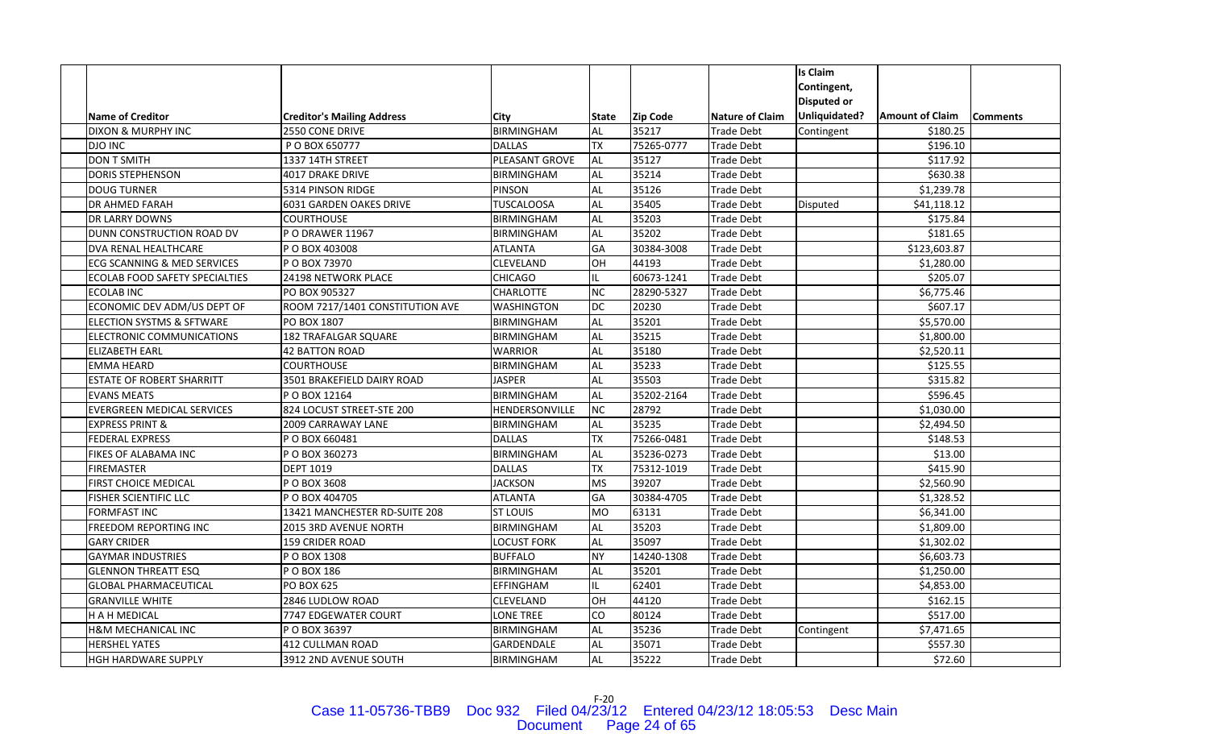| Name of Creditor | Creditor's Mailing Address | City | State | Zip Code | Nature of Claim | Is Claim Contingent, Disputed or Unliquidated? | Amount of Claim | Comments |
|---|---|---|---|---|---|---|---|---|
| DIXON & MURPHY INC | 2550 CONE DRIVE | BIRMINGHAM | AL | 35217 | Trade Debt | Contingent | $180.25 | |
| DJO INC | P O BOX 650777 | DALLAS | TX | 75265-0777 | Trade Debt | | $196.10 | |
| DON T SMITH | 1337 14TH STREET | PLEASANT GROVE | AL | 35127 | Trade Debt | | $117.92 | |
| DORIS STEPHENSON | 4017 DRAKE DRIVE | BIRMINGHAM | AL | 35214 | Trade Debt | | $630.38 | |
| DOUG TURNER | 5314 PINSON RIDGE | PINSON | AL | 35126 | Trade Debt | | $1,239.78 | |
| DR AHMED FARAH | 6031 GARDEN OAKES DRIVE | TUSCALOOSA | AL | 35405 | Trade Debt | Disputed | $41,118.12 | |
| DR LARRY DOWNS | COURTHOUSE | BIRMINGHAM | AL | 35203 | Trade Debt | | $175.84 | |
| DUNN CONSTRUCTION ROAD DV | P O DRAWER 11967 | BIRMINGHAM | AL | 35202 | Trade Debt | | $181.65 | |
| DVA RENAL HEALTHCARE | P O BOX 403008 | ATLANTA | GA | 30384-3008 | Trade Debt | | $123,603.87 | |
| ECG SCANNING & MED SERVICES | P O BOX 73970 | CLEVELAND | OH | 44193 | Trade Debt | | $1,280.00 | |
| ECOLAB FOOD SAFETY SPECIALTIES | 24198 NETWORK PLACE | CHICAGO | IL | 60673-1241 | Trade Debt | | $205.07 | |
| ECOLAB INC | PO BOX 905327 | CHARLOTTE | NC | 28290-5327 | Trade Debt | | $6,775.46 | |
| ECONOMIC DEV ADM/US DEPT OF | ROOM 7217/1401 CONSTITUTION AVE | WASHINGTON | DC | 20230 | Trade Debt | | $607.17 | |
| ELECTION SYSTMS & SFTWARE | PO BOX 1807 | BIRMINGHAM | AL | 35201 | Trade Debt | | $5,570.00 | |
| ELECTRONIC COMMUNICATIONS | 182 TRAFALGAR SQUARE | BIRMINGHAM | AL | 35215 | Trade Debt | | $1,800.00 | |
| ELIZABETH EARL | 42 BATTON ROAD | WARRIOR | AL | 35180 | Trade Debt | | $2,520.11 | |
| EMMA HEARD | COURTHOUSE | BIRMINGHAM | AL | 35233 | Trade Debt | | $125.55 | |
| ESTATE OF ROBERT SHARRITT | 3501 BRAKEFIELD DAIRY ROAD | JASPER | AL | 35503 | Trade Debt | | $315.82 | |
| EVANS MEATS | P O BOX 12164 | BIRMINGHAM | AL | 35202-2164 | Trade Debt | | $596.45 | |
| EVERGREEN MEDICAL SERVICES | 824 LOCUST STREET-STE 200 | HENDERSONVILLE | NC | 28792 | Trade Debt | | $1,030.00 | |
| EXPRESS PRINT & | 2009 CARRAWAY LANE | BIRMINGHAM | AL | 35235 | Trade Debt | | $2,494.50 | |
| FEDERAL EXPRESS | P O BOX 660481 | DALLAS | TX | 75266-0481 | Trade Debt | | $148.53 | |
| FIKES OF ALABAMA INC | P O BOX 360273 | BIRMINGHAM | AL | 35236-0273 | Trade Debt | | $13.00 | |
| FIREMASTER | DEPT 1019 | DALLAS | TX | 75312-1019 | Trade Debt | | $415.90 | |
| FIRST CHOICE MEDICAL | P O BOX 3608 | JACKSON | MS | 39207 | Trade Debt | | $2,560.90 | |
| FISHER SCIENTIFIC LLC | P O BOX 404705 | ATLANTA | GA | 30384-4705 | Trade Debt | | $1,328.52 | |
| FORMFAST INC | 13421 MANCHESTER RD-SUITE 208 | ST LOUIS | MO | 63131 | Trade Debt | | $6,341.00 | |
| FREEDOM REPORTING INC | 2015 3RD AVENUE NORTH | BIRMINGHAM | AL | 35203 | Trade Debt | | $1,809.00 | |
| GARY CRIDER | 159 CRIDER ROAD | LOCUST FORK | AL | 35097 | Trade Debt | | $1,302.02 | |
| GAYMAR INDUSTRIES | P O BOX 1308 | BUFFALO | NY | 14240-1308 | Trade Debt | | $6,603.73 | |
| GLENNON THREATT ESQ | P O BOX 186 | BIRMINGHAM | AL | 35201 | Trade Debt | | $1,250.00 | |
| GLOBAL PHARMACEUTICAL | PO BOX 625 | EFFINGHAM | IL | 62401 | Trade Debt | | $4,853.00 | |
| GRANVILLE WHITE | 2846 LUDLOW ROAD | CLEVELAND | OH | 44120 | Trade Debt | | $162.15 | |
| H A H MEDICAL | 7747 EDGEWATER COURT | LONE TREE | CO | 80124 | Trade Debt | | $517.00 | |
| H&M MECHANICAL INC | P O BOX 36397 | BIRMINGHAM | AL | 35236 | Trade Debt | Contingent | $7,471.65 | |
| HERSHEL YATES | 412 CULLMAN ROAD | GARDENDALE | AL | 35071 | Trade Debt | | $557.30 | |
| HGH HARDWARE SUPPLY | 3912 2ND AVENUE SOUTH | BIRMINGHAM | AL | 35222 | Trade Debt | | $72.60 | |

F-20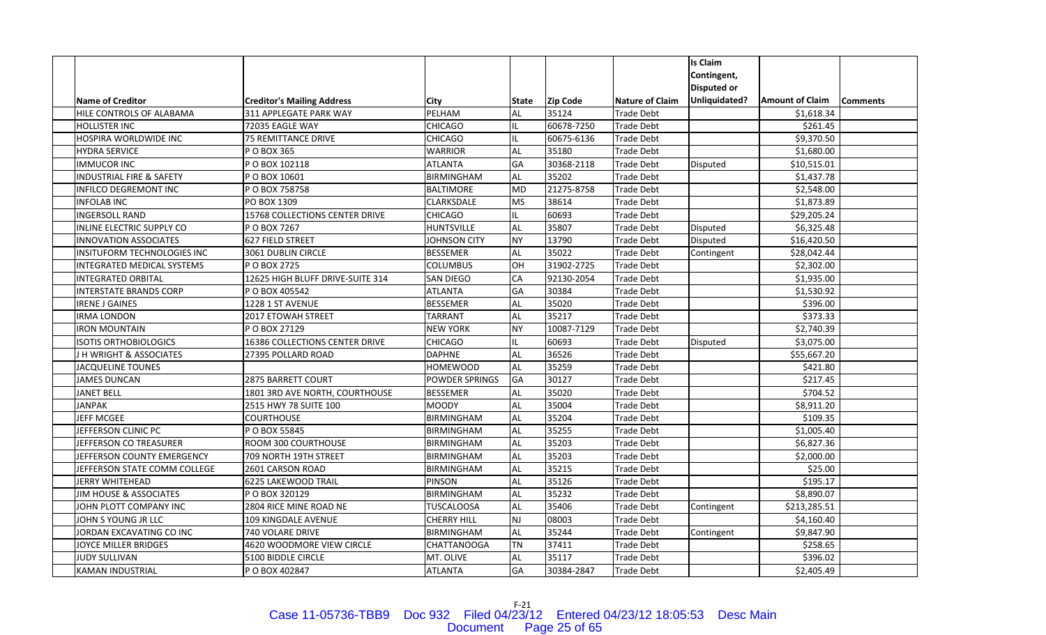| Name of Creditor | Creditor's Mailing Address | City | State | Zip Code | Nature of Claim | Is Claim Contingent, Disputed or Unliquidated? | Amount of Claim | Comments |
|---|---|---|---|---|---|---|---|---|
| HILE CONTROLS OF ALABAMA | 311 APPLEGATE PARK WAY | PELHAM | AL | 35124 | Trade Debt | | $1,618.34 | |
| HOLLISTER INC | 72035 EAGLE WAY | CHICAGO | IL | 60678-7250 | Trade Debt | | $261.45 | |
| HOSPIRA WORLDWIDE INC | 75 REMITTANCE DRIVE | CHICAGO | IL | 60675-6136 | Trade Debt | | $9,370.50 | |
| HYDRA SERVICE | P O BOX 365 | WARRIOR | AL | 35180 | Trade Debt | | $1,680.00 | |
| IMMUCOR INC | P O BOX 102118 | ATLANTA | GA | 30368-2118 | Trade Debt | Disputed | $10,515.01 | |
| INDUSTRIAL FIRE & SAFETY | P O BOX 10601 | BIRMINGHAM | AL | 35202 | Trade Debt | | $1,437.78 | |
| INFILCO DEGREMONT INC | P O BOX 758758 | BALTIMORE | MD | 21275-8758 | Trade Debt | | $2,548.00 | |
| INFOLAB INC | PO BOX 1309 | CLARKSDALE | MS | 38614 | Trade Debt | | $1,873.89 | |
| INGERSOLL RAND | 15768 COLLECTIONS CENTER DRIVE | CHICAGO | IL | 60693 | Trade Debt | | $29,205.24 | |
| INLINE ELECTRIC SUPPLY CO | P O BOX 7267 | HUNTSVILLE | AL | 35807 | Trade Debt | Disputed | $6,325.48 | |
| INNOVATION ASSOCIATES | 627 FIELD STREET | JOHNSON CITY | NY | 13790 | Trade Debt | Disputed | $16,420.50 | |
| INSITUFORM TECHNOLOGIES INC | 3061 DUBLIN CIRCLE | BESSEMER | AL | 35022 | Trade Debt | Contingent | $28,042.44 | |
| INTEGRATED MEDICAL SYSTEMS | P O BOX 2725 | COLUMBUS | OH | 31902-2725 | Trade Debt | | $2,302.00 | |
| INTEGRATED ORBITAL | 12625 HIGH BLUFF DRIVE-SUITE 314 | SAN DIEGO | CA | 92130-2054 | Trade Debt | | $1,935.00 | |
| INTERSTATE BRANDS CORP | P O BOX 405542 | ATLANTA | GA | 30384 | Trade Debt | | $1,530.92 | |
| IRENE J GAINES | 1228 1 ST AVENUE | BESSEMER | AL | 35020 | Trade Debt | | $396.00 | |
| IRMA LONDON | 2017 ETOWAH STREET | TARRANT | AL | 35217 | Trade Debt | | $373.33 | |
| IRON MOUNTAIN | P O BOX 27129 | NEW YORK | NY | 10087-7129 | Trade Debt | | $2,740.39 | |
| ISOTIS ORTHOBIOLOGICS | 16386 COLLECTIONS CENTER DRIVE | CHICAGO | IL | 60693 | Trade Debt | Disputed | $3,075.00 | |
| J H WRIGHT & ASSOCIATES | 27395 POLLARD ROAD | DAPHNE | AL | 36526 | Trade Debt | | $55,667.20 | |
| JACQUELINE TOUNES | | HOMEWOOD | AL | 35259 | Trade Debt | | $421.80 | |
| JAMES DUNCAN | 2875 BARRETT COURT | POWDER SPRINGS | GA | 30127 | Trade Debt | | $217.45 | |
| JANET BELL | 1801 3RD AVE NORTH, COURTHOUSE | BESSEMER | AL | 35020 | Trade Debt | | $704.52 | |
| JANPAK | 2515 HWY 78 SUITE 100 | MOODY | AL | 35004 | Trade Debt | | $8,911.20 | |
| JEFF MCGEE | COURTHOUSE | BIRMINGHAM | AL | 35204 | Trade Debt | | $109.35 | |
| JEFFERSON CLINIC PC | P O BOX 55845 | BIRMINGHAM | AL | 35255 | Trade Debt | | $1,005.40 | |
| JEFFERSON CO TREASURER | ROOM 300 COURTHOUSE | BIRMINGHAM | AL | 35203 | Trade Debt | | $6,827.36 | |
| JEFFERSON COUNTY EMERGENCY | 709 NORTH 19TH STREET | BIRMINGHAM | AL | 35203 | Trade Debt | | $2,000.00 | |
| JEFFERSON STATE COMM COLLEGE | 2601 CARSON ROAD | BIRMINGHAM | AL | 35215 | Trade Debt | | $25.00 | |
| JERRY WHITEHEAD | 6225 LAKEWOOD TRAIL | PINSON | AL | 35126 | Trade Debt | | $195.17 | |
| JIM HOUSE & ASSOCIATES | P O BOX 320129 | BIRMINGHAM | AL | 35232 | Trade Debt | | $8,890.07 | |
| JOHN PLOTT COMPANY INC | 2804 RICE MINE ROAD NE | TUSCALOOSA | AL | 35406 | Trade Debt | Contingent | $213,285.51 | |
| JOHN S YOUNG JR LLC | 109 KINGDALE AVENUE | CHERRY HILL | NJ | 08003 | Trade Debt | | $4,160.40 | |
| JORDAN EXCAVATING CO INC | 740 VOLARE DRIVE | BIRMINGHAM | AL | 35244 | Trade Debt | Contingent | $9,847.90 | |
| JOYCE MILLER BRIDGES | 4620 WOODMORE VIEW CIRCLE | CHATTANOOGA | TN | 37411 | Trade Debt | | $258.65 | |
| JUDY SULLIVAN | 5100 BIDDLE CIRCLE | MT. OLIVE | AL | 35117 | Trade Debt | | $396.02 | |
| KAMAN INDUSTRIAL | P O BOX 402847 | ATLANTA | GA | 30384-2847 | Trade Debt | | $2,405.49 | |

F-21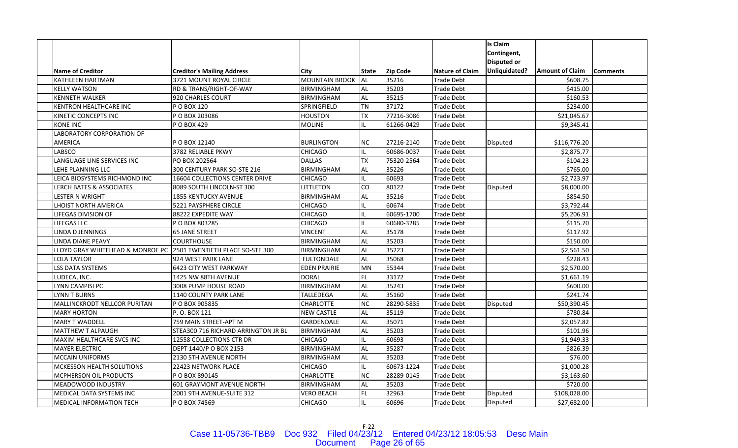| Name of Creditor | Creditor's Mailing Address | City | State | Zip Code | Nature of Claim | Is Claim Contingent, Disputed or Unliquidated? | Amount of Claim | Comments |
|---|---|---|---|---|---|---|---|---|
| KATHLEEN HARTMAN | 3721 MOUNT ROYAL CIRCLE | MOUNTAIN BROOK | AL | 35216 | Trade Debt | | $608.75 | |
| KELLY WATSON | RD & TRANS/RIGHT-OF-WAY | BIRMINGHAM | AL | 35203 | Trade Debt | | $415.00 | |
| KENNETH WALKER | 920 CHARLES COURT | BIRMINGHAM | AL | 35215 | Trade Debt | | $160.53 | |
| KENTRON HEALTHCARE INC | P O BOX 120 | SPRINGFIELD | TN | 37172 | Trade Debt | | $234.00 | |
| KINETIC CONCEPTS INC | P O BOX 203086 | HOUSTON | TX | 77216-3086 | Trade Debt | | $21,045.67 | |
| KONE INC | P O BOX 429 | MOLINE | IL | 61266-0429 | Trade Debt | | $9,345.41 | |
| LABORATORY CORPORATION OF AMERICA | P O BOX 12140 | BURLINGTON | NC | 27216-2140 | Trade Debt | Disputed | $116,776.20 | |
| LABSCO | 3782 RELIABLE PKWY | CHICAGO | IL | 60686-0037 | Trade Debt | | $2,875.77 | |
| LANGUAGE LINE SERVICES INC | PO BOX 202564 | DALLAS | TX | 75320-2564 | Trade Debt | | $104.23 | |
| LEHE PLANNING LLC | 300 CENTURY PARK SO-STE 216 | BIRMINGHAM | AL | 35226 | Trade Debt | | $765.00 | |
| LEICA BIOSYSTEMS RICHMOND INC | 16604 COLLECTIONS CENTER DRIVE | CHICAGO | IL | 60693 | Trade Debt | | $2,723.97 | |
| LERCH BATES & ASSOCIATES | 8089 SOUTH LINCOLN-ST 300 | LITTLETON | CO | 80122 | Trade Debt | Disputed | $8,000.00 | |
| LESTER N WRIGHT | 1855 KENTUCKY AVENUE | BIRMINGHAM | AL | 35216 | Trade Debt | | $854.50 | |
| LHOIST NORTH AMERICA | 5221 PAYSPHERE CIRCLE | CHICAGO | IL | 60674 | Trade Debt | | $3,792.44 | |
| LIFEGAS DIVISION OF | 88222 EXPEDITE WAY | CHICAGO | IL | 60695-1700 | Trade Debt | | $5,206.91 | |
| LIFEGAS LLC | P O BOX 803285 | CHICAGO | IL | 60680-3285 | Trade Debt | | $115.70 | |
| LINDA D JENNINGS | 65 JANE STREET | VINCENT | AL | 35178 | Trade Debt | | $117.92 | |
| LINDA DIANE PEAVY | COURTHOUSE | BIRMINGHAM | AL | 35203 | Trade Debt | | $150.00 | |
| LLOYD GRAY WHITEHEAD & MONROE PC | 2501 TWENTIETH PLACE SO-STE 300 | BIRMINGHAM | AL | 35223 | Trade Debt | | $2,561.50 | |
| LOLA TAYLOR | 924 WEST PARK LANE | FULTONDALE | AL | 35068 | Trade Debt | | $228.43 | |
| LSS DATA SYSTEMS | 6423 CITY WEST PARKWAY | EDEN PRAIRIE | MN | 55344 | Trade Debt | | $2,570.00 | |
| LUDECA, INC. | 1425 NW 88TH AVENUE | DORAL | FL | 33172 | Trade Debt | | $1,661.19 | |
| LYNN CAMPISI PC | 3008 PUMP HOUSE ROAD | BIRMINGHAM | AL | 35243 | Trade Debt | | $600.00 | |
| LYNN T BURNS | 1140 COUNTY PARK LANE | TALLEDEGA | AL | 35160 | Trade Debt | | $241.74 | |
| MALLINCKRODT NELLCOR PURITAN | P O BOX 905835 | CHARLOTTE | NC | 28290-5835 | Trade Debt | Disputed | $50,390.45 | |
| MARY HORTON | P. O. BOX 121 | NEW CASTLE | AL | 35119 | Trade Debt | | $780.84 | |
| MARY T WADDELL | 759 MAIN STREET-APT M | GARDENDALE | AL | 35071 | Trade Debt | | $2,057.82 | |
| MATTHEW T ALPAUGH | STEA300 716 RICHARD ARRINGTON JR BL | BIRMINGHAM | AL | 35203 | Trade Debt | | $101.96 | |
| MAXIM HEALTHCARE SVCS INC | 12558 COLLECTIONS CTR DR | CHICAGO | IL | 60693 | Trade Debt | | $1,949.33 | |
| MAYER ELECTRIC | DEPT 1440/P O BOX 2153 | BIRMINGHAM | AL | 35287 | Trade Debt | | $826.39 | |
| MCCAIN UNIFORMS | 2130 5TH AVENUE NORTH | BIRMINGHAM | AL | 35203 | Trade Debt | | $76.00 | |
| MCKESSON HEALTH SOLUTIONS | 22423 NETWORK PLACE | CHICAGO | IL | 60673-1224 | Trade Debt | | $1,000.28 | |
| MCPHERSON OIL PRODUCTS | P O BOX 890145 | CHARLOTTE | NC | 28289-0145 | Trade Debt | | $3,163.60 | |
| MEADOWOOD INDUSTRY | 601 GRAYMONT AVENUE NORTH | BIRMINGHAM | AL | 35203 | Trade Debt | | $720.00 | |
| MEDICAL DATA SYSTEMS INC | 2001 9TH AVENUE-SUITE 312 | VERO BEACH | FL | 32963 | Trade Debt | Disputed | $108,028.00 | |
| MEDICAL INFORMATION TECH | P O BOX 74569 | CHICAGO | IL | 60696 | Trade Debt | Disputed | $27,682.00 | |

F-22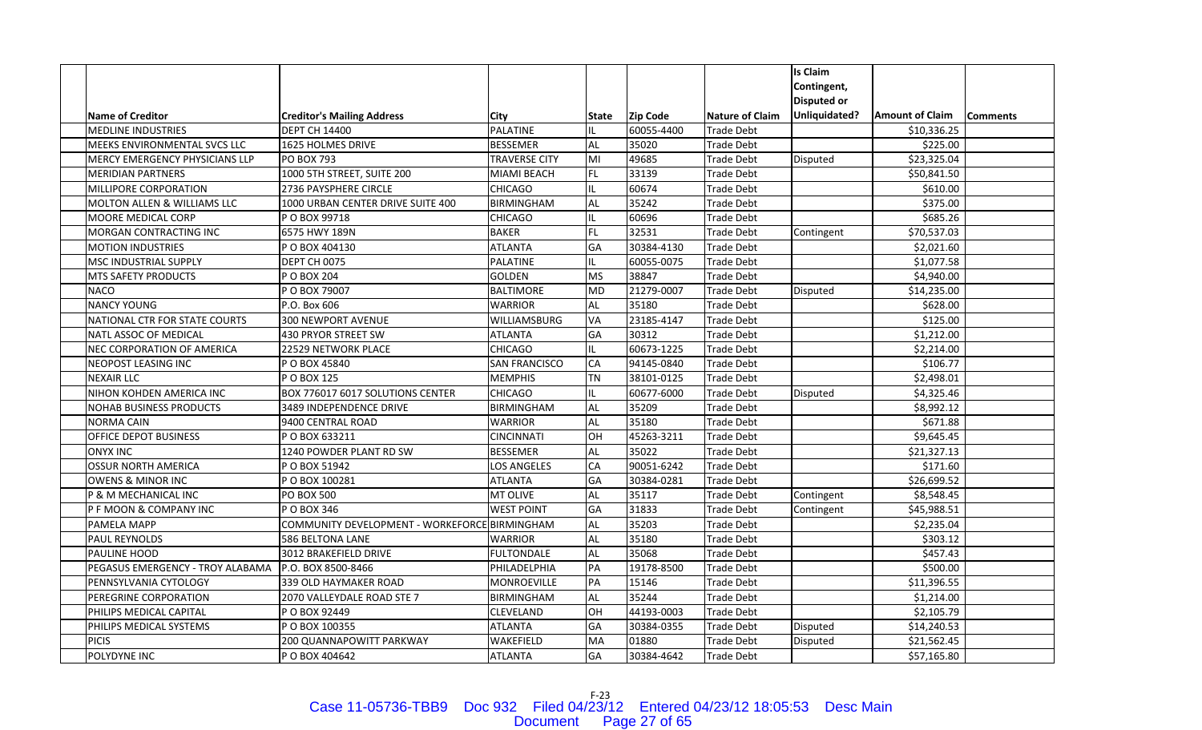| Name of Creditor | Creditor's Mailing Address | City | State | Zip Code | Nature of Claim | Is Claim Contingent, Disputed or Unliquidated? | Amount of Claim | Comments |
|---|---|---|---|---|---|---|---|---|
| MEDLINE INDUSTRIES | DEPT CH 14400 | PALATINE | IL | 60055-4400 | Trade Debt | | $10,336.25 | |
| MEEKS ENVIRONMENTAL SVCS LLC | 1625 HOLMES DRIVE | BESSEMER | AL | 35020 | Trade Debt | | $225.00 | |
| MERCY EMERGENCY PHYSICIANS LLP | PO BOX 793 | TRAVERSE CITY | MI | 49685 | Trade Debt | Disputed | $23,325.04 | |
| MERIDIAN PARTNERS | 1000 5TH STREET, SUITE 200 | MIAMI BEACH | FL | 33139 | Trade Debt | | $50,841.50 | |
| MILLIPORE CORPORATION | 2736 PAYSPHERE CIRCLE | CHICAGO | IL | 60674 | Trade Debt | | $610.00 | |
| MOLTON ALLEN & WILLIAMS LLC | 1000 URBAN CENTER DRIVE SUITE 400 | BIRMINGHAM | AL | 35242 | Trade Debt | | $375.00 | |
| MOORE MEDICAL CORP | P O BOX 99718 | CHICAGO | IL | 60696 | Trade Debt | | $685.26 | |
| MORGAN CONTRACTING INC | 6575 HWY 189N | BAKER | FL | 32531 | Trade Debt | Contingent | $70,537.03 | |
| MOTION INDUSTRIES | P O BOX 404130 | ATLANTA | GA | 30384-4130 | Trade Debt | | $2,021.60 | |
| MSC INDUSTRIAL SUPPLY | DEPT CH 0075 | PALATINE | IL | 60055-0075 | Trade Debt | | $1,077.58 | |
| MTS SAFETY PRODUCTS | P O BOX 204 | GOLDEN | MS | 38847 | Trade Debt | | $4,940.00 | |
| NACO | P O BOX 79007 | BALTIMORE | MD | 21279-0007 | Trade Debt | Disputed | $14,235.00 | |
| NANCY YOUNG | P.O. Box 606 | WARRIOR | AL | 35180 | Trade Debt | | $628.00 | |
| NATIONAL CTR FOR STATE COURTS | 300 NEWPORT AVENUE | WILLIAMSBURG | VA | 23185-4147 | Trade Debt | | $125.00 | |
| NATL ASSOC OF MEDICAL | 430 PRYOR STREET SW | ATLANTA | GA | 30312 | Trade Debt | | $1,212.00 | |
| NEC CORPORATION OF AMERICA | 22529 NETWORK PLACE | CHICAGO | IL | 60673-1225 | Trade Debt | | $2,214.00 | |
| NEOPOST LEASING INC | P O BOX 45840 | SAN FRANCISCO | CA | 94145-0840 | Trade Debt | | $106.77 | |
| NEXAIR LLC | P O BOX 125 | MEMPHIS | TN | 38101-0125 | Trade Debt | | $2,498.01 | |
| NIHON KOHDEN AMERICA INC | BOX 776017 6017 SOLUTIONS CENTER | CHICAGO | IL | 60677-6000 | Trade Debt | Disputed | $4,325.46 | |
| NOHAB BUSINESS PRODUCTS | 3489 INDEPENDENCE DRIVE | BIRMINGHAM | AL | 35209 | Trade Debt | | $8,992.12 | |
| NORMA CAIN | 9400 CENTRAL ROAD | WARRIOR | AL | 35180 | Trade Debt | | $671.88 | |
| OFFICE DEPOT BUSINESS | P O BOX 633211 | CINCINNATI | OH | 45263-3211 | Trade Debt | | $9,645.45 | |
| ONYX INC | 1240 POWDER PLANT RD SW | BESSEMER | AL | 35022 | Trade Debt | | $21,327.13 | |
| OSSUR NORTH AMERICA | P O BOX 51942 | LOS ANGELES | CA | 90051-6242 | Trade Debt | | $171.60 | |
| OWENS & MINOR INC | P O BOX 100281 | ATLANTA | GA | 30384-0281 | Trade Debt | | $26,699.52 | |
| P & M MECHANICAL INC | PO BOX 500 | MT OLIVE | AL | 35117 | Trade Debt | Contingent | $8,548.45 | |
| P F MOON & COMPANY INC | P O BOX 346 | WEST POINT | GA | 31833 | Trade Debt | Contingent | $45,988.51 | |
| PAMELA MAPP | COMMUNITY DEVELOPMENT - WORKFORCE | BIRMINGHAM | AL | 35203 | Trade Debt | | $2,235.04 | |
| PAUL REYNOLDS | 586 BELTONA LANE | WARRIOR | AL | 35180 | Trade Debt | | $303.12 | |
| PAULINE HOOD | 3012 BRAKEFIELD DRIVE | FULTONDALE | AL | 35068 | Trade Debt | | $457.43 | |
| PEGASUS EMERGENCY - TROY ALABAMA | P.O. BOX 8500-8466 | PHILADELPHIA | PA | 19178-8500 | Trade Debt | | $500.00 | |
| PENNSYLVANIA CYTOLOGY | 339 OLD HAYMAKER ROAD | MONROEVILLE | PA | 15146 | Trade Debt | | $11,396.55 | |
| PEREGRINE CORPORATION | 2070 VALLEYDALE ROAD STE 7 | BIRMINGHAM | AL | 35244 | Trade Debt | | $1,214.00 | |
| PHILIPS MEDICAL CAPITAL | P O BOX 92449 | CLEVELAND | OH | 44193-0003 | Trade Debt | | $2,105.79 | |
| PHILIPS MEDICAL SYSTEMS | P O BOX 100355 | ATLANTA | GA | 30384-0355 | Trade Debt | Disputed | $14,240.53 | |
| PICIS | 200 QUANNAPOWITT PARKWAY | WAKEFIELD | MA | 01880 | Trade Debt | Disputed | $21,562.45 | |
| POLYDYNE INC | P O BOX 404642 | ATLANTA | GA | 30384-4642 | Trade Debt | | $57,165.80 | |

F-23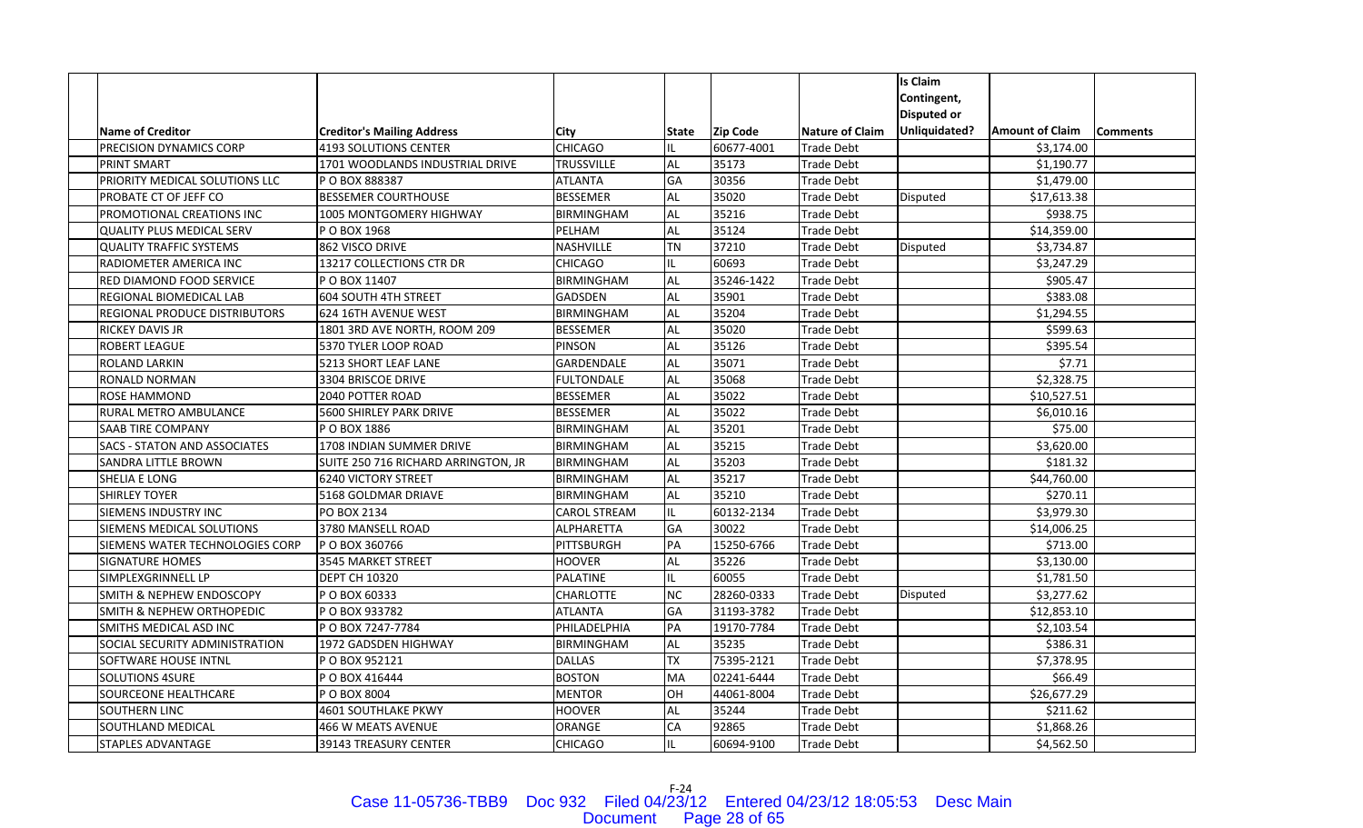| Name of Creditor | Creditor's Mailing Address | City | State | Zip Code | Nature of Claim | Is Claim Contingent, Disputed or Unliquidated? | Amount of Claim | Comments |
|---|---|---|---|---|---|---|---|---|
| PRECISION DYNAMICS CORP | 4193 SOLUTIONS CENTER | CHICAGO | IL | 60677-4001 | Trade Debt | | $3,174.00 | |
| PRINT SMART | 1701 WOODLANDS INDUSTRIAL DRIVE | TRUSSVILLE | AL | 35173 | Trade Debt | | $1,190.77 | |
| PRIORITY MEDICAL SOLUTIONS LLC | P O BOX 888387 | ATLANTA | GA | 30356 | Trade Debt | | $1,479.00 | |
| PROBATE CT OF JEFF CO | BESSEMER COURTHOUSE | BESSEMER | AL | 35020 | Trade Debt | Disputed | $17,613.38 | |
| PROMOTIONAL CREATIONS INC | 1005 MONTGOMERY HIGHWAY | BIRMINGHAM | AL | 35216 | Trade Debt | | $938.75 | |
| QUALITY PLUS MEDICAL SERV | P O BOX 1968 | PELHAM | AL | 35124 | Trade Debt | | $14,359.00 | |
| QUALITY TRAFFIC SYSTEMS | 862 VISCO DRIVE | NASHVILLE | TN | 37210 | Trade Debt | Disputed | $3,734.87 | |
| RADIOMETER AMERICA INC | 13217 COLLECTIONS CTR DR | CHICAGO | IL | 60693 | Trade Debt | | $3,247.29 | |
| RED DIAMOND FOOD SERVICE | P O BOX 11407 | BIRMINGHAM | AL | 35246-1422 | Trade Debt | | $905.47 | |
| REGIONAL BIOMEDICAL LAB | 604 SOUTH 4TH STREET | GADSDEN | AL | 35901 | Trade Debt | | $383.08 | |
| REGIONAL PRODUCE DISTRIBUTORS | 624 16TH AVENUE WEST | BIRMINGHAM | AL | 35204 | Trade Debt | | $1,294.55 | |
| RICKEY DAVIS JR | 1801 3RD AVE NORTH, ROOM 209 | BESSEMER | AL | 35020 | Trade Debt | | $599.63 | |
| ROBERT LEAGUE | 5370 TYLER LOOP ROAD | PINSON | AL | 35126 | Trade Debt | | $395.54 | |
| ROLAND LARKIN | 5213 SHORT LEAF LANE | GARDENDALE | AL | 35071 | Trade Debt | | $7.71 | |
| RONALD NORMAN | 3304 BRISCOE DRIVE | FULTONDALE | AL | 35068 | Trade Debt | | $2,328.75 | |
| ROSE HAMMOND | 2040 POTTER ROAD | BESSEMER | AL | 35022 | Trade Debt | | $10,527.51 | |
| RURAL METRO AMBULANCE | 5600 SHIRLEY PARK DRIVE | BESSEMER | AL | 35022 | Trade Debt | | $6,010.16 | |
| SAAB TIRE COMPANY | P O BOX 1886 | BIRMINGHAM | AL | 35201 | Trade Debt | | $75.00 | |
| SACS - STATON AND ASSOCIATES | 1708 INDIAN SUMMER DRIVE | BIRMINGHAM | AL | 35215 | Trade Debt | | $3,620.00 | |
| SANDRA LITTLE BROWN | SUITE 250 716 RICHARD ARRINGTON, JR | BIRMINGHAM | AL | 35203 | Trade Debt | | $181.32 | |
| SHELIA E LONG | 6240 VICTORY STREET | BIRMINGHAM | AL | 35217 | Trade Debt | | $44,760.00 | |
| SHIRLEY TOYER | 5168 GOLDMAR DRIAVE | BIRMINGHAM | AL | 35210 | Trade Debt | | $270.11 | |
| SIEMENS INDUSTRY INC | PO BOX 2134 | CAROL STREAM | IL | 60132-2134 | Trade Debt | | $3,979.30 | |
| SIEMENS MEDICAL SOLUTIONS | 3780 MANSELL ROAD | ALPHARETTA | GA | 30022 | Trade Debt | | $14,006.25 | |
| SIEMENS WATER TECHNOLOGIES CORP | P O BOX 360766 | PITTSBURGH | PA | 15250-6766 | Trade Debt | | $713.00 | |
| SIGNATURE HOMES | 3545 MARKET STREET | HOOVER | AL | 35226 | Trade Debt | | $3,130.00 | |
| SIMPLEXGRINNELL LP | DEPT CH 10320 | PALATINE | IL | 60055 | Trade Debt | | $1,781.50 | |
| SMITH & NEPHEW ENDOSCOPY | P O BOX 60333 | CHARLOTTE | NC | 28260-0333 | Trade Debt | Disputed | $3,277.62 | |
| SMITH & NEPHEW ORTHOPEDIC | P O BOX 933782 | ATLANTA | GA | 31193-3782 | Trade Debt | | $12,853.10 | |
| SMITHS MEDICAL ASD INC | P O BOX 7247-7784 | PHILADELPHIA | PA | 19170-7784 | Trade Debt | | $2,103.54 | |
| SOCIAL SECURITY ADMINISTRATION | 1972 GADSDEN HIGHWAY | BIRMINGHAM | AL | 35235 | Trade Debt | | $386.31 | |
| SOFTWARE HOUSE INTNL | P O BOX 952121 | DALLAS | TX | 75395-2121 | Trade Debt | | $7,378.95 | |
| SOLUTIONS 4SURE | P O BOX 416444 | BOSTON | MA | 02241-6444 | Trade Debt | | $66.49 | |
| SOURCEONE HEALTHCARE | P O BOX 8004 | MENTOR | OH | 44061-8004 | Trade Debt | | $26,677.29 | |
| SOUTHERN LINC | 4601 SOUTHLAKE PKWY | HOOVER | AL | 35244 | Trade Debt | | $211.62 | |
| SOUTHLAND MEDICAL | 466 W MEATS AVENUE | ORANGE | CA | 92865 | Trade Debt | | $1,868.26 | |
| STAPLES ADVANTAGE | 39143 TREASURY CENTER | CHICAGO | IL | 60694-9100 | Trade Debt | | $4,562.50 | |

F-24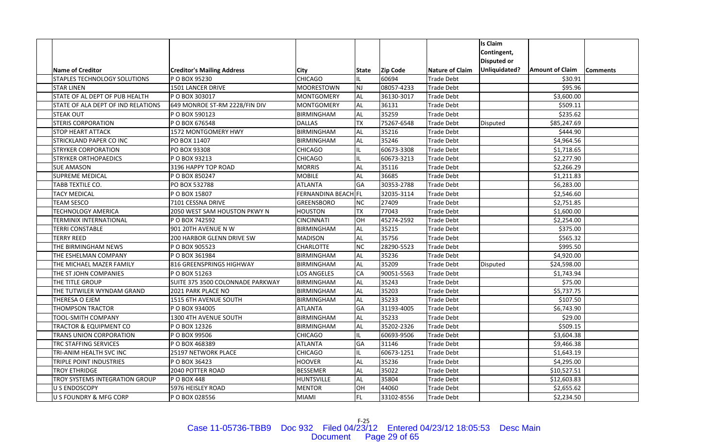| Name of Creditor | Creditor's Mailing Address | City | State | Zip Code | Nature of Claim | Is Claim Contingent, Disputed or Unliquidated? | Amount of Claim | Comments |
|---|---|---|---|---|---|---|---|---|
| STAPLES TECHNOLOGY SOLUTIONS | P O BOX 95230 | CHICAGO | IL | 60694 | Trade Debt | | $30.91 | |
| STAR LINEN | 1501 LANCER DRIVE | MOORESTOWN | NJ | 08057-4233 | Trade Debt | | $95.96 | |
| STATE OF AL DEPT OF PUB HEALTH | P O BOX 303017 | MONTGOMERY | AL | 36130-3017 | Trade Debt | | $3,600.00 | |
| STATE OF ALA DEPT OF IND RELATIONS | 649 MONROE ST-RM 2228/FIN DIV | MONTGOMERY | AL | 36131 | Trade Debt | | $509.11 | |
| STEAK OUT | P O BOX 590123 | BIRMINGHAM | AL | 35259 | Trade Debt | | $235.62 | |
| STERIS CORPORATION | P O BOX 676548 | DALLAS | TX | 75267-6548 | Trade Debt | Disputed | $85,247.69 | |
| STOP HEART ATTACK | 1572 MONTGOMERY HWY | BIRMINGHAM | AL | 35216 | Trade Debt | | $444.90 | |
| STRICKLAND PAPER CO INC | PO BOX 11407 | BIRMINGHAM | AL | 35246 | Trade Debt | | $4,964.56 | |
| STRYKER CORPORATION | PO BOX 93308 | CHICAGO | IL | 60673-3308 | Trade Debt | | $1,718.65 | |
| STRYKER ORTHOPAEDICS | P O BOX 93213 | CHICAGO | IL | 60673-3213 | Trade Debt | | $2,277.90 | |
| SUE AMASON | 3196 HAPPY TOP ROAD | MORRIS | AL | 35116 | Trade Debt | | $2,266.29 | |
| SUPREME MEDICAL | P O BOX 850247 | MOBILE | AL | 36685 | Trade Debt | | $1,211.83 | |
| TABB TEXTILE CO. | PO BOX 532788 | ATLANTA | GA | 30353-2788 | Trade Debt | | $6,283.00 | |
| TACY MEDICAL | P O BOX 15807 | FERNANDINA BEACH | FL | 32035-3114 | Trade Debt | | $2,546.60 | |
| TEAM SESCO | 7101 CESSNA DRIVE | GREENSBORO | NC | 27409 | Trade Debt | | $2,751.85 | |
| TECHNOLOGY AMERICA | 2050 WEST SAM HOUSTON PKWY N | HOUSTON | TX | 77043 | Trade Debt | | $1,600.00 | |
| TERMINIX INTERNATIONAL | P O BOX 742592 | CINCINNATI | OH | 45274-2592 | Trade Debt | | $2,254.00 | |
| TERRI CONSTABLE | 901 20TH AVENUE N W | BIRMINGHAM | AL | 35215 | Trade Debt | | $375.00 | |
| TERRY REED | 200 HARBOR GLENN DRIVE SW | MADISON | AL | 35756 | Trade Debt | | $565.32 | |
| THE BIRMINGHAM NEWS | P O BOX 905523 | CHARLOTTE | NC | 28290-5523 | Trade Debt | | $995.50 | |
| THE ESHELMAN COMPANY | P O BOX 361984 | BIRMINGHAM | AL | 35236 | Trade Debt | | $4,920.00 | |
| THE MICHAEL MAZER FAMILY | 816 GREENSPRINGS HIGHWAY | BIRMINGHAM | AL | 35209 | Trade Debt | Disputed | $24,598.00 | |
| THE ST JOHN COMPANIES | P O BOX 51263 | LOS ANGELES | CA | 90051-5563 | Trade Debt | | $1,743.94 | |
| THE TITLE GROUP | SUITE 375 3500 COLONNADE PARKWAY | BIRMINGHAM | AL | 35243 | Trade Debt | | $75.00 | |
| THE TUTWILER WYNDAM GRAND | 2021 PARK PLACE NO | BIRMINGHAM | AL | 35203 | Trade Debt | | $5,737.75 | |
| THERESA O EJEM | 1515 6TH AVENUE SOUTH | BIRMINGHAM | AL | 35233 | Trade Debt | | $107.50 | |
| THOMPSON TRACTOR | P O BOX 934005 | ATLANTA | GA | 31193-4005 | Trade Debt | | $6,743.90 | |
| TOOL-SMITH COMPANY | 1300 4TH AVENUE SOUTH | BIRMINGHAM | AL | 35233 | Trade Debt | | $29.00 | |
| TRACTOR & EQUIPMENT CO | P O BOX 12326 | BIRMINGHAM | AL | 35202-2326 | Trade Debt | | $509.15 | |
| TRANS UNION CORPORATION | P O BOX 99506 | CHICAGO | IL | 60693-9506 | Trade Debt | | $3,604.38 | |
| TRC STAFFING SERVICES | P O BOX 468389 | ATLANTA | GA | 31146 | Trade Debt | | $9,466.38 | |
| TRI-ANIM HEALTH SVC INC | 25197 NETWORK PLACE | CHICAGO | IL | 60673-1251 | Trade Debt | | $1,643.19 | |
| TRIPLE POINT INDUSTRIES | P O BOX 36423 | HOOVER | AL | 35236 | Trade Debt | | $4,295.00 | |
| TROY ETHRIDGE | 2040 POTTER ROAD | BESSEMER | AL | 35022 | Trade Debt | | $10,527.51 | |
| TROY SYSTEMS INTEGRATION GROUP | P O BOX 448 | HUNTSVILLE | AL | 35804 | Trade Debt | | $12,603.83 | |
| U S ENDOSCOPY | 5976 HEISLEY ROAD | MENTOR | OH | 44060 | Trade Debt | | $2,655.62 | |
| U S FOUNDRY & MFG CORP | P O BOX 028556 | MIAMI | FL | 33102-8556 | Trade Debt | | $2,234.50 | |

F-25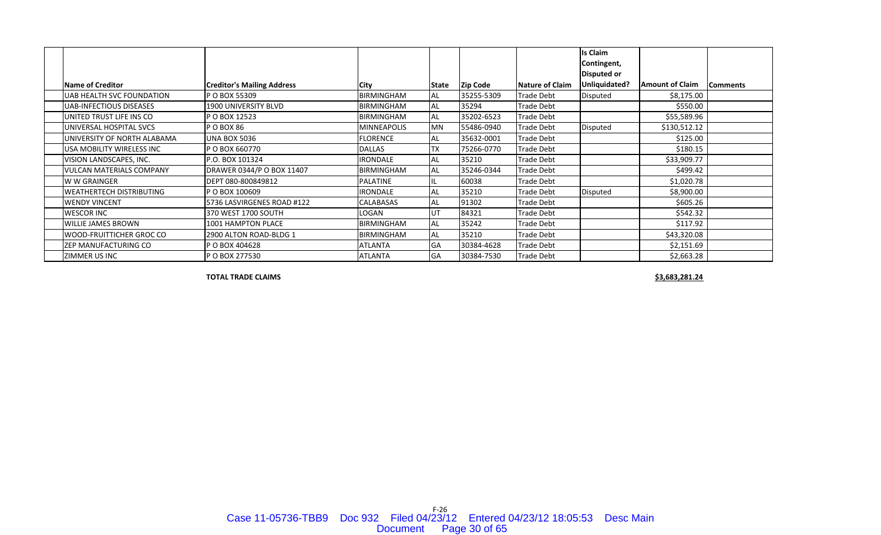| Name of Creditor | Creditor's Mailing Address | City | State | Zip Code | Nature of Claim | Is Claim Contingent, Disputed or Unliquidated? | Amount of Claim | Comments |
|---|---|---|---|---|---|---|---|---|
| UAB HEALTH SVC FOUNDATION | P O BOX 55309 | BIRMINGHAM | AL | 35255-5309 | Trade Debt | Disputed | $8,175.00 | |
| UAB-INFECTIOUS DISEASES | 1900 UNIVERSITY BLVD | BIRMINGHAM | AL | 35294 | Trade Debt | | $550.00 | |
| UNITED TRUST LIFE INS CO | P O BOX 12523 | BIRMINGHAM | AL | 35202-6523 | Trade Debt | | $55,589.96 | |
| UNIVERSAL HOSPITAL SVCS | P O BOX 86 | MINNEAPOLIS | MN | 55486-0940 | Trade Debt | Disputed | $130,512.12 | |
| UNIVERSITY OF NORTH ALABAMA | UNA BOX 5036 | FLORENCE | AL | 35632-0001 | Trade Debt | | $125.00 | |
| USA MOBILITY WIRELESS INC | P O BOX 660770 | DALLAS | TX | 75266-0770 | Trade Debt | | $180.15 | |
| VISION LANDSCAPES, INC. | P.O. BOX 101324 | IRONDALE | AL | 35210 | Trade Debt | | $33,909.77 | |
| VULCAN MATERIALS COMPANY | DRAWER 0344/P O BOX 11407 | BIRMINGHAM | AL | 35246-0344 | Trade Debt | | $499.42 | |
| W W GRAINGER | DEPT 080-800849812 | PALATINE | IL | 60038 | Trade Debt | | $1,020.78 | |
| WEATHERTECH DISTRIBUTING | P O BOX 100609 | IRONDALE | AL | 35210 | Trade Debt | Disputed | $8,900.00 | |
| WENDY VINCENT | 5736 LASVIRGENES ROAD #122 | CALABASAS | AL | 91302 | Trade Debt | | $605.26 | |
| WESCOR INC | 370 WEST 1700 SOUTH | LOGAN | UT | 84321 | Trade Debt | | $542.32 | |
| WILLIE JAMES BROWN | 1001 HAMPTON PLACE | BIRMINGHAM | AL | 35242 | Trade Debt | | $117.92 | |
| WOOD-FRUITTICHER GROC CO | 2900 ALTON ROAD-BLDG 1 | BIRMINGHAM | AL | 35210 | Trade Debt | | $43,320.08 | |
| ZEP MANUFACTURING CO | P O BOX 404628 | ATLANTA | GA | 30384-4628 | Trade Debt | | $2,151.69 | |
| ZIMMER US INC | P O BOX 277530 | ATLANTA | GA | 30384-7530 | Trade Debt | | $2,663.28 | |

**TOTAL TRADE CLAIMS** **$3,683,281.24**

F-26

Case 11-05736-TBB9 Doc 932 Filed 04/23/12 Entered 04/23/12 18:05:53 Desc Main Document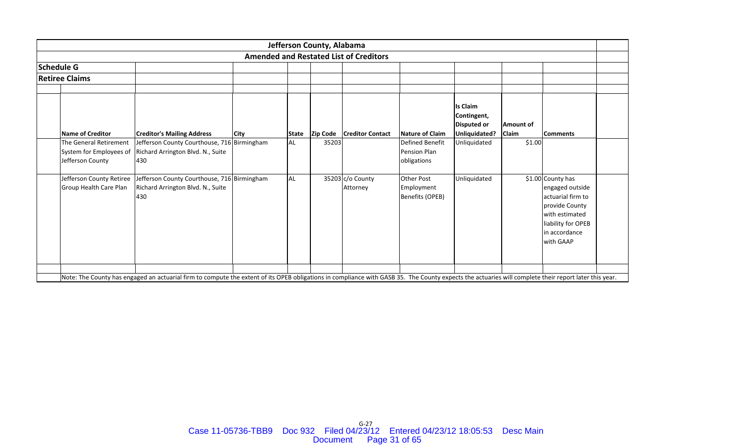# Jefferson County, Alabama

## Amended and Restated List of Creditors

### Schedule G

### Retiree Claims

| Name of Creditor | Creditor's Mailing Address | City | State | Zip Code | Creditor Contact | Nature of Claim | Is Claim Contingent, Disputed or Unliquidated? | Amount of Claim | Comments |
|---|---|---|---|---|---|---|---|---|---|
| The General Retirement System for Employees of Jefferson County | Jefferson County Courthouse, 716 Richard Arrington Blvd. N., Suite 430 | Birmingham | AL | 35203 | | Defined Benefit Pension Plan obligations | Unliquidated | $1.00 | |
| Jefferson County Retiree Group Health Care Plan | Jefferson County Courthouse, 716 Richard Arrington Blvd. N., Suite 430 | Birmingham | AL | 35203 | c/o County Attorney | Other Post Employment Benefits (OPEB) | Unliquidated | $1.00 | County has engaged outside actuarial firm to provide County with estimated liability for OPEB in accordance with GAAP |

Note: The County has engaged an actuarial firm to compute the extent of its OPEB obligations in compliance with GASB 35. The County expects the actuaries will complete their report later this year.

G-27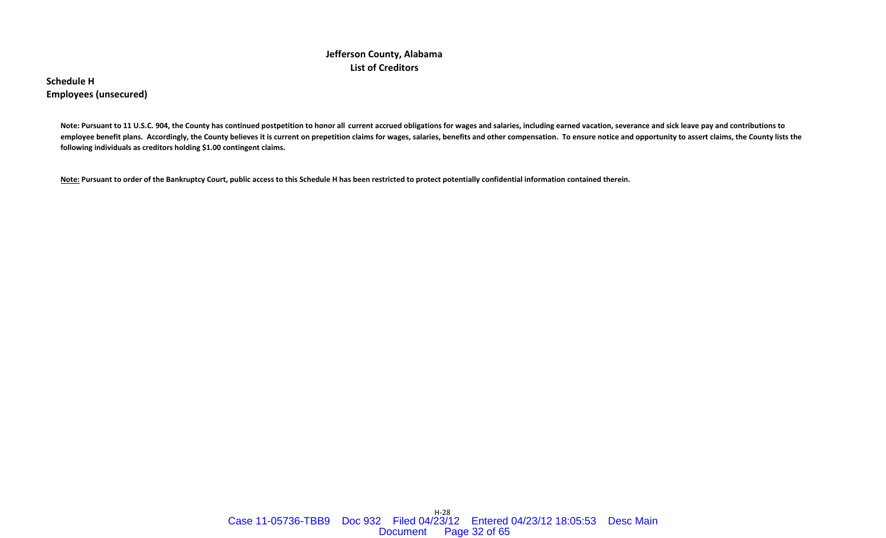# Jefferson County, Alabama
## List of Creditors

**Schedule H**
**Employees (unsecured)**

**Note: Pursuant to 11 U.S.C. 904, the County has continued postpetition to honor all current accrued obligations for wages and salaries, including earned vacation, severance and sick leave pay and contributions to employee benefit plans. Accordingly, the County believes it is current on prepetition claims for wages, salaries, benefits and other compensation. To ensure notice and opportunity to assert claims, the County lists the following individuals as creditors holding $1.00 contingent claims.**

**<u>Note:</u> Pursuant to order of the Bankruptcy Court, public access to this Schedule H has been restricted to protect potentially confidential information contained therein.**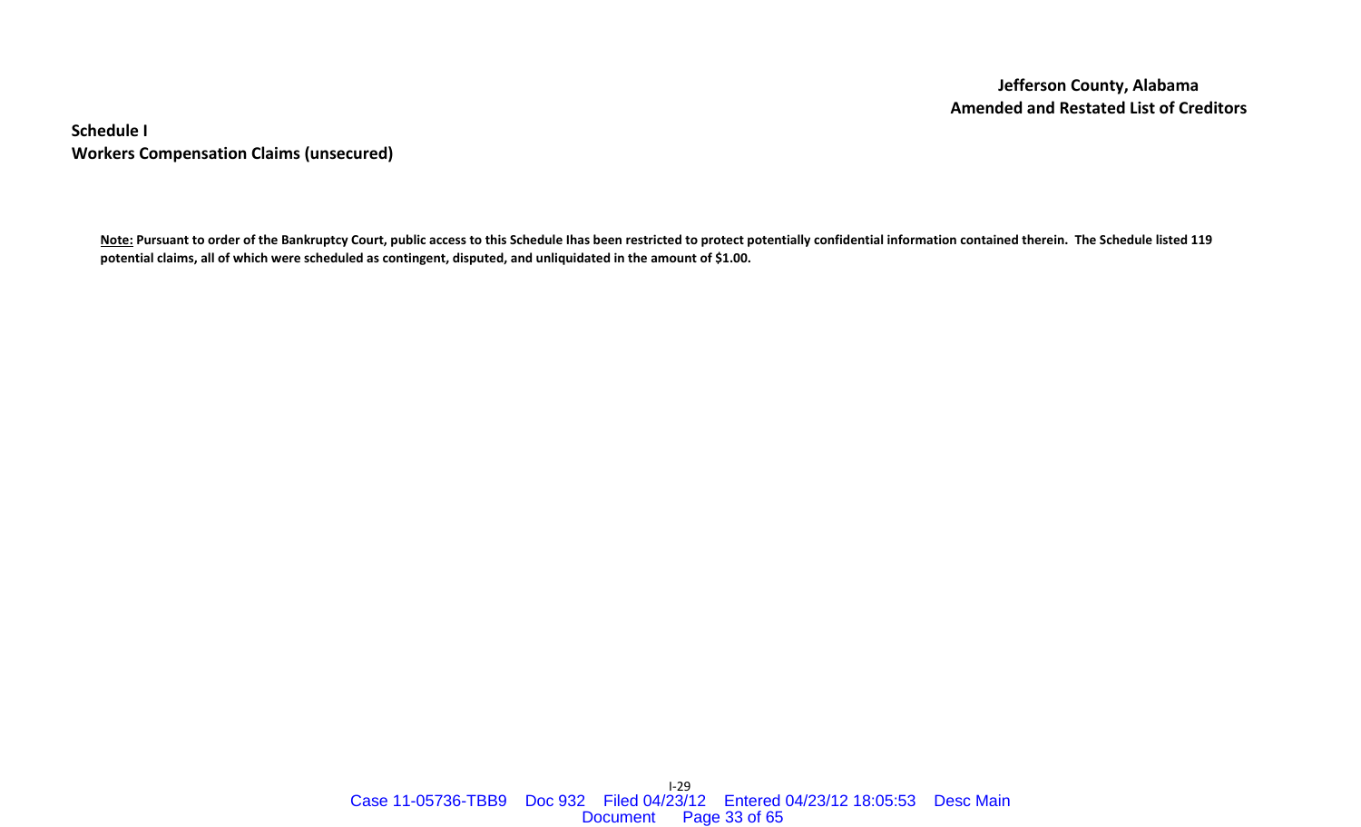**Jefferson County, Alabama**
**Amended and Restated List of Creditors**

**Schedule I**
**Workers Compensation Claims (unsecured)**

**<u>Note:</u> Pursuant to order of the Bankruptcy Court, public access to this Schedule Ihas been restricted to protect potentially confidential information contained therein. The Schedule listed 119 potential claims, all of which were scheduled as contingent, disputed, and unliquidated in the amount of $1.00.**

I-29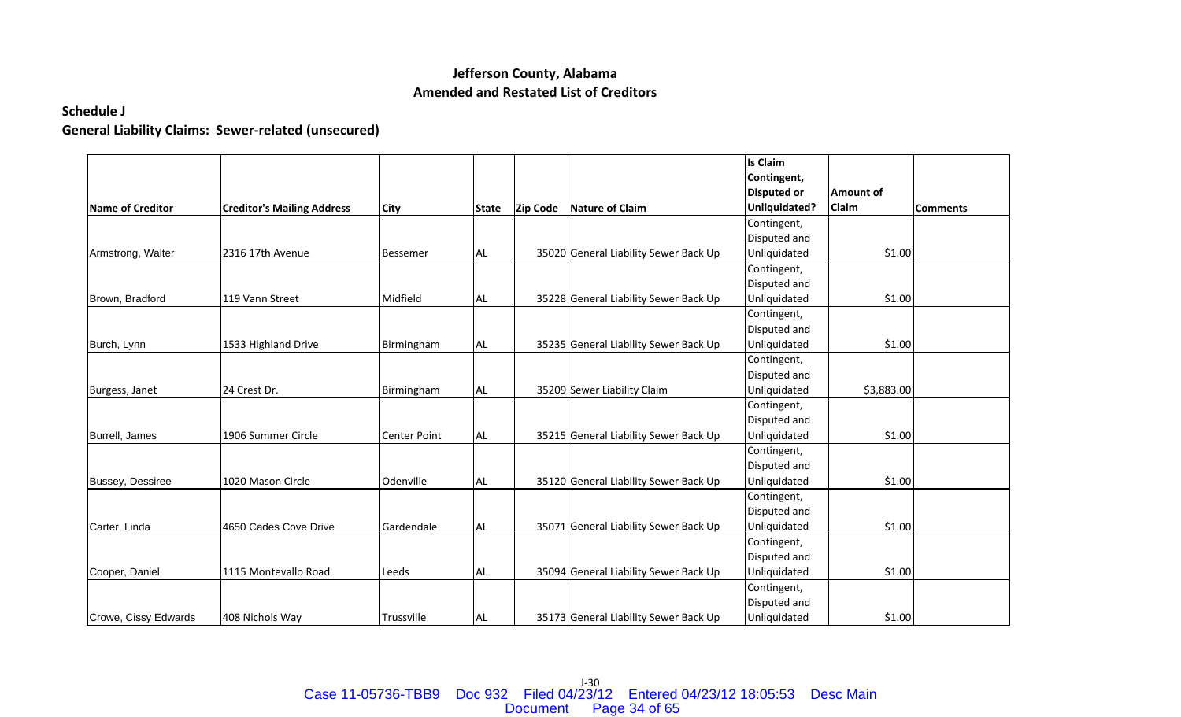# Jefferson County, Alabama
## Amended and Restated List of Creditors

**Schedule J**

**General Liability Claims: Sewer-related (unsecured)**

| Name of Creditor | Creditor's Mailing Address | City | State | Zip Code | Nature of Claim | Is Claim Contingent, Disputed or Unliquidated? | Amount of Claim | Comments |
|---|---|---|---|---|---|---|---|---|
| Armstrong, Walter | 2316 17th Avenue | Bessemer | AL | 35020 | General Liability Sewer Back Up | Contingent, Disputed and Unliquidated | $1.00 | |
| Brown, Bradford | 119 Vann Street | Midfield | AL | 35228 | General Liability Sewer Back Up | Contingent, Disputed and Unliquidated | $1.00 | |
| Burch, Lynn | 1533 Highland Drive | Birmingham | AL | 35235 | General Liability Sewer Back Up | Contingent, Disputed and Unliquidated | $1.00 | |
| Burgess, Janet | 24 Crest Dr. | Birmingham | AL | 35209 | Sewer Liability Claim | Contingent, Disputed and Unliquidated | $3,883.00 | |
| Burrell, James | 1906 Summer Circle | Center Point | AL | 35215 | General Liability Sewer Back Up | Contingent, Disputed and Unliquidated | $1.00 | |
| Bussey, Dessiree | 1020 Mason Circle | Odenville | AL | 35120 | General Liability Sewer Back Up | Contingent, Disputed and Unliquidated | $1.00 | |
| Carter, Linda | 4650 Cades Cove Drive | Gardendale | AL | 35071 | General Liability Sewer Back Up | Contingent, Disputed and Unliquidated | $1.00 | |
| Cooper, Daniel | 1115 Montevallo Road | Leeds | AL | 35094 | General Liability Sewer Back Up | Contingent, Disputed and Unliquidated | $1.00 | |
| Crowe, Cissy Edwards | 408 Nichols Way | Trussville | AL | 35173 | General Liability Sewer Back Up | Contingent, Disputed and Unliquidated | $1.00 | |

J-30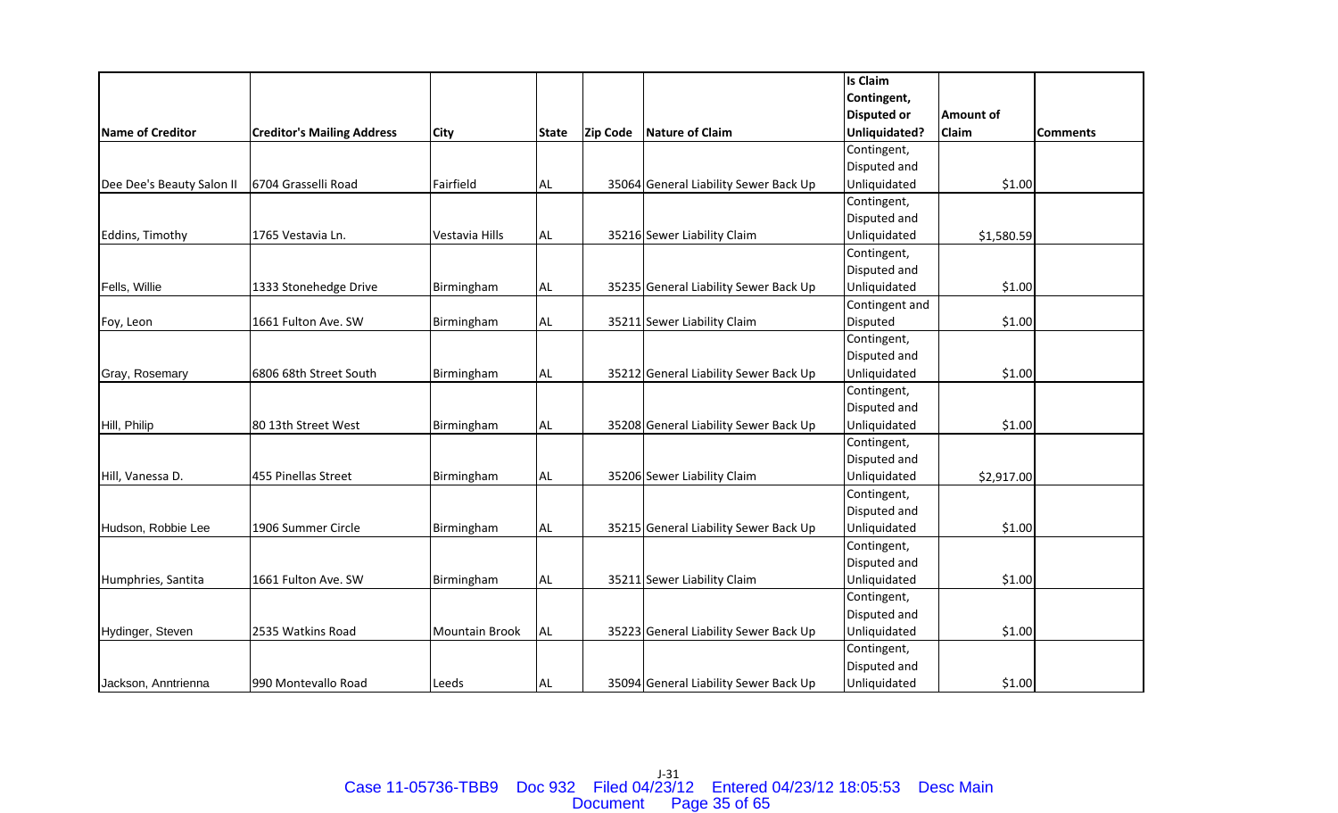| Name of Creditor | Creditor's Mailing Address | City | State | Zip Code | Nature of Claim | Is Claim Contingent, Disputed or Unliquidated? | Amount of Claim | Comments |
|---|---|---|---|---|---|---|---|---|
| Dee Dee's Beauty Salon II | 6704 Grasselli Road | Fairfield | AL | 35064 | General Liability Sewer Back Up | Contingent, Disputed and Unliquidated | $1.00 | |
| Eddins, Timothy | 1765 Vestavia Ln. | Vestavia Hills | AL | 35216 | Sewer Liability Claim | Contingent, Disputed and Unliquidated | $1,580.59 | |
| Fells, Willie | 1333 Stonehedge Drive | Birmingham | AL | 35235 | General Liability Sewer Back Up | Contingent, Disputed and Unliquidated | $1.00 | |
| Foy, Leon | 1661 Fulton Ave. SW | Birmingham | AL | 35211 | Sewer Liability Claim | Contingent and Disputed | $1.00 | |
| Gray, Rosemary | 6806 68th Street South | Birmingham | AL | 35212 | General Liability Sewer Back Up | Contingent, Disputed and Unliquidated | $1.00 | |
| Hill, Philip | 80 13th Street West | Birmingham | AL | 35208 | General Liability Sewer Back Up | Contingent, Disputed and Unliquidated | $1.00 | |
| Hill, Vanessa D. | 455 Pinellas Street | Birmingham | AL | 35206 | Sewer Liability Claim | Contingent, Disputed and Unliquidated | $2,917.00 | |
| Hudson, Robbie Lee | 1906 Summer Circle | Birmingham | AL | 35215 | General Liability Sewer Back Up | Contingent, Disputed and Unliquidated | $1.00 | |
| Humphries, Santita | 1661 Fulton Ave. SW | Birmingham | AL | 35211 | Sewer Liability Claim | Contingent, Disputed and Unliquidated | $1.00 | |
| Hydinger, Steven | 2535 Watkins Road | Mountain Brook | AL | 35223 | General Liability Sewer Back Up | Contingent, Disputed and Unliquidated | $1.00 | |
| Jackson, Anntrienna | 990 Montevallo Road | Leeds | AL | 35094 | General Liability Sewer Back Up | Contingent, Disputed and Unliquidated | $1.00 | |

J-31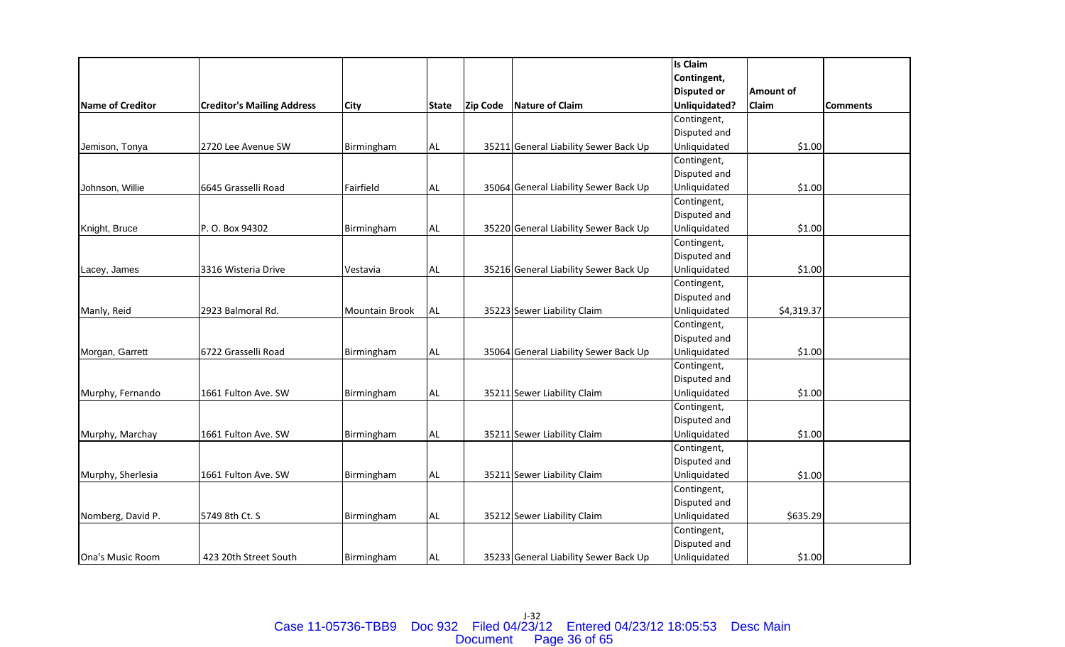| Name of Creditor | Creditor's Mailing Address | City | State | Zip Code | Nature of Claim | Is Claim Contingent, Disputed or Unliquidated? | Amount of Claim | Comments |
|---|---|---|---|---|---|---|---|---|
| Jemison, Tonya | 2720 Lee Avenue SW | Birmingham | AL | 35211 | General Liability Sewer Back Up | Contingent, Disputed and Unliquidated | $1.00 | |
| Johnson, Willie | 6645 Grasselli Road | Fairfield | AL | 35064 | General Liability Sewer Back Up | Contingent, Disputed and Unliquidated | $1.00 | |
| Knight, Bruce | P. O. Box 94302 | Birmingham | AL | 35220 | General Liability Sewer Back Up | Contingent, Disputed and Unliquidated | $1.00 | |
| Lacey, James | 3316 Wisteria Drive | Vestavia | AL | 35216 | General Liability Sewer Back Up | Contingent, Disputed and Unliquidated | $1.00 | |
| Manly, Reid | 2923 Balmoral Rd. | Mountain Brook | AL | 35223 | Sewer Liability Claim | Contingent, Disputed and Unliquidated | $4,319.37 | |
| Morgan, Garrett | 6722 Grasselli Road | Birmingham | AL | 35064 | General Liability Sewer Back Up | Contingent, Disputed and Unliquidated | $1.00 | |
| Murphy, Fernando | 1661 Fulton Ave. SW | Birmingham | AL | 35211 | Sewer Liability Claim | Contingent, Disputed and Unliquidated | $1.00 | |
| Murphy, Marchay | 1661 Fulton Ave. SW | Birmingham | AL | 35211 | Sewer Liability Claim | Contingent, Disputed and Unliquidated | $1.00 | |
| Murphy, Sherlesia | 1661 Fulton Ave. SW | Birmingham | AL | 35211 | Sewer Liability Claim | Contingent, Disputed and Unliquidated | $1.00 | |
| Nomberg, David P. | 5749 8th Ct. S | Birmingham | AL | 35212 | Sewer Liability Claim | Contingent, Disputed and Unliquidated | $635.29 | |
| Ona's Music Room | 423 20th Street South | Birmingham | AL | 35233 | General Liability Sewer Back Up | Contingent, Disputed and Unliquidated | $1.00 | |

J-32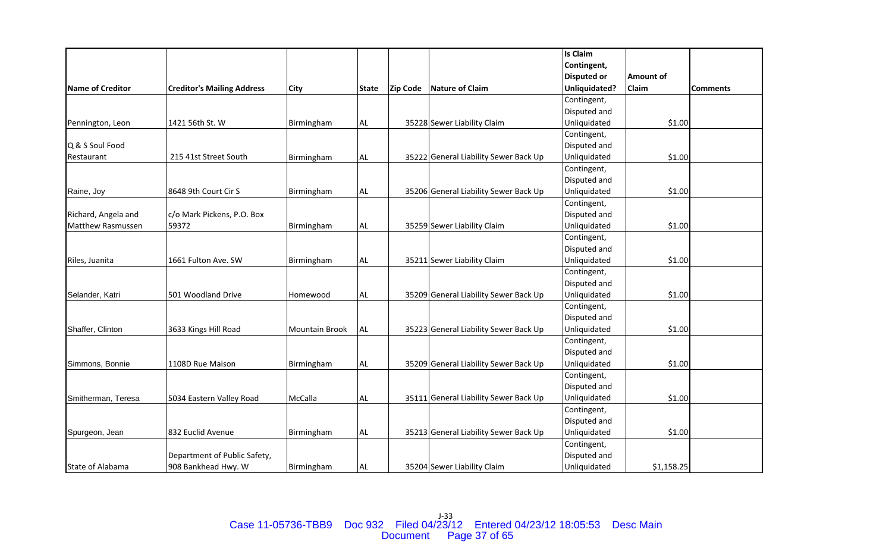| Name of Creditor | Creditor's Mailing Address | City | State | Zip Code | Nature of Claim | Is Claim Contingent, Disputed or Unliquidated? | Amount of Claim | Comments |
|---|---|---|---|---|---|---|---|---|
| Pennington, Leon | 1421 56th St. W | Birmingham | AL | 35228 | Sewer Liability Claim | Contingent, Disputed and Unliquidated | $1.00 | |
| Q & S Soul Food Restaurant | 215 41st Street South | Birmingham | AL | 35222 | General Liability Sewer Back Up | Contingent, Disputed and Unliquidated | $1.00 | |
| Raine, Joy | 8648 9th Court Cir S | Birmingham | AL | 35206 | General Liability Sewer Back Up | Contingent, Disputed and Unliquidated | $1.00 | |
| Richard, Angela and Matthew Rasmussen | c/o Mark Pickens, P.O. Box 59372 | Birmingham | AL | 35259 | Sewer Liability Claim | Contingent, Disputed and Unliquidated | $1.00 | |
| Riles, Juanita | 1661 Fulton Ave. SW | Birmingham | AL | 35211 | Sewer Liability Claim | Contingent, Disputed and Unliquidated | $1.00 | |
| Selander, Katri | 501 Woodland Drive | Homewood | AL | 35209 | General Liability Sewer Back Up | Contingent, Disputed and Unliquidated | $1.00 | |
| Shaffer, Clinton | 3633 Kings Hill Road | Mountain Brook | AL | 35223 | General Liability Sewer Back Up | Contingent, Disputed and Unliquidated | $1.00 | |
| Simmons, Bonnie | 1108D Rue Maison | Birmingham | AL | 35209 | General Liability Sewer Back Up | Contingent, Disputed and Unliquidated | $1.00 | |
| Smitherman, Teresa | 5034 Eastern Valley Road | McCalla | AL | 35111 | General Liability Sewer Back Up | Contingent, Disputed and Unliquidated | $1.00 | |
| Spurgeon, Jean | 832 Euclid Avenue | Birmingham | AL | 35213 | General Liability Sewer Back Up | Contingent, Disputed and Unliquidated | $1.00 | |
| State of Alabama | Department of Public Safety, 908 Bankhead Hwy. W | Birmingham | AL | 35204 | Sewer Liability Claim | Contingent, Disputed and Unliquidated | $1,158.25 | |

J-33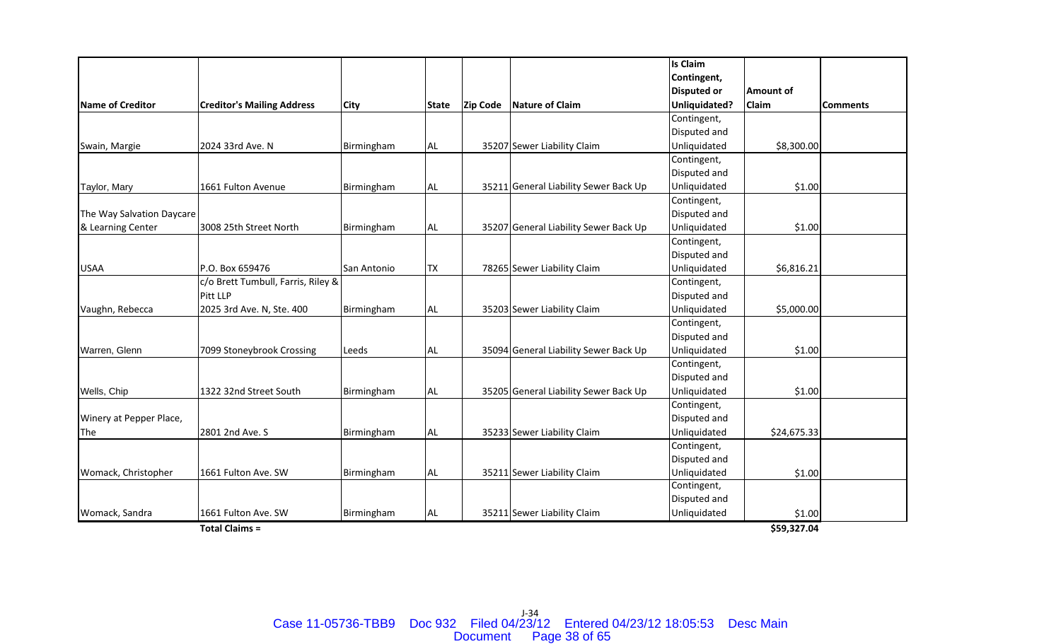| Name of Creditor | Creditor's Mailing Address | City | State | Zip Code | Nature of Claim | Is Claim Contingent, Disputed or Unliquidated? | Amount of Claim | Comments |
|---|---|---|---|---|---|---|---|---|
| Swain, Margie | 2024 33rd Ave. N | Birmingham | AL | 35207 | Sewer Liability Claim | Contingent, Disputed and Unliquidated | $8,300.00 | |
| Taylor, Mary | 1661 Fulton Avenue | Birmingham | AL | 35211 | General Liability Sewer Back Up | Contingent, Disputed and Unliquidated | $1.00 | |
| The Way Salvation Daycare & Learning Center | 3008 25th Street North | Birmingham | AL | 35207 | General Liability Sewer Back Up | Contingent, Disputed and Unliquidated | $1.00 | |
| USAA | P.O. Box 659476 | San Antonio | TX | 78265 | Sewer Liability Claim | Contingent, Disputed and Unliquidated | $6,816.21 | |
| Vaughn, Rebecca | c/o Brett Tumbull, Farris, Riley & Pitt LLP 2025 3rd Ave. N, Ste. 400 | Birmingham | AL | 35203 | Sewer Liability Claim | Contingent, Disputed and Unliquidated | $5,000.00 | |
| Warren, Glenn | 7099 Stoneybrook Crossing | Leeds | AL | 35094 | General Liability Sewer Back Up | Contingent, Disputed and Unliquidated | $1.00 | |
| Wells, Chip | 1322 32nd Street South | Birmingham | AL | 35205 | General Liability Sewer Back Up | Contingent, Disputed and Unliquidated | $1.00 | |
| Winery at Pepper Place, The | 2801 2nd Ave. S | Birmingham | AL | 35233 | Sewer Liability Claim | Contingent, Disputed and Unliquidated | $24,675.33 | |
| Womack, Christopher | 1661 Fulton Ave. SW | Birmingham | AL | 35211 | Sewer Liability Claim | Contingent, Disputed and Unliquidated | $1.00 | |
| Womack, Sandra | 1661 Fulton Ave. SW | Birmingham | AL | 35211 | Sewer Liability Claim | Contingent, Disputed and Unliquidated | $1.00 | |
| | **Total Claims =** | | | | | | **$59,327.04** | |

J-34

Case 11-05736-TBB9 Doc 932 Filed 04/23/12 Entered 04/23/12 18:05:53 Desc Main Document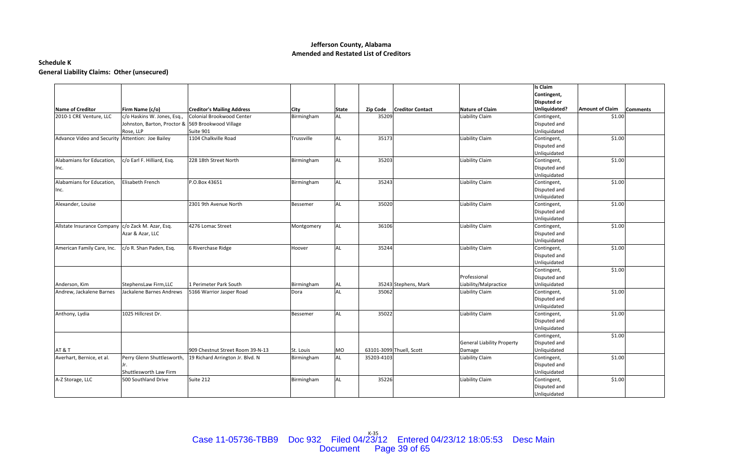**Jefferson County, Alabama**
**Amended and Restated List of Creditors**

**Schedule K**
**General Liability Claims: Other (unsecured)**

| Name of Creditor | Firm Name (c/o) | Creditor's Mailing Address | City | State | Zip Code | Creditor Contact | Nature of Claim | Is Claim Contingent, Disputed or Unliquidated? | Amount of Claim | Comments |
|---|---|---|---|---|---|---|---|---|---|---|
| 2010-1 CRE Venture, LLC | c/o Haskins W. Jones, Esq., Johnston, Barton, Proctor & Rose, LLP | Colonial Brookwood Center 569 Brookwood Village Suite 901 | Birmingham | AL | 35209 | | Liability Claim | Contingent, Disputed and Unliquidated | $1.00 | |
| Advance Video and Security | Attention: Joe Bailey | 1104 Chalkville Road | Trussville | AL | 35173 | | Liability Claim | Contingent, Disputed and Unliquidated | $1.00 | |
| Alabamians for Education, Inc. | c/o Earl F. Hilliard, Esq. | 228 18th Street North | Birmingham | AL | 35203 | | Liability Claim | Contingent, Disputed and Unliquidated | $1.00 | |
| Alabamians for Education, Inc. | Elisabeth French | P.O.Box 43651 | Birmingham | AL | 35243 | | Liability Claim | Contingent, Disputed and Unliquidated | $1.00 | |
| Alexander, Louise | | 2301 9th Avenue North | Bessemer | AL | 35020 | | Liability Claim | Contingent, Disputed and Unliquidated | $1.00 | |
| Allstate Insurance Company | c/o Zack M. Azar, Esq. Azar & Azar, LLC | 4276 Lomac Street | Montgomery | AL | 36106 | | Liability Claim | Contingent, Disputed and Unliquidated | $1.00 | |
| American Family Care, Inc. | c/o R. Shan Paden, Esq. | 6 Riverchase Ridge | Hoover | AL | 35244 | | Liability Claim | Contingent, Disputed and Unliquidated | $1.00 | |
| Anderson, Kim | StephensLaw Firm,LLC | 1 Perimeter Park South | Birmingham | AL | 35243 | Stephens, Mark | Professional Liability/Malpractice | Contingent, Disputed and Unliquidated | $1.00 | |
| Andrew, Jackalene Barnes | Jackalene Barnes Andrews | 5166 Warrior Jasper Road | Dora | AL | 35062 | | Liability Claim | Contingent, Disputed and Unliquidated | $1.00 | |
| Anthony, Lydia | 1025 Hillcrest Dr. | | Bessemer | AL | 35022 | | Liability Claim | Contingent, Disputed and Unliquidated | $1.00 | |
| AT & T | | 909 Chestnut Street Room 39-N-13 | St. Louis | MO | 63101-3099 | Thuell, Scott | General Liability Property Damage | Contingent, Disputed and Unliquidated | $1.00 | |
| Averhart, Bernice, et al. | Perry Glenn Shuttlesworth, Jr. Shuttlesworth Law Firm | 19 Richard Arrington Jr. Blvd. N | Birmingham | AL | 35203-4103 | | Liability Claim | Contingent, Disputed and Unliquidated | $1.00 | |
| A-Z Storage, LLC | 500 Southland Drive | Suite 212 | Birmingham | AL | 35226 | | Liability Claim | Contingent, Disputed and Unliquidated | $1.00 | |

K-35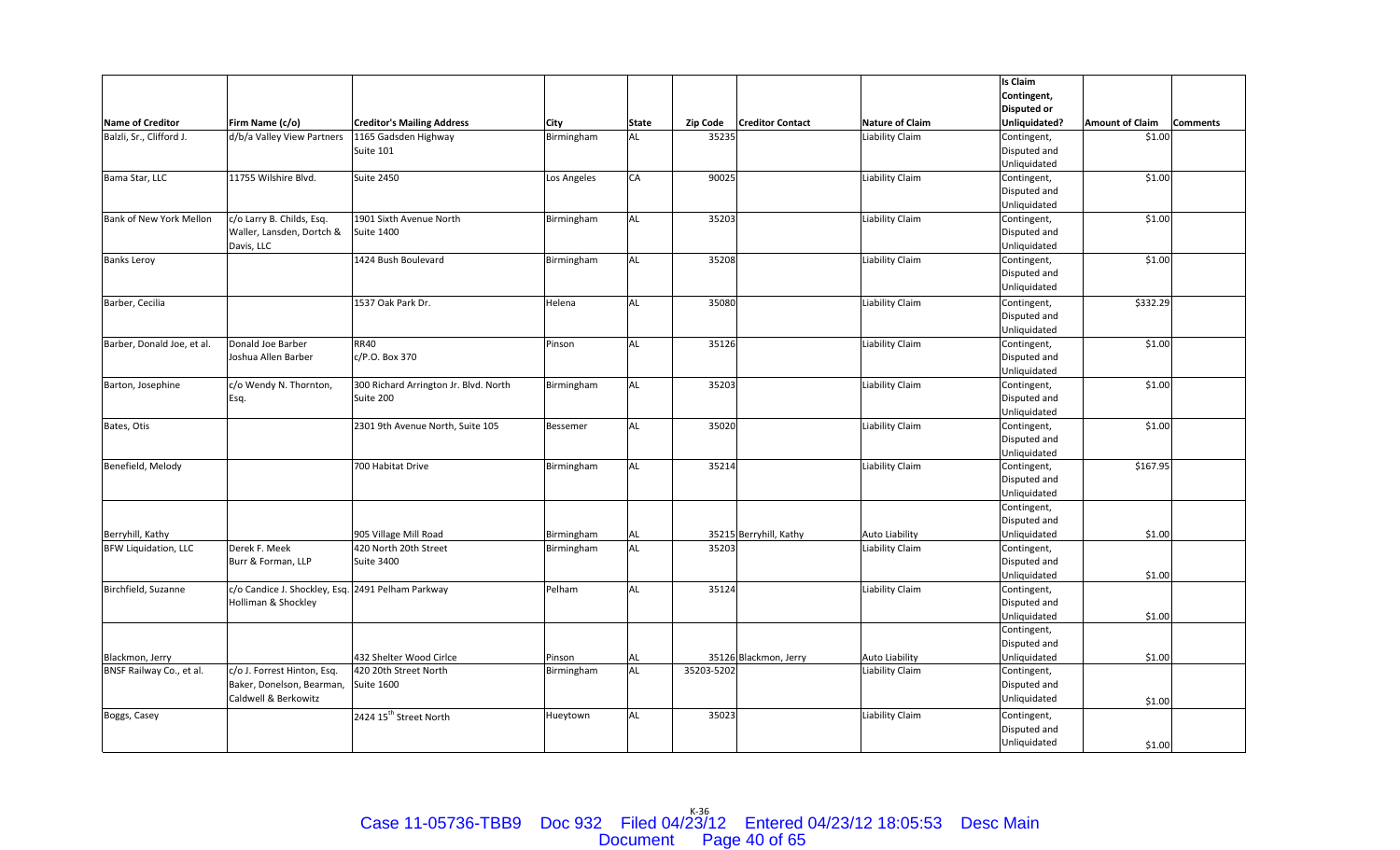| Name of Creditor | Firm Name (c/o) | Creditor's Mailing Address | City | State | Zip Code | Creditor Contact | Nature of Claim | Is Claim Contingent, Disputed or Unliquidated? | Amount of Claim | Comments |
|---|---|---|---|---|---|---|---|---|---|---|
| Balzli, Sr., Clifford J. | d/b/a Valley View Partners | 1165 Gadsden Highway Suite 101 | Birmingham | AL | 35235 | | Liability Claim | Contingent, Disputed and Unliquidated | $1.00 | |
| Bama Star, LLC | 11755 Wilshire Blvd. | Suite 2450 | Los Angeles | CA | 90025 | | Liability Claim | Contingent, Disputed and Unliquidated | $1.00 | |
| Bank of New York Mellon | c/o Larry B. Childs, Esq. Waller, Lansden, Dortch & Davis, LLC | 1901 Sixth Avenue North Suite 1400 | Birmingham | AL | 35203 | | Liability Claim | Contingent, Disputed and Unliquidated | $1.00 | |
| Banks Leroy | | 1424 Bush Boulevard | Birmingham | AL | 35208 | | Liability Claim | Contingent, Disputed and Unliquidated | $1.00 | |
| Barber, Cecilia | | 1537 Oak Park Dr. | Helena | AL | 35080 | | Liability Claim | Contingent, Disputed and Unliquidated | $332.29 | |
| Barber, Donald Joe, et al. | Donald Joe Barber Joshua Allen Barber | RR40 c/P.O. Box 370 | Pinson | AL | 35126 | | Liability Claim | Contingent, Disputed and Unliquidated | $1.00 | |
| Barton, Josephine | c/o Wendy N. Thornton, Esq. | 300 Richard Arrington Jr. Blvd. North Suite 200 | Birmingham | AL | 35203 | | Liability Claim | Contingent, Disputed and Unliquidated | $1.00 | |
| Bates, Otis | | 2301 9th Avenue North, Suite 105 | Bessemer | AL | 35020 | | Liability Claim | Contingent, Disputed and Unliquidated | $1.00 | |
| Benefield, Melody | | 700 Habitat Drive | Birmingham | AL | 35214 | | Liability Claim | Contingent, Disputed and Unliquidated | $167.95 | |
| Berryhill, Kathy | | 905 Village Mill Road | Birmingham | AL | 35215 | Berryhill, Kathy | Auto Liability | Contingent, Disputed and Unliquidated | $1.00 | |
| BFW Liquidation, LLC | Derek F. Meek Burr & Forman, LLP | 420 North 20th Street Suite 3400 | Birmingham | AL | 35203 | | Liability Claim | Contingent, Disputed and Unliquidated | $1.00 | |
| Birchfield, Suzanne | c/o Candice J. Shockley, Esq. Holliman & Shockley | 2491 Pelham Parkway | Pelham | AL | 35124 | | Liability Claim | Contingent, Disputed and Unliquidated | $1.00 | |
| Blackmon, Jerry | | 432 Shelter Wood Cirlce | Pinson | AL | 35126 | Blackmon, Jerry | Auto Liability | Contingent, Disputed and Unliquidated | $1.00 | |
| BNSF Railway Co., et al. | c/o J. Forrest Hinton, Esq. Baker, Donelson, Bearman, Caldwell & Berkowitz | 420 20th Street North Suite 1600 | Birmingham | AL | 35203-5202 | | Liability Claim | Contingent, Disputed and Unliquidated | $1.00 | |
| Boggs, Casey | | 2424 15th Street North | Hueytown | AL | 35023 | | Liability Claim | Contingent, Disputed and Unliquidated | $1.00 | |

K-36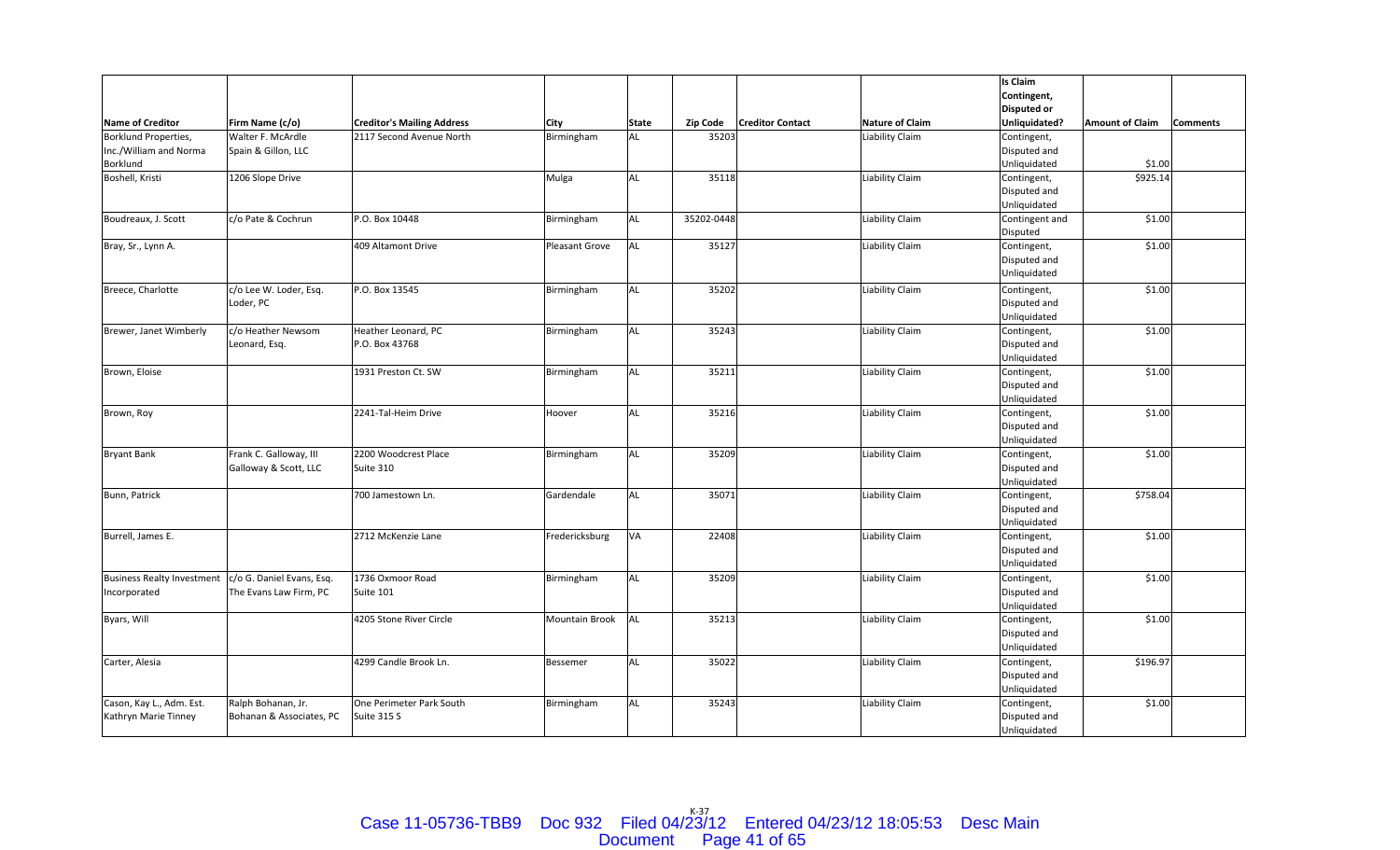| Name of Creditor | Firm Name (c/o) | Creditor's Mailing Address | City | State | Zip Code | Creditor Contact | Nature of Claim | Is Claim Contingent, Disputed or Unliquidated? | Amount of Claim | Comments |
|---|---|---|---|---|---|---|---|---|---|---|
| Borklund Properties, Inc./William and Norma Borklund | Walter F. McArdle Spain & Gillon, LLC | 2117 Second Avenue North | Birmingham | AL | 35203 | | Liability Claim | Contingent, Disputed and Unliquidated | $1.00 | |
| Boshell, Kristi | 1206 Slope Drive | | Mulga | AL | 35118 | | Liability Claim | Contingent, Disputed and Unliquidated | $925.14 | |
| Boudreaux, J. Scott | c/o Pate & Cochrun | P.O. Box 10448 | Birmingham | AL | 35202-0448 | | Liability Claim | Contingent and Disputed | $1.00 | |
| Bray, Sr., Lynn A. | | 409 Altamont Drive | Pleasant Grove | AL | 35127 | | Liability Claim | Contingent, Disputed and Unliquidated | $1.00 | |
| Breece, Charlotte | c/o Lee W. Loder, Esq. Loder, PC | P.O. Box 13545 | Birmingham | AL | 35202 | | Liability Claim | Contingent, Disputed and Unliquidated | $1.00 | |
| Brewer, Janet Wimberly | c/o Heather Newsom Leonard, Esq. | Heather Leonard, PC P.O. Box 43768 | Birmingham | AL | 35243 | | Liability Claim | Contingent, Disputed and Unliquidated | $1.00 | |
| Brown, Eloise | | 1931 Preston Ct. SW | Birmingham | AL | 35211 | | Liability Claim | Contingent, Disputed and Unliquidated | $1.00 | |
| Brown, Roy | | 2241-Tal-Heim Drive | Hoover | AL | 35216 | | Liability Claim | Contingent, Disputed and Unliquidated | $1.00 | |
| Bryant Bank | Frank C. Galloway, III Galloway & Scott, LLC | 2200 Woodcrest Place Suite 310 | Birmingham | AL | 35209 | | Liability Claim | Contingent, Disputed and Unliquidated | $1.00 | |
| Bunn, Patrick | | 700 Jamestown Ln. | Gardendale | AL | 35071 | | Liability Claim | Contingent, Disputed and Unliquidated | $758.04 | |
| Burrell, James E. | | 2712 McKenzie Lane | Fredericksburg | VA | 22408 | | Liability Claim | Contingent, Disputed and Unliquidated | $1.00 | |
| Business Realty Investment Incorporated | c/o G. Daniel Evans, Esq. The Evans Law Firm, PC | 1736 Oxmoor Road Suite 101 | Birmingham | AL | 35209 | | Liability Claim | Contingent, Disputed and Unliquidated | $1.00 | |
| Byars, Will | | 4205 Stone River Circle | Mountain Brook | AL | 35213 | | Liability Claim | Contingent, Disputed and Unliquidated | $1.00 | |
| Carter, Alesia | | 4299 Candle Brook Ln. | Bessemer | AL | 35022 | | Liability Claim | Contingent, Disputed and Unliquidated | $196.97 | |
| Cason, Kay L., Adm. Est. Kathryn Marie Tinney | Ralph Bohanan, Jr. Bohanan & Associates, PC | One Perimeter Park South Suite 315 S | Birmingham | AL | 35243 | | Liability Claim | Contingent, Disputed and Unliquidated | $1.00 | |

K-37

Case 11-05736-TBB9 Doc 932 Filed 04/23/12 Entered 04/23/12 18:05:53 Desc Main Document Page 41 of 65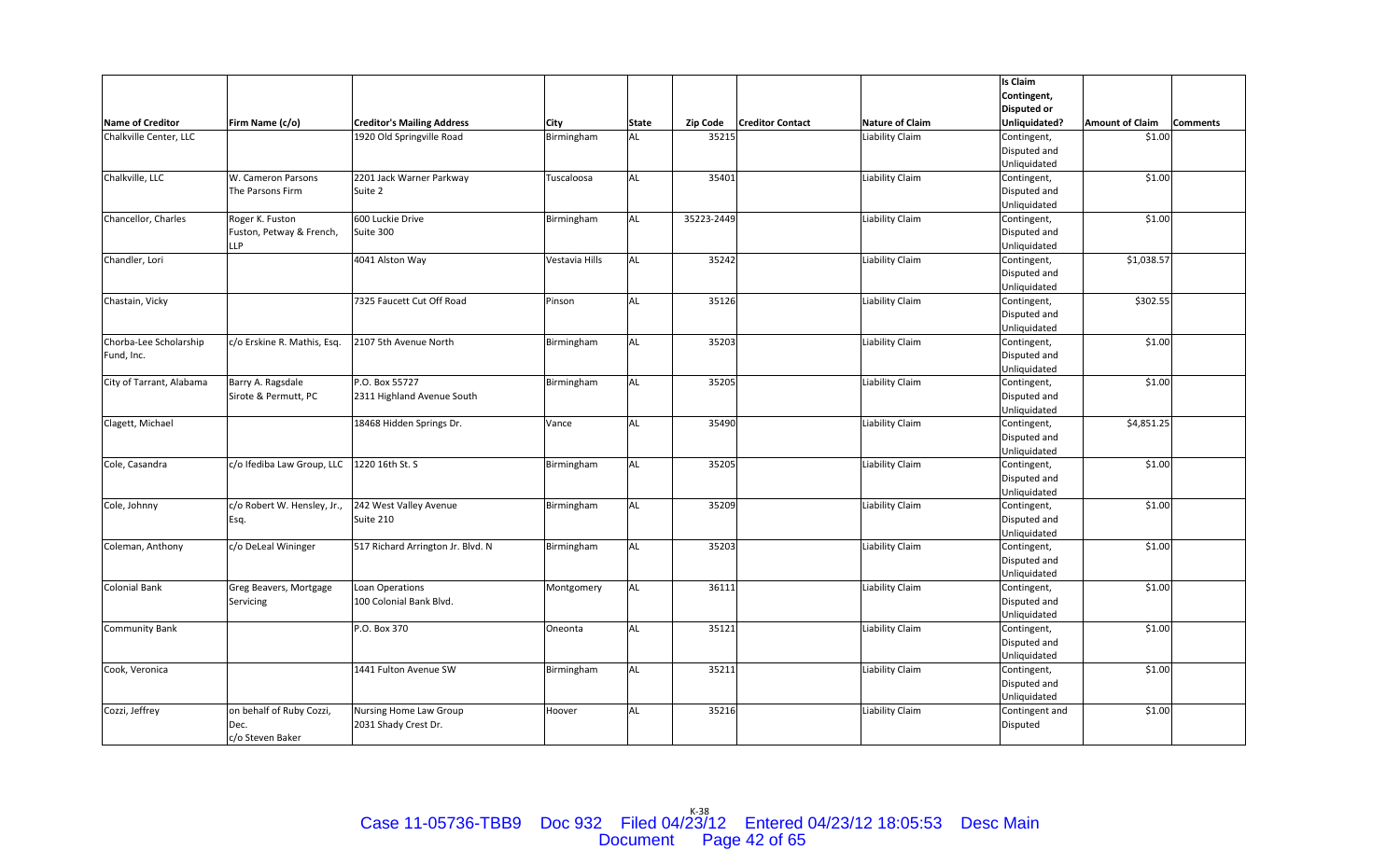| Name of Creditor | Firm Name (c/o) | Creditor's Mailing Address | City | State | Zip Code | Creditor Contact | Nature of Claim | Is Claim Contingent, Disputed or Unliquidated? | Amount of Claim | Comments |
|---|---|---|---|---|---|---|---|---|---|---|
| Chalkville Center, LLC | | 1920 Old Springville Road | Birmingham | AL | 35215 | | Liability Claim | Contingent, Disputed and Unliquidated | $1.00 | |
| Chalkville, LLC | W. Cameron Parsons The Parsons Firm | 2201 Jack Warner Parkway Suite 2 | Tuscaloosa | AL | 35401 | | Liability Claim | Contingent, Disputed and Unliquidated | $1.00 | |
| Chancellor, Charles | Roger K. Fuston Fuston, Petway & French, LLP | 600 Luckie Drive Suite 300 | Birmingham | AL | 35223-2449 | | Liability Claim | Contingent, Disputed and Unliquidated | $1.00 | |
| Chandler, Lori | | 4041 Alston Way | Vestavia Hills | AL | 35242 | | Liability Claim | Contingent, Disputed and Unliquidated | $1,038.57 | |
| Chastain, Vicky | | 7325 Faucett Cut Off Road | Pinson | AL | 35126 | | Liability Claim | Contingent, Disputed and Unliquidated | $302.55 | |
| Chorba-Lee Scholarship Fund, Inc. | c/o Erskine R. Mathis, Esq. | 2107 5th Avenue North | Birmingham | AL | 35203 | | Liability Claim | Contingent, Disputed and Unliquidated | $1.00 | |
| City of Tarrant, Alabama | Barry A. Ragsdale Sirote & Permutt, PC | P.O. Box 55727 2311 Highland Avenue South | Birmingham | AL | 35205 | | Liability Claim | Contingent, Disputed and Unliquidated | $1.00 | |
| Clagett, Michael | | 18468 Hidden Springs Dr. | Vance | AL | 35490 | | Liability Claim | Contingent, Disputed and Unliquidated | $4,851.25 | |
| Cole, Casandra | c/o Ifediba Law Group, LLC | 1220 16th St. S | Birmingham | AL | 35205 | | Liability Claim | Contingent, Disputed and Unliquidated | $1.00 | |
| Cole, Johnny | c/o Robert W. Hensley, Jr., Esq. | 242 West Valley Avenue Suite 210 | Birmingham | AL | 35209 | | Liability Claim | Contingent, Disputed and Unliquidated | $1.00 | |
| Coleman, Anthony | c/o DeLeal Wininger | 517 Richard Arrington Jr. Blvd. N | Birmingham | AL | 35203 | | Liability Claim | Contingent, Disputed and Unliquidated | $1.00 | |
| Colonial Bank | Greg Beavers, Mortgage Servicing | Loan Operations 100 Colonial Bank Blvd. | Montgomery | AL | 36111 | | Liability Claim | Contingent, Disputed and Unliquidated | $1.00 | |
| Community Bank | | P.O. Box 370 | Oneonta | AL | 35121 | | Liability Claim | Contingent, Disputed and Unliquidated | $1.00 | |
| Cook, Veronica | | 1441 Fulton Avenue SW | Birmingham | AL | 35211 | | Liability Claim | Contingent, Disputed and Unliquidated | $1.00 | |
| Cozzi, Jeffrey | on behalf of Ruby Cozzi, Dec. c/o Steven Baker | Nursing Home Law Group 2031 Shady Crest Dr. | Hoover | AL | 35216 | | Liability Claim | Contingent and Disputed | $1.00 | |

K-38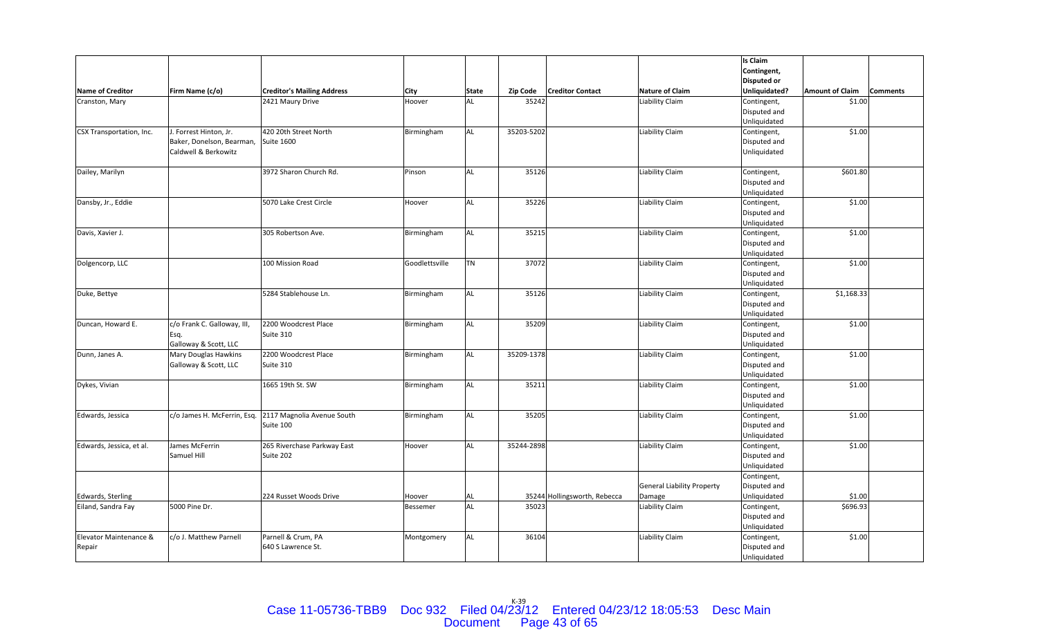| Name of Creditor | Firm Name (c/o) | Creditor's Mailing Address | City | State | Zip Code | Creditor Contact | Nature of Claim | Is Claim Contingent, Disputed or Unliquidated? | Amount of Claim | Comments |
|---|---|---|---|---|---|---|---|---|---|---|
| Cranston, Mary | | 2421 Maury Drive | Hoover | AL | 35242 | | Liability Claim | Contingent, Disputed and Unliquidated | $1.00 | |
| CSX Transportation, Inc. | J. Forrest Hinton, Jr. Baker, Donelson, Bearman, Caldwell & Berkowitz | 420 20th Street North Suite 1600 | Birmingham | AL | 35203-5202 | | Liability Claim | Contingent, Disputed and Unliquidated | $1.00 | |
| Dailey, Marilyn | | 3972 Sharon Church Rd. | Pinson | AL | 35126 | | Liability Claim | Contingent, Disputed and Unliquidated | $601.80 | |
| Dansby, Jr., Eddie | | 5070 Lake Crest Circle | Hoover | AL | 35226 | | Liability Claim | Contingent, Disputed and Unliquidated | $1.00 | |
| Davis, Xavier J. | | 305 Robertson Ave. | Birmingham | AL | 35215 | | Liability Claim | Contingent, Disputed and Unliquidated | $1.00 | |
| Dolgencorp, LLC | | 100 Mission Road | Goodlettsville | TN | 37072 | | Liability Claim | Contingent, Disputed and Unliquidated | $1.00 | |
| Duke, Bettye | | 5284 Stablehouse Ln. | Birmingham | AL | 35126 | | Liability Claim | Contingent, Disputed and Unliquidated | $1,168.33 | |
| Duncan, Howard E. | c/o Frank C. Galloway, III, Esq. Galloway & Scott, LLC | 2200 Woodcrest Place Suite 310 | Birmingham | AL | 35209 | | Liability Claim | Contingent, Disputed and Unliquidated | $1.00 | |
| Dunn, Janes A. | Mary Douglas Hawkins Galloway & Scott, LLC | 2200 Woodcrest Place Suite 310 | Birmingham | AL | 35209-1378 | | Liability Claim | Contingent, Disputed and Unliquidated | $1.00 | |
| Dykes, Vivian | | 1665 19th St. SW | Birmingham | AL | 35211 | | Liability Claim | Contingent, Disputed and Unliquidated | $1.00 | |
| Edwards, Jessica | c/o James H. McFerrin, Esq. | 2117 Magnolia Avenue South Suite 100 | Birmingham | AL | 35205 | | Liability Claim | Contingent, Disputed and Unliquidated | $1.00 | |
| Edwards, Jessica, et al. | James McFerrin Samuel Hill | 265 Riverchase Parkway East Suite 202 | Hoover | AL | 35244-2898 | | Liability Claim | Contingent, Disputed and Unliquidated | $1.00 | |
| Edwards, Sterling | | 224 Russet Woods Drive | Hoover | AL | 35244 | Hollingsworth, Rebecca | General Liability Property Damage | Contingent, Disputed and Unliquidated | $1.00 | |
| Eiland, Sandra Fay | 5000 Pine Dr. | | Bessemer | AL | 35023 | | Liability Claim | Contingent, Disputed and Unliquidated | $696.93 | |
| Elevator Maintenance & Repair | c/o J. Matthew Parnell | Parnell & Crum, PA 640 S Lawrence St. | Montgomery | AL | 36104 | | Liability Claim | Contingent, Disputed and Unliquidated | $1.00 | |

K-39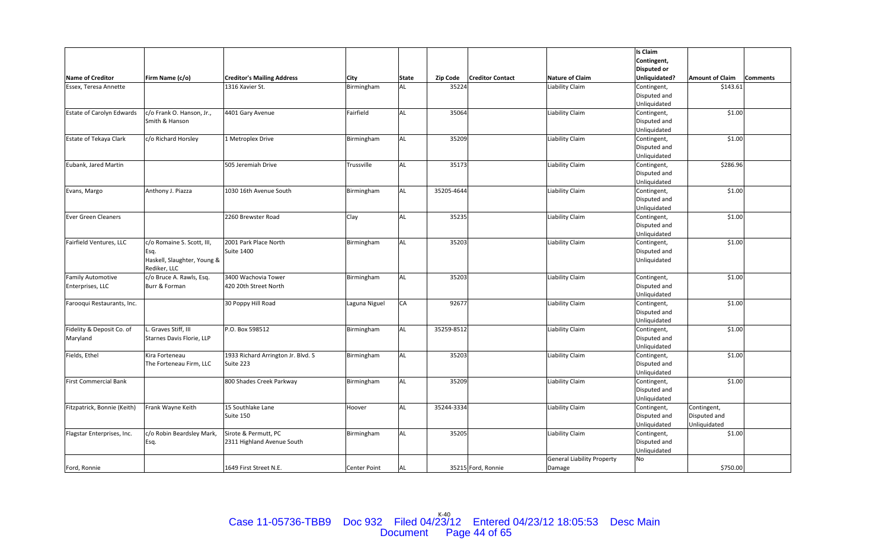| Name of Creditor | Firm Name (c/o) | Creditor's Mailing Address | City | State | Zip Code | Creditor Contact | Nature of Claim | Is Claim Contingent, Disputed or Unliquidated? | Amount of Claim | Comments |
|---|---|---|---|---|---|---|---|---|---|---|
| Essex, Teresa Annette | | 1316 Xavier St. | Birmingham | AL | 35224 | | Liability Claim | Contingent, Disputed and Unliquidated | $143.61 | |
| Estate of Carolyn Edwards | c/o Frank O. Hanson, Jr., Smith & Hanson | 4401 Gary Avenue | Fairfield | AL | 35064 | | Liability Claim | Contingent, Disputed and Unliquidated | $1.00 | |
| Estate of Tekaya Clark | c/o Richard Horsley | 1 Metroplex Drive | Birmingham | AL | 35209 | | Liability Claim | Contingent, Disputed and Unliquidated | $1.00 | |
| Eubank, Jared Martin | | 505 Jeremiah Drive | Trussville | AL | 35173 | | Liability Claim | Contingent, Disputed and Unliquidated | $286.96 | |
| Evans, Margo | Anthony J. Piazza | 1030 16th Avenue South | Birmingham | AL | 35205-4644 | | Liability Claim | Contingent, Disputed and Unliquidated | $1.00 | |
| Ever Green Cleaners | | 2260 Brewster Road | Clay | AL | 35235 | | Liability Claim | Contingent, Disputed and Unliquidated | $1.00 | |
| Fairfield Ventures, LLC | c/o Romaine S. Scott, III, Esq. Haskell, Slaughter, Young & Rediker, LLC | 2001 Park Place North Suite 1400 | Birmingham | AL | 35203 | | Liability Claim | Contingent, Disputed and Unliquidated | $1.00 | |
| Family Automotive Enterprises, LLC | c/o Bruce A. Rawls, Esq. Burr & Forman | 3400 Wachovia Tower 420 20th Street North | Birmingham | AL | 35203 | | Liability Claim | Contingent, Disputed and Unliquidated | $1.00 | |
| Farooqui Restaurants, Inc. | | 30 Poppy Hill Road | Laguna Niguel | CA | 92677 | | Liability Claim | Contingent, Disputed and Unliquidated | $1.00 | |
| Fidelity & Deposit Co. of Maryland | L. Graves Stiff, III Starnes Davis Florie, LLP | P.O. Box 598512 | Birmingham | AL | 35259-8512 | | Liability Claim | Contingent, Disputed and Unliquidated | $1.00 | |
| Fields, Ethel | Kira Forteneau The Forteneau Firm, LLC | 1933 Richard Arrington Jr. Blvd. S Suite 223 | Birmingham | AL | 35203 | | Liability Claim | Contingent, Disputed and Unliquidated | $1.00 | |
| First Commercial Bank | | 800 Shades Creek Parkway | Birmingham | AL | 35209 | | Liability Claim | Contingent, Disputed and Unliquidated | $1.00 | |
| Fitzpatrick, Bonnie (Keith) | Frank Wayne Keith | 15 Southlake Lane Suite 150 | Hoover | AL | 35244-3334 | | Liability Claim | Contingent, Disputed and Unliquidated | Contingent, Disputed and Unliquidated | |
| Flagstar Enterprises, Inc. | c/o Robin Beardsley Mark, Esq. | Sirote & Permutt, PC 2311 Highland Avenue South | Birmingham | AL | 35205 | | Liability Claim | Contingent, Disputed and Unliquidated | $1.00 | |
| Ford, Ronnie | | 1649 First Street N.E. | Center Point | AL | 35215 | Ford, Ronnie | General Liability Property Damage | No | $750.00 | |

K-40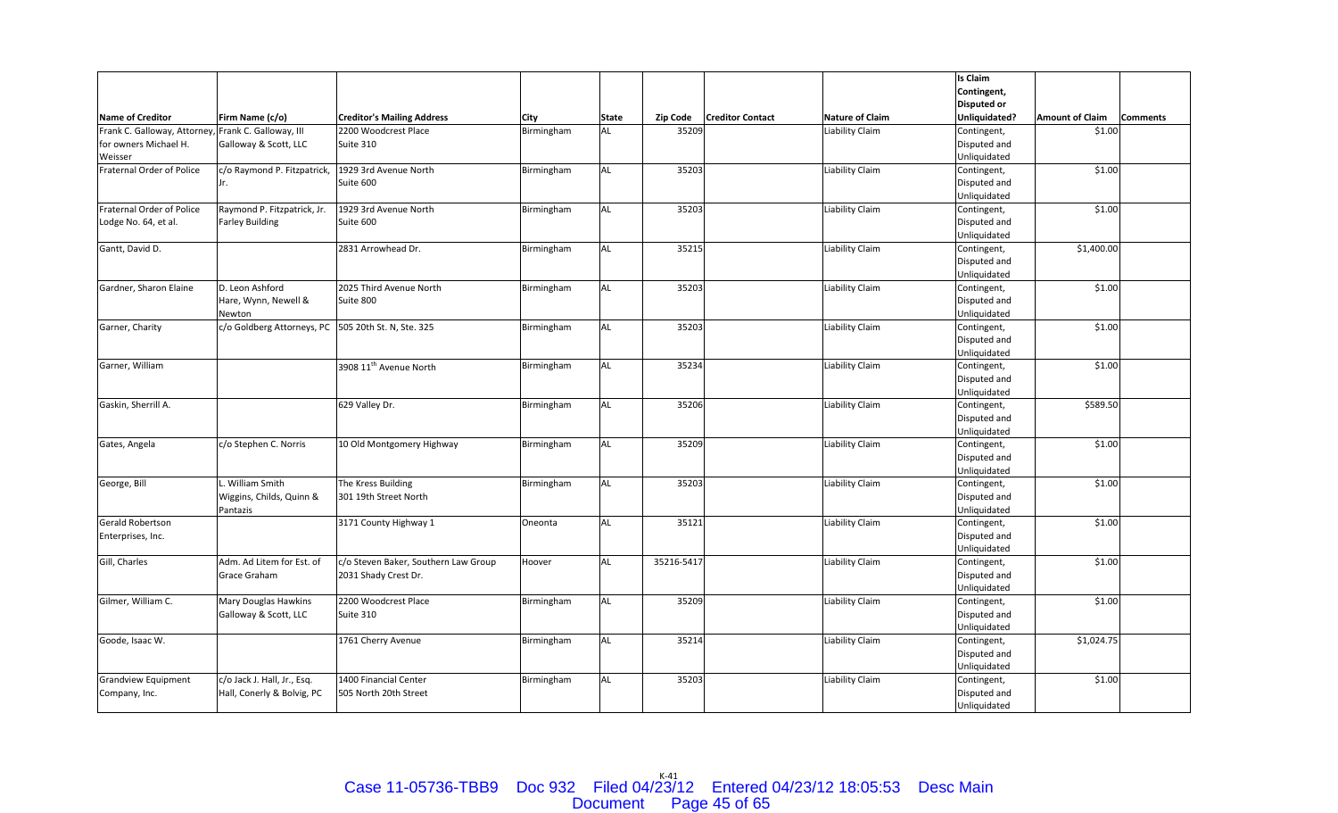| Name of Creditor | Firm Name (c/o) | Creditor's Mailing Address | City | State | Zip Code | Creditor Contact | Nature of Claim | Is Claim Contingent, Disputed or Unliquidated? | Amount of Claim | Comments |
|---|---|---|---|---|---|---|---|---|---|---|
| Frank C. Galloway, Attorney, for owners Michael H. Weisser | Frank C. Galloway, III Galloway & Scott, LLC | 2200 Woodcrest Place Suite 310 | Birmingham | AL | 35209 | | Liability Claim | Contingent, Disputed and Unliquidated | $1.00 | |
| Fraternal Order of Police | c/o Raymond P. Fitzpatrick, Jr. | 1929 3rd Avenue North Suite 600 | Birmingham | AL | 35203 | | Liability Claim | Contingent, Disputed and Unliquidated | $1.00 | |
| Fraternal Order of Police Lodge No. 64, et al. | Raymond P. Fitzpatrick, Jr. Farley Building | 1929 3rd Avenue North Suite 600 | Birmingham | AL | 35203 | | Liability Claim | Contingent, Disputed and Unliquidated | $1.00 | |
| Gantt, David D. | | 2831 Arrowhead Dr. | Birmingham | AL | 35215 | | Liability Claim | Contingent, Disputed and Unliquidated | $1,400.00 | |
| Gardner, Sharon Elaine | D. Leon Ashford Hare, Wynn, Newell & Newton | 2025 Third Avenue North Suite 800 | Birmingham | AL | 35203 | | Liability Claim | Contingent, Disputed and Unliquidated | $1.00 | |
| Garner, Charity | c/o Goldberg Attorneys, PC | 505 20th St. N, Ste. 325 | Birmingham | AL | 35203 | | Liability Claim | Contingent, Disputed and Unliquidated | $1.00 | |
| Garner, William | | 3908 11th Avenue North | Birmingham | AL | 35234 | | Liability Claim | Contingent, Disputed and Unliquidated | $1.00 | |
| Gaskin, Sherrill A. | | 629 Valley Dr. | Birmingham | AL | 35206 | | Liability Claim | Contingent, Disputed and Unliquidated | $589.50 | |
| Gates, Angela | c/o Stephen C. Norris | 10 Old Montgomery Highway | Birmingham | AL | 35209 | | Liability Claim | Contingent, Disputed and Unliquidated | $1.00 | |
| George, Bill | L. William Smith Wiggins, Childs, Quinn & Pantazis | The Kress Building 301 19th Street North | Birmingham | AL | 35203 | | Liability Claim | Contingent, Disputed and Unliquidated | $1.00 | |
| Gerald Robertson Enterprises, Inc. | | 3171 County Highway 1 | Oneonta | AL | 35121 | | Liability Claim | Contingent, Disputed and Unliquidated | $1.00 | |
| Gill, Charles | Adm. Ad Litem for Est. of Grace Graham | c/o Steven Baker, Southern Law Group 2031 Shady Crest Dr. | Hoover | AL | 35216-5417 | | Liability Claim | Contingent, Disputed and Unliquidated | $1.00 | |
| Gilmer, William C. | Mary Douglas Hawkins Galloway & Scott, LLC | 2200 Woodcrest Place Suite 310 | Birmingham | AL | 35209 | | Liability Claim | Contingent, Disputed and Unliquidated | $1.00 | |
| Goode, Isaac W. | | 1761 Cherry Avenue | Birmingham | AL | 35214 | | Liability Claim | Contingent, Disputed and Unliquidated | $1,024.75 | |
| Grandview Equipment Company, Inc. | c/o Jack J. Hall, Jr., Esq. Hall, Conerly & Bolvig, PC | 1400 Financial Center 505 North 20th Street | Birmingham | AL | 35203 | | Liability Claim | Contingent, Disputed and Unliquidated | $1.00 | |

K-41

Case 11-05736-TBB9 Doc 932 Filed 04/23/12 Entered 04/23/12 18:05:53 Desc Main Document Page 45 of 65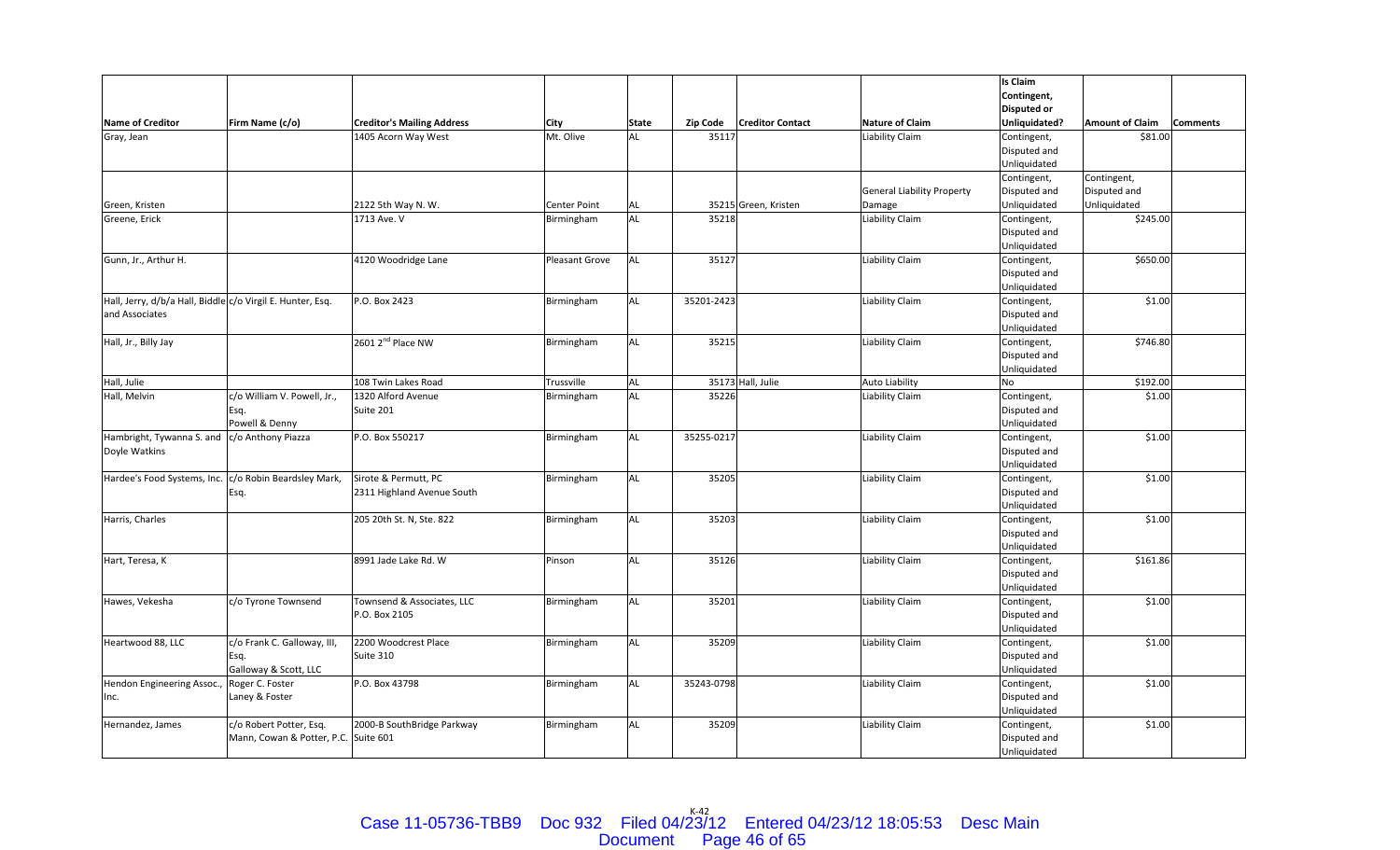| Name of Creditor | Firm Name (c/o) | Creditor's Mailing Address | City | State | Zip Code | Creditor Contact | Nature of Claim | Is Claim Contingent, Disputed or Unliquidated? | Amount of Claim | Comments |
|---|---|---|---|---|---|---|---|---|---|---|
| Gray, Jean | | 1405 Acorn Way West | Mt. Olive | AL | 35117 | | Liability Claim | Contingent, Disputed and Unliquidated | $81.00 | |
| Green, Kristen | | 2122 5th Way N. W. | Center Point | AL | 35215 | Green, Kristen | General Liability Property Damage | Contingent, Disputed and Unliquidated | Contingent, Disputed and Unliquidated | |
| Greene, Erick | | 1713 Ave. V | Birmingham | AL | 35218 | | Liability Claim | Contingent, Disputed and Unliquidated | $245.00 | |
| Gunn, Jr., Arthur H. | | 4120 Woodridge Lane | Pleasant Grove | AL | 35127 | | Liability Claim | Contingent, Disputed and Unliquidated | $650.00 | |
| Hall, Jerry, d/b/a Hall, Biddle and Associates | c/o Virgil E. Hunter, Esq. | P.O. Box 2423 | Birmingham | AL | 35201-2423 | | Liability Claim | Contingent, Disputed and Unliquidated | $1.00 | |
| Hall, Jr., Billy Jay | | 2601 2nd Place NW | Birmingham | AL | 35215 | | Liability Claim | Contingent, Disputed and Unliquidated | $746.80 | |
| Hall, Julie | | 108 Twin Lakes Road | Trussville | AL | 35173 | Hall, Julie | Auto Liability | No | $192.00 | |
| Hall, Melvin | c/o William V. Powell, Jr., Esq. Powell & Denny | 1320 Alford Avenue Suite 201 | Birmingham | AL | 35226 | | Liability Claim | Contingent, Disputed and Unliquidated | $1.00 | |
| Hambright, Tywanna S. and Doyle Watkins | c/o Anthony Piazza | P.O. Box 550217 | Birmingham | AL | 35255-0217 | | Liability Claim | Contingent, Disputed and Unliquidated | $1.00 | |
| Hardee's Food Systems, Inc. | c/o Robin Beardsley Mark, Esq. | Sirote & Permutt, PC 2311 Highland Avenue South | Birmingham | AL | 35205 | | Liability Claim | Contingent, Disputed and Unliquidated | $1.00 | |
| Harris, Charles | | 205 20th St. N, Ste. 822 | Birmingham | AL | 35203 | | Liability Claim | Contingent, Disputed and Unliquidated | $1.00 | |
| Hart, Teresa, K | | 8991 Jade Lake Rd. W | Pinson | AL | 35126 | | Liability Claim | Contingent, Disputed and Unliquidated | $161.86 | |
| Hawes, Vekesha | c/o Tyrone Townsend | Townsend & Associates, LLC P.O. Box 2105 | Birmingham | AL | 35201 | | Liability Claim | Contingent, Disputed and Unliquidated | $1.00 | |
| Heartwood 88, LLC | c/o Frank C. Galloway, III, Esq. Galloway & Scott, LLC | 2200 Woodcrest Place Suite 310 | Birmingham | AL | 35209 | | Liability Claim | Contingent, Disputed and Unliquidated | $1.00 | |
| Hendon Engineering Assoc., Inc. | Roger C. Foster Laney & Foster | P.O. Box 43798 | Birmingham | AL | 35243-0798 | | Liability Claim | Contingent, Disputed and Unliquidated | $1.00 | |
| Hernandez, James | c/o Robert Potter, Esq. Mann, Cowan & Potter, P.C. | 2000-B SouthBridge Parkway Suite 601 | Birmingham | AL | 35209 | | Liability Claim | Contingent, Disputed and Unliquidated | $1.00 | |

K-42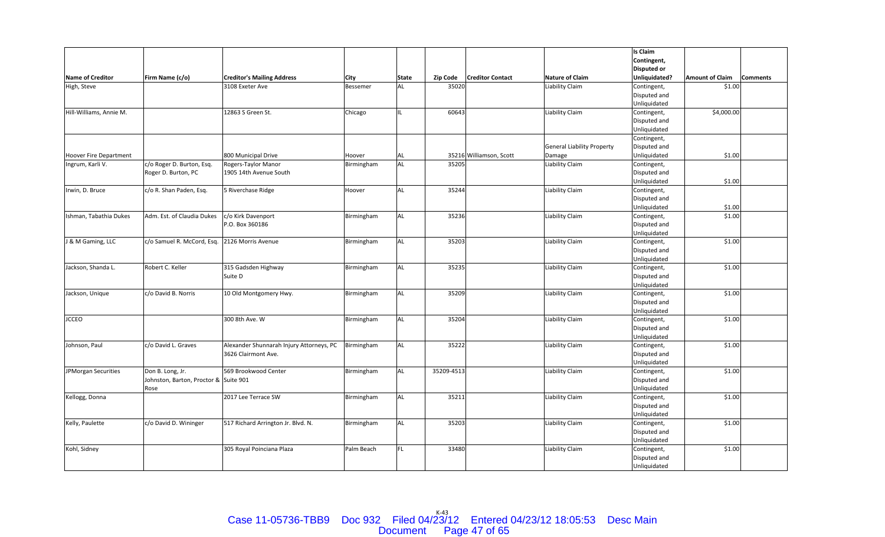| Name of Creditor | Firm Name (c/o) | Creditor's Mailing Address | City | State | Zip Code | Creditor Contact | Nature of Claim | Is Claim Contingent, Disputed or Unliquidated? | Amount of Claim | Comments |
|---|---|---|---|---|---|---|---|---|---|---|
| High, Steve | | 3108 Exeter Ave | Bessemer | AL | 35020 | | Liability Claim | Contingent, Disputed and Unliquidated | $1.00 | |
| Hill-Williams, Annie M. | | 12863 S Green St. | Chicago | IL | 60643 | | Liability Claim | Contingent, Disputed and Unliquidated | $4,000.00 | |
| Hoover Fire Department | | 800 Municipal Drive | Hoover | AL | 35216 | Williamson, Scott | General Liability Property Damage | Contingent, Disputed and Unliquidated | $1.00 | |
| Ingrum, Karli V. | c/o Roger D. Burton, Esq. Roger D. Burton, PC | Rogers-Taylor Manor 1905 14th Avenue South | Birmingham | AL | 35205 | | Liability Claim | Contingent, Disputed and Unliquidated | $1.00 | |
| Irwin, D. Bruce | c/o R. Shan Paden, Esq. | 5 Riverchase Ridge | Hoover | AL | 35244 | | Liability Claim | Contingent, Disputed and Unliquidated | $1.00 | |
| Ishman, Tabathia Dukes | Adm. Est. of Claudia Dukes | c/o Kirk Davenport P.O. Box 360186 | Birmingham | AL | 35236 | | Liability Claim | Contingent, Disputed and Unliquidated | $1.00 | |
| J & M Gaming, LLC | c/o Samuel R. McCord, Esq. | 2126 Morris Avenue | Birmingham | AL | 35203 | | Liability Claim | Contingent, Disputed and Unliquidated | $1.00 | |
| Jackson, Shanda L. | Robert C. Keller | 315 Gadsden Highway Suite D | Birmingham | AL | 35235 | | Liability Claim | Contingent, Disputed and Unliquidated | $1.00 | |
| Jackson, Unique | c/o David B. Norris | 10 Old Montgomery Hwy. | Birmingham | AL | 35209 | | Liability Claim | Contingent, Disputed and Unliquidated | $1.00 | |
| JCCEO | | 300 8th Ave. W | Birmingham | AL | 35204 | | Liability Claim | Contingent, Disputed and Unliquidated | $1.00 | |
| Johnson, Paul | c/o David L. Graves | Alexander Shunnarah Injury Attorneys, PC 3626 Clairmont Ave. | Birmingham | AL | 35222 | | Liability Claim | Contingent, Disputed and Unliquidated | $1.00 | |
| JPMorgan Securities | Don B. Long, Jr. Johnston, Barton, Proctor & Rose | 569 Brookwood Center Suite 901 | Birmingham | AL | 35209-4513 | | Liability Claim | Contingent, Disputed and Unliquidated | $1.00 | |
| Kellogg, Donna | | 2017 Lee Terrace SW | Birmingham | AL | 35211 | | Liability Claim | Contingent, Disputed and Unliquidated | $1.00 | |
| Kelly, Paulette | c/o David D. Wininger | 517 Richard Arrington Jr. Blvd. N. | Birmingham | AL | 35203 | | Liability Claim | Contingent, Disputed and Unliquidated | $1.00 | |
| Kohl, Sidney | | 305 Royal Poinciana Plaza | Palm Beach | FL | 33480 | | Liability Claim | Contingent, Disputed and Unliquidated | $1.00 | |

K-43

Case 11-05736-TBB9 Doc 932 Filed 04/23/12 Entered 04/23/12 18:05:53 Desc Main Document Page 47 of 65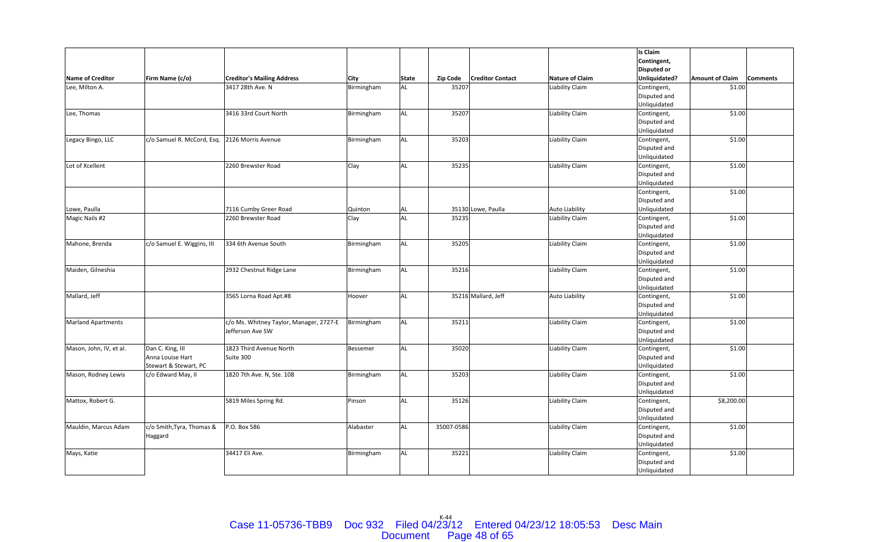| Name of Creditor | Firm Name (c/o) | Creditor's Mailing Address | City | State | Zip Code | Creditor Contact | Nature of Claim | Is Claim Contingent, Disputed or Unliquidated? | Amount of Claim | Comments |
|---|---|---|---|---|---|---|---|---|---|---|
| Lee, Milton A. | | 3417 28th Ave. N | Birmingham | AL | 35207 | | Liability Claim | Contingent, Disputed and Unliquidated | $1.00 | |
| Lee, Thomas | | 3416 33rd Court North | Birmingham | AL | 35207 | | Liability Claim | Contingent, Disputed and Unliquidated | $1.00 | |
| Legacy Bingo, LLC | c/o Samuel R. McCord, Esq. | 2126 Morris Avenue | Birmingham | AL | 35203 | | Liability Claim | Contingent, Disputed and Unliquidated | $1.00 | |
| Lot of Xcellent | | 2260 Brewster Road | Clay | AL | 35235 | | Liability Claim | Contingent, Disputed and Unliquidated | $1.00 | |
| Lowe, Paulla | | 7116 Cumby Greer Road | Quinton | AL | 35130 | Lowe, Paulla | Auto Liability | Contingent, Disputed and Unliquidated | $1.00 | |
| Magic Nails #2 | | 2260 Brewster Road | Clay | AL | 35235 | | Liability Claim | Contingent, Disputed and Unliquidated | $1.00 | |
| Mahone, Brenda | c/o Samuel E. Wiggins, III | 334 6th Avenue South | Birmingham | AL | 35205 | | Liability Claim | Contingent, Disputed and Unliquidated | $1.00 | |
| Maiden, Gilneshia | | 2932 Chestnut Ridge Lane | Birmingham | AL | 35216 | | Liability Claim | Contingent, Disputed and Unliquidated | $1.00 | |
| Mallard, Jeff | | 3565 Lorna Road Apt.#8 | Hoover | AL | 35216 | Mallard, Jeff | Auto Liability | Contingent, Disputed and Unliquidated | $1.00 | |
| Marland Apartments | | c/o Ms. Whitney Taylor, Manager, 2727-E Jefferson Ave SW | Birmingham | AL | 35211 | | Liability Claim | Contingent, Disputed and Unliquidated | $1.00 | |
| Mason, John, IV, et al. | Dan C. King, III Anna Louise Hart Stewart & Stewart, PC | 1823 Third Avenue North Suite 300 | Bessemer | AL | 35020 | | Liability Claim | Contingent, Disputed and Unliquidated | $1.00 | |
| Mason, Rodney Lewis | c/o Edward May, II | 1820 7th Ave. N, Ste. 108 | Birmingham | AL | 35203 | | Liability Claim | Contingent, Disputed and Unliquidated | $1.00 | |
| Mattox, Robert G. | | 5819 Miles Spring Rd. | Pinson | AL | 35126 | | Liability Claim | Contingent, Disputed and Unliquidated | $8,200.00 | |
| Mauldin, Marcus Adam | c/o Smith,Tyra, Thomas & Haggard | P.O. Box 586 | Alabaster | AL | 35007-0586 | | Liability Claim | Contingent, Disputed and Unliquidated | $1.00 | |
| Mays, Katie | | 34417 Eli Ave. | Birmingham | AL | 35221 | | Liability Claim | Contingent, Disputed and Unliquidated | $1.00 | |

K-44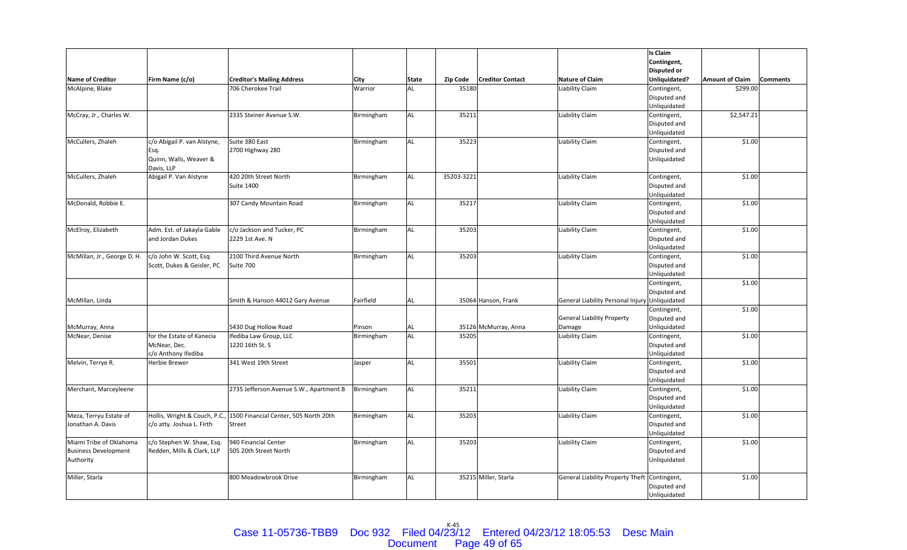| Name of Creditor | Firm Name (c/o) | Creditor's Mailing Address | City | State | Zip Code | Creditor Contact | Nature of Claim | Is Claim Contingent, Disputed or Unliquidated? | Amount of Claim | Comments |
|---|---|---|---|---|---|---|---|---|---|---|
| McAlpine, Blake | | 706 Cherokee Trail | Warrior | AL | 35180 | | Liability Claim | Contingent, Disputed and Unliquidated | $299.00 | |
| McCray, Jr., Charles W. | | 2335 Steiner Avenue S.W. | Birmingham | AL | 35211 | | Liability Claim | Contingent, Disputed and Unliquidated | $2,547.21 | |
| McCullers, Zhaleh | c/o Abigail P. van Alstyne, Esq. Quinn, Walls, Weaver & Davis, LLP | Suite 380 East 2700 Highway 280 | Birmingham | AL | 35223 | | Liability Claim | Contingent, Disputed and Unliquidated | $1.00 | |
| McCullers, Zhaleh | Abigail P. Van Alstyne | 420 20th Street North Suite 1400 | Birmingham | AL | 35203-3221 | | Liability Claim | Contingent, Disputed and Unliquidated | $1.00 | |
| McDonald, Robbie E. | | 307 Candy Mountain Road | Birmingham | AL | 35217 | | Liability Claim | Contingent, Disputed and Unliquidated | $1.00 | |
| McElroy, Elizabeth | Adm. Est. of Jakayla Gable and Jordan Dukes | c/o Jackson and Tucker, PC 2229 1st Ave. N | Birmingham | AL | 35203 | | Liability Claim | Contingent, Disputed and Unliquidated | $1.00 | |
| McMillan, Jr., George D. H. | c/o John W. Scott, Esq. Scott, Dukes & Geisler, PC | 2100 Third Avenue North Suite 700 | Birmingham | AL | 35203 | | Liability Claim | Contingent, Disputed and Unliquidated | $1.00 | |
| McMillan, Linda | | Smith & Hanson 44012 Gary Avenue | Fairfield | AL | 35064 | Hanson, Frank | General Liability Personal Injury | Contingent, Disputed and Unliquidated | $1.00 | |
| McMurray, Anna | | 5430 Dug Hollow Road | Pinson | AL | 35126 | McMurray, Anna | General Liability Property Damage | Contingent, Disputed and Unliquidated | $1.00 | |
| McNear, Denise | for the Estate of Kanecia McNear, Dec. c/o Anthony Ifediba | Ifediba Law Group, LLC 1220 16th St. S | Birmingham | AL | 35205 | | Liability Claim | Contingent, Disputed and Unliquidated | $1.00 | |
| Melvin, Terrye R. | Herbie Brewer | 341 West 19th Street | Jasper | AL | 35501 | | Liability Claim | Contingent, Disputed and Unliquidated | $1.00 | |
| Merchant, Marceyleene | | 2735 Jefferson Avenue S.W., Apartment B | Birmingham | AL | 35211 | | Liability Claim | Contingent, Disputed and Unliquidated | $1.00 | |
| Meza, Terryu Estate of Jonathan A. Davis | Hollis, Wright & Couch, P.C., c/o atty. Joshua L. Firth | 1500 Financial Center, 505 North 20th Street | Birmingham | AL | 35203 | | Liability Claim | Contingent, Disputed and Unliquidated | $1.00 | |
| Miami Tribe of Oklahoma Business Development Authority | c/o Stephen W. Shaw, Esq. Redden, Mills & Clark, LLP | 940 Financial Center 505 20th Street North | Birmingham | AL | 35203 | | Liability Claim | Contingent, Disputed and Unliquidated | $1.00 | |
| Miller, Starla | | 800 Meadowbrook Drive | Birmingham | AL | 35215 | Miller, Starla | General Liability Property Theft | Contingent, Disputed and Unliquidated | $1.00 | |

K-45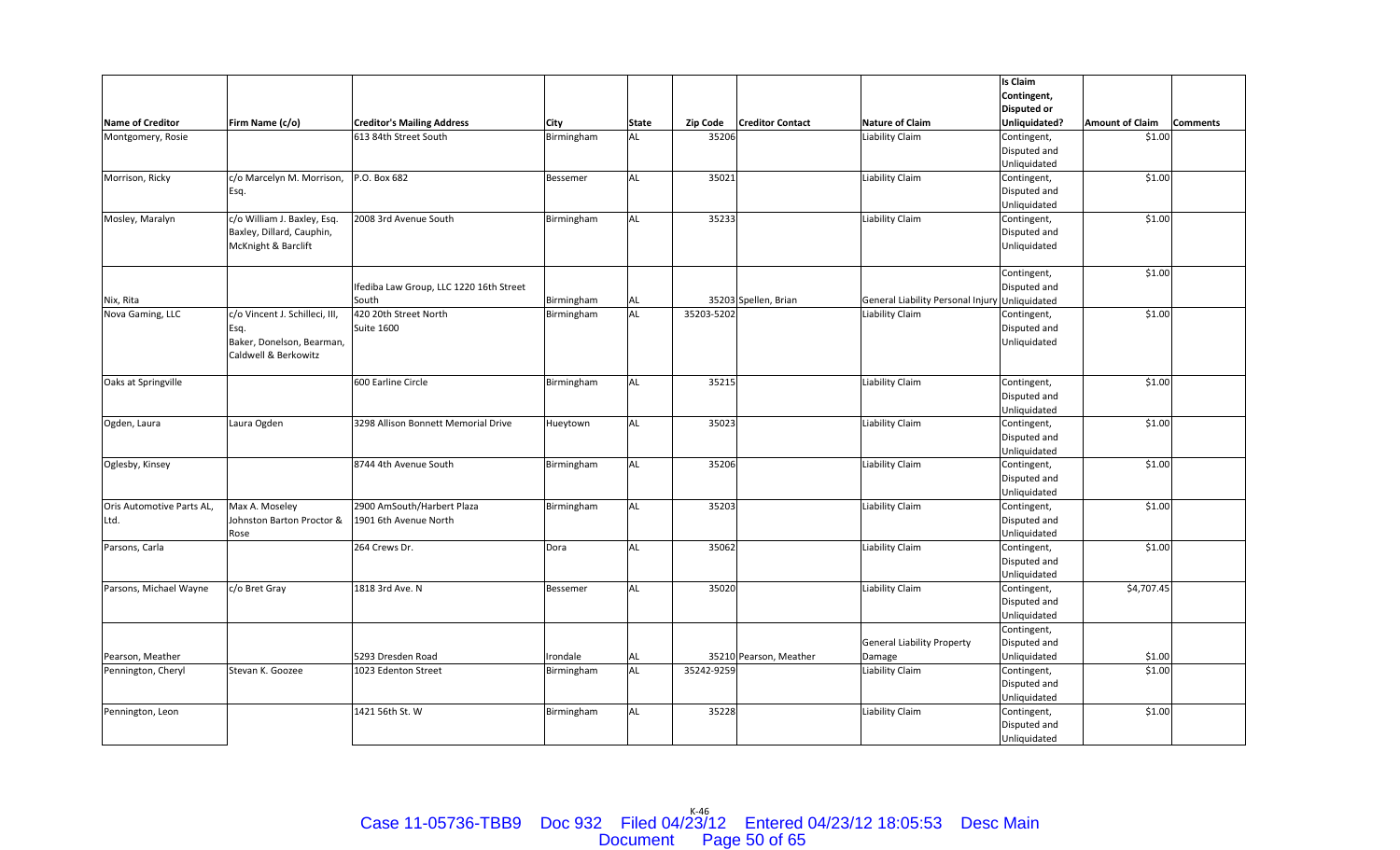| Name of Creditor | Firm Name (c/o) | Creditor's Mailing Address | City | State | Zip Code | Creditor Contact | Nature of Claim | Is Claim Contingent, Disputed or Unliquidated? | Amount of Claim | Comments |
|---|---|---|---|---|---|---|---|---|---|---|
| Montgomery, Rosie | | 613 84th Street South | Birmingham | AL | 35206 | | Liability Claim | Contingent, Disputed and Unliquidated | $1.00 | |
| Morrison, Ricky | c/o Marcelyn M. Morrison, Esq. | P.O. Box 682 | Bessemer | AL | 35021 | | Liability Claim | Contingent, Disputed and Unliquidated | $1.00 | |
| Mosley, Maralyn | c/o William J. Baxley, Esq. Baxley, Dillard, Cauphin, McKnight & Barclift | 2008 3rd Avenue South | Birmingham | AL | 35233 | | Liability Claim | Contingent, Disputed and Unliquidated | $1.00 | |
| Nix, Rita | | Ifediba Law Group, LLC 1220 16th Street South | Birmingham | AL | 35203 | Spellen, Brian | General Liability Personal Injury | Contingent, Disputed and Unliquidated | $1.00 | |
| Nova Gaming, LLC | c/o Vincent J. Schilleci, III, Esq. Baker, Donelson, Bearman, Caldwell & Berkowitz | 420 20th Street North Suite 1600 | Birmingham | AL | 35203-5202 | | Liability Claim | Contingent, Disputed and Unliquidated | $1.00 | |
| Oaks at Springville | | 600 Earline Circle | Birmingham | AL | 35215 | | Liability Claim | Contingent, Disputed and Unliquidated | $1.00 | |
| Ogden, Laura | Laura Ogden | 3298 Allison Bonnett Memorial Drive | Hueytown | AL | 35023 | | Liability Claim | Contingent, Disputed and Unliquidated | $1.00 | |
| Oglesby, Kinsey | | 8744 4th Avenue South | Birmingham | AL | 35206 | | Liability Claim | Contingent, Disputed and Unliquidated | $1.00 | |
| Oris Automotive Parts AL, Ltd. | Max A. Moseley Johnston Barton Proctor & Rose | 2900 AmSouth/Harbert Plaza 1901 6th Avenue North | Birmingham | AL | 35203 | | Liability Claim | Contingent, Disputed and Unliquidated | $1.00 | |
| Parsons, Carla | | 264 Crews Dr. | Dora | AL | 35062 | | Liability Claim | Contingent, Disputed and Unliquidated | $1.00 | |
| Parsons, Michael Wayne | c/o Bret Gray | 1818 3rd Ave. N | Bessemer | AL | 35020 | | Liability Claim | Contingent, Disputed and Unliquidated | $4,707.45 | |
| Pearson, Meather | | 5293 Dresden Road | Irondale | AL | 35210 | Pearson, Meather | General Liability Property Damage | Contingent, Disputed and Unliquidated | $1.00 | |
| Pennington, Cheryl | Stevan K. Goozee | 1023 Edenton Street | Birmingham | AL | 35242-9259 | | Liability Claim | Contingent, Disputed and Unliquidated | $1.00 | |
| Pennington, Leon | | 1421 56th St. W | Birmingham | AL | 35228 | | Liability Claim | Contingent, Disputed and Unliquidated | $1.00 | |

K-46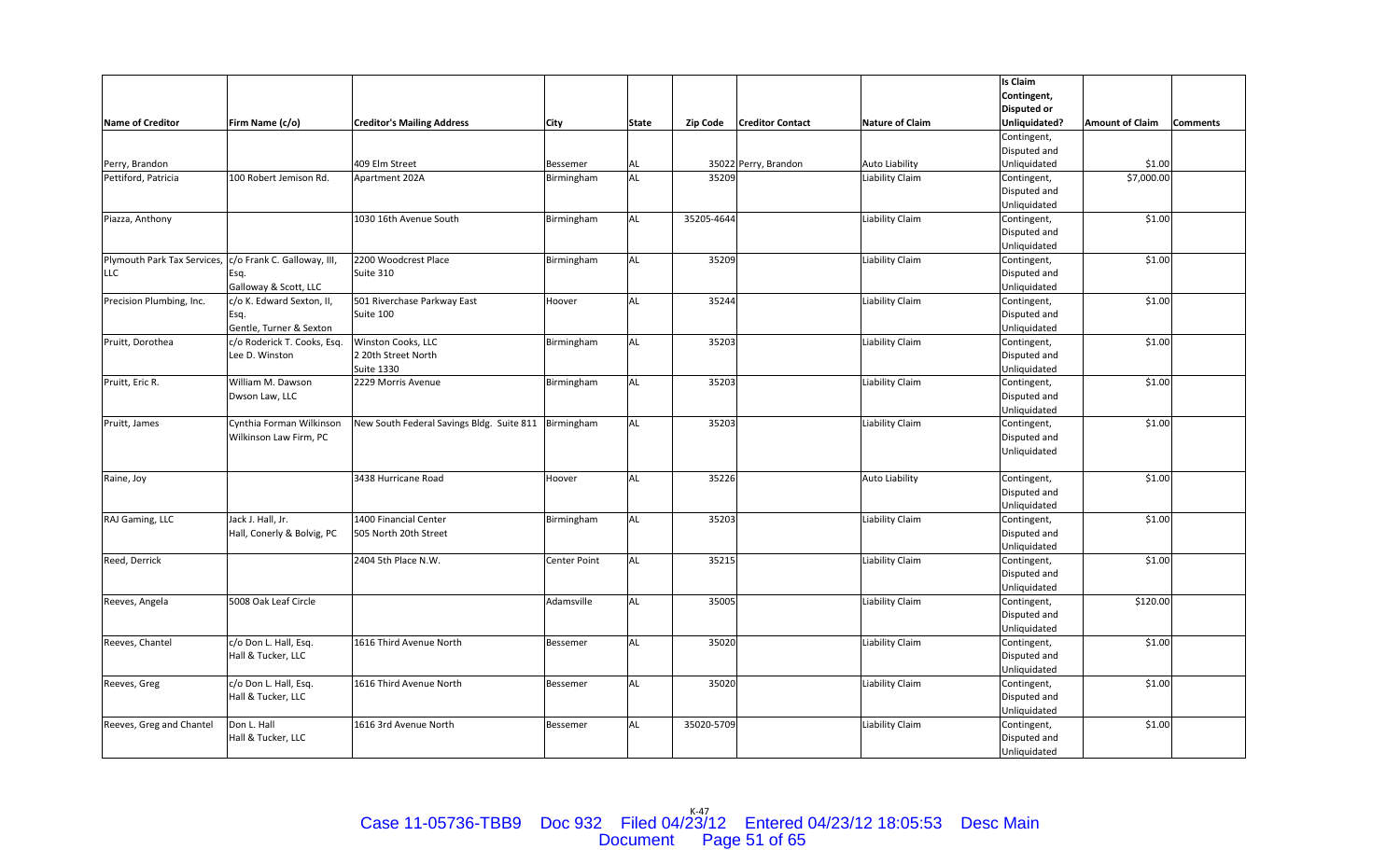| Name of Creditor | Firm Name (c/o) | Creditor's Mailing Address | City | State | Zip Code | Creditor Contact | Nature of Claim | Is Claim Contingent, Disputed or Unliquidated? | Amount of Claim | Comments |
|---|---|---|---|---|---|---|---|---|---|---|
| Perry, Brandon | | 409 Elm Street | Bessemer | AL | 35022 | Perry, Brandon | Auto Liability | Contingent, Disputed and Unliquidated | $1.00 | |
| Pettiford, Patricia | 100 Robert Jemison Rd. | Apartment 202A | Birmingham | AL | 35209 | | Liability Claim | Contingent, Disputed and Unliquidated | $7,000.00 | |
| Piazza, Anthony | | 1030 16th Avenue South | Birmingham | AL | 35205-4644 | | Liability Claim | Contingent, Disputed and Unliquidated | $1.00 | |
| Plymouth Park Tax Services, LLC | c/o Frank C. Galloway, III, Esq. Galloway & Scott, LLC | 2200 Woodcrest Place Suite 310 | Birmingham | AL | 35209 | | Liability Claim | Contingent, Disputed and Unliquidated | $1.00 | |
| Precision Plumbing, Inc. | c/o K. Edward Sexton, II, Esq. Gentle, Turner & Sexton | 501 Riverchase Parkway East Suite 100 | Hoover | AL | 35244 | | Liability Claim | Contingent, Disputed and Unliquidated | $1.00 | |
| Pruitt, Dorothea | c/o Roderick T. Cooks, Esq. Lee D. Winston | Winston Cooks, LLC 2 20th Street North Suite 1330 | Birmingham | AL | 35203 | | Liability Claim | Contingent, Disputed and Unliquidated | $1.00 | |
| Pruitt, Eric R. | William M. Dawson Dwson Law, LLC | 2229 Morris Avenue | Birmingham | AL | 35203 | | Liability Claim | Contingent, Disputed and Unliquidated | $1.00 | |
| Pruitt, James | Cynthia Forman Wilkinson Wilkinson Law Firm, PC | New South Federal Savings Bldg. Suite 811 | Birmingham | AL | 35203 | | Liability Claim | Contingent, Disputed and Unliquidated | $1.00 | |
| Raine, Joy | | 3438 Hurricane Road | Hoover | AL | 35226 | | Auto Liability | Contingent, Disputed and Unliquidated | $1.00 | |
| RAJ Gaming, LLC | Jack J. Hall, Jr. Hall, Conerly & Bolvig, PC | 1400 Financial Center 505 North 20th Street | Birmingham | AL | 35203 | | Liability Claim | Contingent, Disputed and Unliquidated | $1.00 | |
| Reed, Derrick | | 2404 5th Place N.W. | Center Point | AL | 35215 | | Liability Claim | Contingent, Disputed and Unliquidated | $1.00 | |
| Reeves, Angela | 5008 Oak Leaf Circle | | Adamsville | AL | 35005 | | Liability Claim | Contingent, Disputed and Unliquidated | $120.00 | |
| Reeves, Chantel | c/o Don L. Hall, Esq. Hall & Tucker, LLC | 1616 Third Avenue North | Bessemer | AL | 35020 | | Liability Claim | Contingent, Disputed and Unliquidated | $1.00 | |
| Reeves, Greg | c/o Don L. Hall, Esq. Hall & Tucker, LLC | 1616 Third Avenue North | Bessemer | AL | 35020 | | Liability Claim | Contingent, Disputed and Unliquidated | $1.00 | |
| Reeves, Greg and Chantel | Don L. Hall Hall & Tucker, LLC | 1616 3rd Avenue North | Bessemer | AL | 35020-5709 | | Liability Claim | Contingent, Disputed and Unliquidated | $1.00 | |

K-47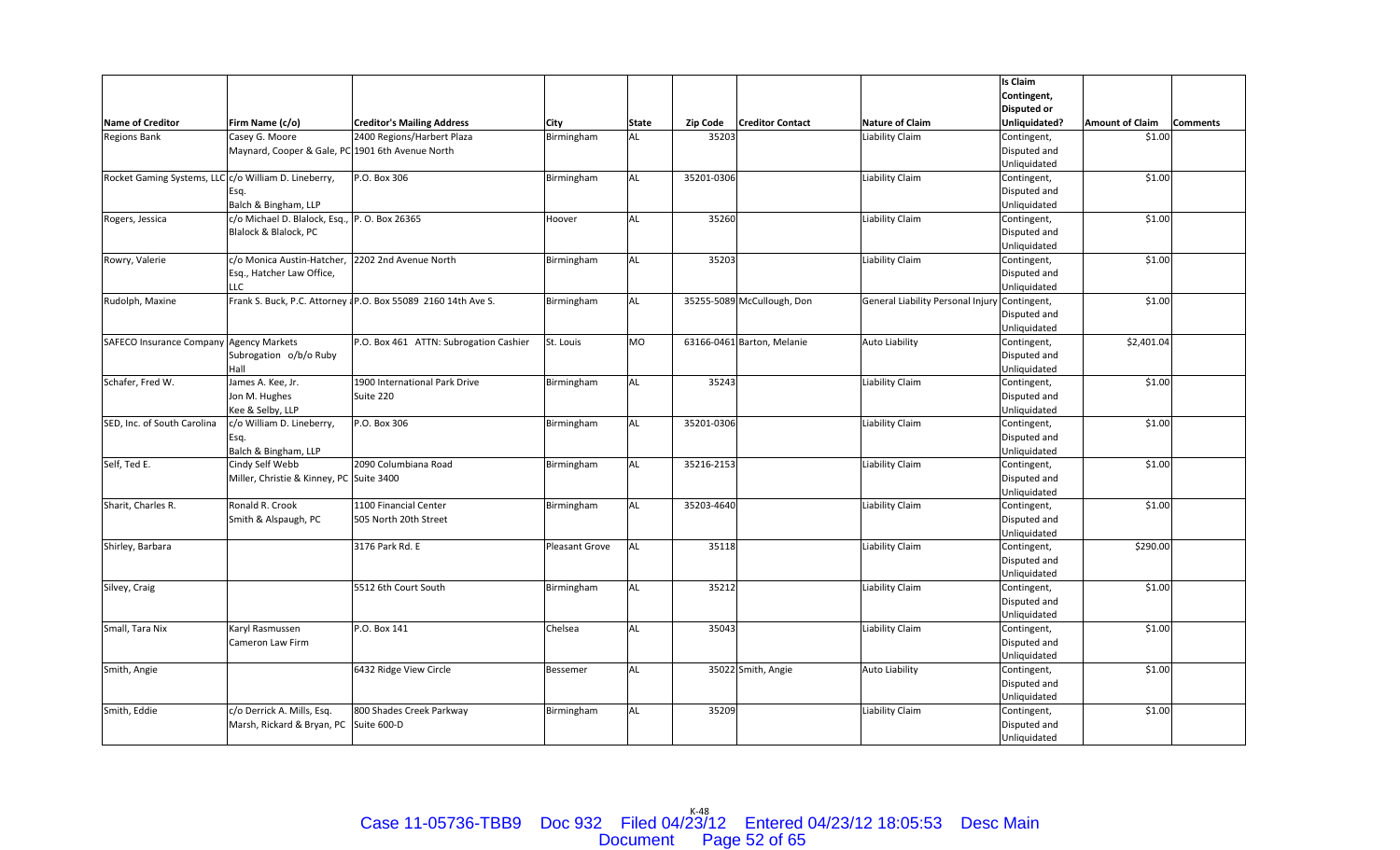| Name of Creditor | Firm Name (c/o) | Creditor's Mailing Address | City | State | Zip Code | Creditor Contact | Nature of Claim | Is Claim Contingent, Disputed or Unliquidated? | Amount of Claim | Comments |
|---|---|---|---|---|---|---|---|---|---|---|
| Regions Bank | Casey G. Moore Maynard, Cooper & Gale, PC | 2400 Regions/Harbert Plaza 1901 6th Avenue North | Birmingham | AL | 35203 | | Liability Claim | Contingent, Disputed and Unliquidated | $1.00 | |
| Rocket Gaming Systems, LLC | c/o William D. Lineberry, Esq. Balch & Bingham, LLP | P.O. Box 306 | Birmingham | AL | 35201-0306 | | Liability Claim | Contingent, Disputed and Unliquidated | $1.00 | |
| Rogers, Jessica | c/o Michael D. Blalock, Esq., Blalock & Blalock, PC | P. O. Box 26365 | Hoover | AL | 35260 | | Liability Claim | Contingent, Disputed and Unliquidated | $1.00 | |
| Rowry, Valerie | c/o Monica Austin-Hatcher, Esq., Hatcher Law Office, LLC | 2202 2nd Avenue North | Birmingham | AL | 35203 | | Liability Claim | Contingent, Disputed and Unliquidated | $1.00 | |
| Rudolph, Maxine | Frank S. Buck, P.C. Attorney a | P.O. Box 55089 2160 14th Ave S. | Birmingham | AL | 35255-5089 | McCullough, Don | General Liability Personal Injury | Contingent, Disputed and Unliquidated | $1.00 | |
| SAFECO Insurance Company | Agency Markets Subrogation o/b/o Ruby Hall | P.O. Box 461 ATTN: Subrogation Cashier | St. Louis | MO | 63166-0461 | Barton, Melanie | Auto Liability | Contingent, Disputed and Unliquidated | $2,401.04 | |
| Schafer, Fred W. | James A. Kee, Jr. Jon M. Hughes Kee & Selby, LLP | 1900 International Park Drive Suite 220 | Birmingham | AL | 35243 | | Liability Claim | Contingent, Disputed and Unliquidated | $1.00 | |
| SED, Inc. of South Carolina | c/o William D. Lineberry, Esq. Balch & Bingham, LLP | P.O. Box 306 | Birmingham | AL | 35201-0306 | | Liability Claim | Contingent, Disputed and Unliquidated | $1.00 | |
| Self, Ted E. | Cindy Self Webb Miller, Christie & Kinney, PC | 2090 Columbiana Road Suite 3400 | Birmingham | AL | 35216-2153 | | Liability Claim | Contingent, Disputed and Unliquidated | $1.00 | |
| Sharit, Charles R. | Ronald R. Crook Smith & Alspaugh, PC | 1100 Financial Center 505 North 20th Street | Birmingham | AL | 35203-4640 | | Liability Claim | Contingent, Disputed and Unliquidated | $1.00 | |
| Shirley, Barbara | | 3176 Park Rd. E | Pleasant Grove | AL | 35118 | | Liability Claim | Contingent, Disputed and Unliquidated | $290.00 | |
| Silvey, Craig | | 5512 6th Court South | Birmingham | AL | 35212 | | Liability Claim | Contingent, Disputed and Unliquidated | $1.00 | |
| Small, Tara Nix | Karyl Rasmussen Cameron Law Firm | P.O. Box 141 | Chelsea | AL | 35043 | | Liability Claim | Contingent, Disputed and Unliquidated | $1.00 | |
| Smith, Angie | | 6432 Ridge View Circle | Bessemer | AL | 35022 | Smith, Angie | Auto Liability | Contingent, Disputed and Unliquidated | $1.00 | |
| Smith, Eddie | c/o Derrick A. Mills, Esq. Marsh, Rickard & Bryan, PC | 800 Shades Creek Parkway Suite 600-D | Birmingham | AL | 35209 | | Liability Claim | Contingent, Disputed and Unliquidated | $1.00 | |

K-48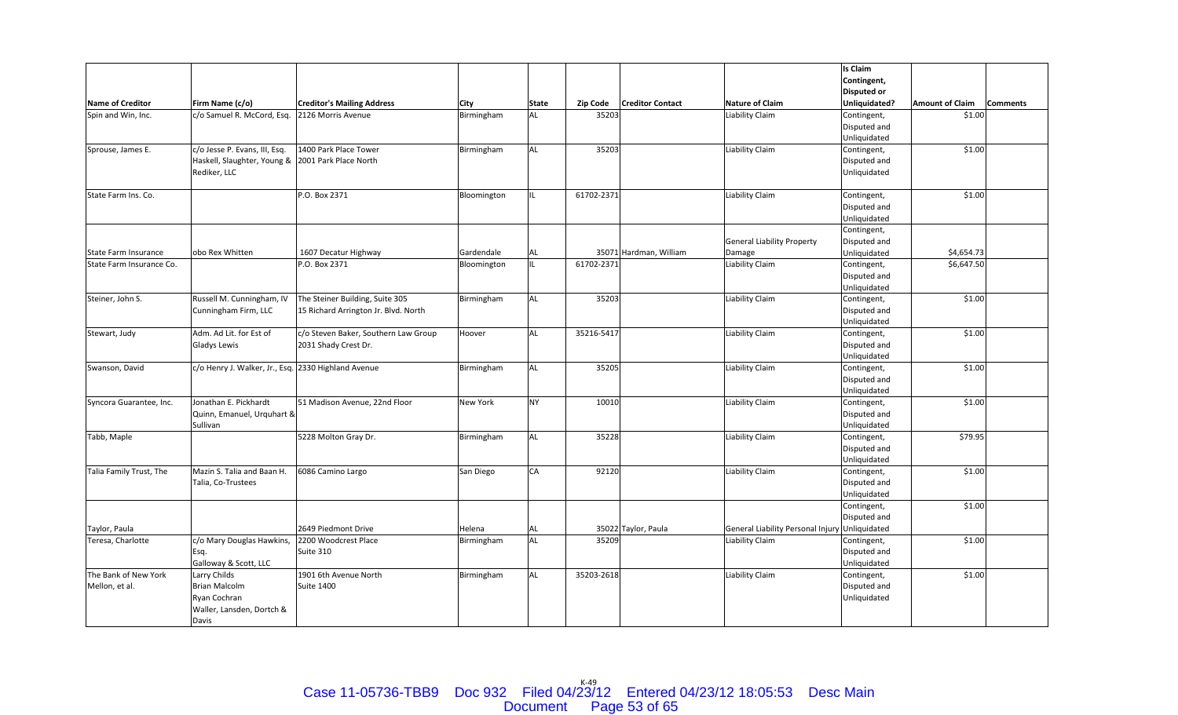| Name of Creditor | Firm Name (c/o) | Creditor's Mailing Address | City | State | Zip Code | Creditor Contact | Nature of Claim | Is Claim Contingent, Disputed or Unliquidated? | Amount of Claim | Comments |
|---|---|---|---|---|---|---|---|---|---|---|
| Spin and Win, Inc. | c/o Samuel R. McCord, Esq. | 2126 Morris Avenue | Birmingham | AL | 35203 | | Liability Claim | Contingent, Disputed and Unliquidated | $1.00 | |
| Sprouse, James E. | c/o Jesse P. Evans, III, Esq. Haskell, Slaughter, Young & Rediker, LLC | 1400 Park Place Tower 2001 Park Place North | Birmingham | AL | 35203 | | Liability Claim | Contingent, Disputed and Unliquidated | $1.00 | |
| State Farm Ins. Co. | | P.O. Box 2371 | Bloomington | IL | 61702-2371 | | Liability Claim | Contingent, Disputed and Unliquidated | $1.00 | |
| State Farm Insurance | obo Rex Whitten | 1607 Decatur Highway | Gardendale | AL | 35071 | Hardman, William | General Liability Property Damage | Contingent, Disputed and Unliquidated | $4,654.73 | |
| State Farm Insurance Co. | | P.O. Box 2371 | Bloomington | IL | 61702-2371 | | Liability Claim | Contingent, Disputed and Unliquidated | $6,647.50 | |
| Steiner, John S. | Russell M. Cunningham, IV Cunningham Firm, LLC | The Steiner Building, Suite 305 15 Richard Arrington Jr. Blvd. North | Birmingham | AL | 35203 | | Liability Claim | Contingent, Disputed and Unliquidated | $1.00 | |
| Stewart, Judy | Adm. Ad Lit. for Est of Gladys Lewis | c/o Steven Baker, Southern Law Group 2031 Shady Crest Dr. | Hoover | AL | 35216-5417 | | Liability Claim | Contingent, Disputed and Unliquidated | $1.00 | |
| Swanson, David | c/o Henry J. Walker, Jr., Esq. | 2330 Highland Avenue | Birmingham | AL | 35205 | | Liability Claim | Contingent, Disputed and Unliquidated | $1.00 | |
| Syncora Guarantee, Inc. | Jonathan E. Pickhardt Quinn, Emanuel, Urquhart & Sullivan | 51 Madison Avenue, 22nd Floor | New York | NY | 10010 | | Liability Claim | Contingent, Disputed and Unliquidated | $1.00 | |
| Tabb, Maple | | 5228 Molton Gray Dr. | Birmingham | AL | 35228 | | Liability Claim | Contingent, Disputed and Unliquidated | $79.95 | |
| Talia Family Trust, The | Mazin S. Talia and Baan H. Talia, Co-Trustees | 6086 Camino Largo | San Diego | CA | 92120 | | Liability Claim | Contingent, Disputed and Unliquidated | $1.00 | |
| Taylor, Paula | | 2649 Piedmont Drive | Helena | AL | 35022 | Taylor, Paula | General Liability Personal Injury | Contingent, Disputed and Unliquidated | $1.00 | |
| Teresa, Charlotte | c/o Mary Douglas Hawkins, Esq. Galloway & Scott, LLC | 2200 Woodcrest Place Suite 310 | Birmingham | AL | 35209 | | Liability Claim | Contingent, Disputed and Unliquidated | $1.00 | |
| The Bank of New York Mellon, et al. | Larry Childs Brian Malcolm Ryan Cochran Waller, Lansden, Dortch & Davis | 1901 6th Avenue North Suite 1400 | Birmingham | AL | 35203-2618 | | Liability Claim | Contingent, Disputed and Unliquidated | $1.00 | |

K-49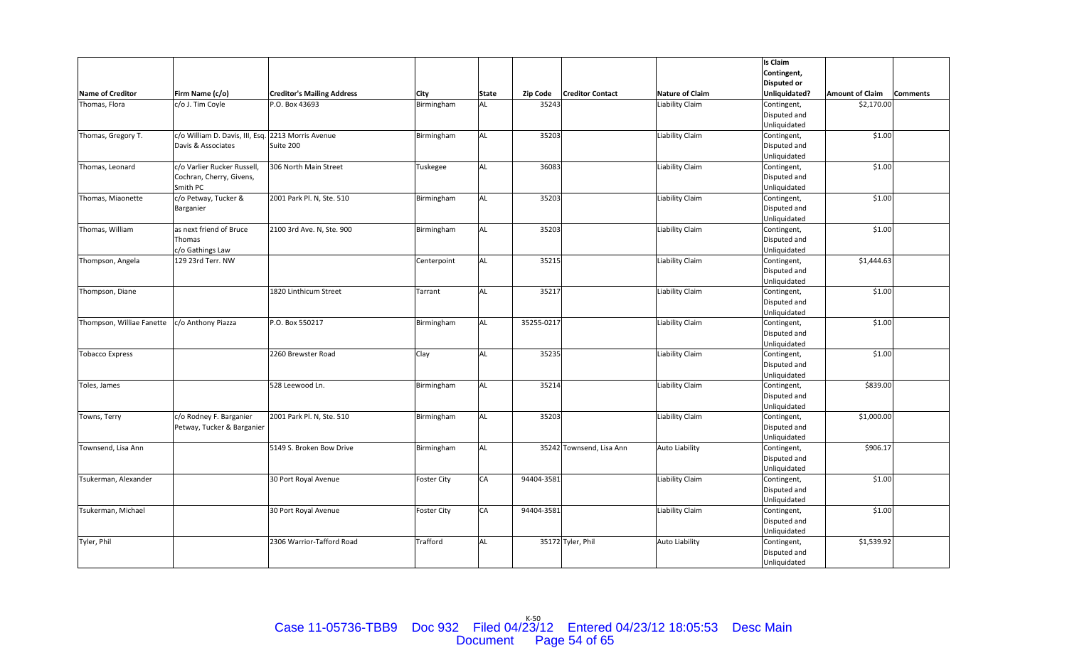| Name of Creditor | Firm Name (c/o) | Creditor's Mailing Address | City | State | Zip Code | Creditor Contact | Nature of Claim | Is Claim Contingent, Disputed or Unliquidated? | Amount of Claim | Comments |
|---|---|---|---|---|---|---|---|---|---|---|
| Thomas, Flora | c/o J. Tim Coyle | P.O. Box 43693 | Birmingham | AL | 35243 | | Liability Claim | Contingent, Disputed and Unliquidated | $2,170.00 | |
| Thomas, Gregory T. | c/o William D. Davis, III, Esq. Davis & Associates | 2213 Morris Avenue Suite 200 | Birmingham | AL | 35203 | | Liability Claim | Contingent, Disputed and Unliquidated | $1.00 | |
| Thomas, Leonard | c/o Varlier Rucker Russell, Cochran, Cherry, Givens, Smith PC | 306 North Main Street | Tuskegee | AL | 36083 | | Liability Claim | Contingent, Disputed and Unliquidated | $1.00 | |
| Thomas, Miaonette | c/o Petway, Tucker & Barganier | 2001 Park Pl. N, Ste. 510 | Birmingham | AL | 35203 | | Liability Claim | Contingent, Disputed and Unliquidated | $1.00 | |
| Thomas, William | as next friend of Bruce Thomas c/o Gathings Law | 2100 3rd Ave. N, Ste. 900 | Birmingham | AL | 35203 | | Liability Claim | Contingent, Disputed and Unliquidated | $1.00 | |
| Thompson, Angela | 129 23rd Terr. NW | | Centerpoint | AL | 35215 | | Liability Claim | Contingent, Disputed and Unliquidated | $1,444.63 | |
| Thompson, Diane | | 1820 Linthicum Street | Tarrant | AL | 35217 | | Liability Claim | Contingent, Disputed and Unliquidated | $1.00 | |
| Thompson, Williae Fanette | c/o Anthony Piazza | P.O. Box 550217 | Birmingham | AL | 35255-0217 | | Liability Claim | Contingent, Disputed and Unliquidated | $1.00 | |
| Tobacco Express | | 2260 Brewster Road | Clay | AL | 35235 | | Liability Claim | Contingent, Disputed and Unliquidated | $1.00 | |
| Toles, James | | 528 Leewood Ln. | Birmingham | AL | 35214 | | Liability Claim | Contingent, Disputed and Unliquidated | $839.00 | |
| Towns, Terry | c/o Rodney F. Barganier Petway, Tucker & Barganier | 2001 Park Pl. N, Ste. 510 | Birmingham | AL | 35203 | | Liability Claim | Contingent, Disputed and Unliquidated | $1,000.00 | |
| Townsend, Lisa Ann | | 5149 S. Broken Bow Drive | Birmingham | AL | 35242 | Townsend, Lisa Ann | Auto Liability | Contingent, Disputed and Unliquidated | $906.17 | |
| Tsukerman, Alexander | | 30 Port Royal Avenue | Foster City | CA | 94404-3581 | | Liability Claim | Contingent, Disputed and Unliquidated | $1.00 | |
| Tsukerman, Michael | | 30 Port Royal Avenue | Foster City | CA | 94404-3581 | | Liability Claim | Contingent, Disputed and Unliquidated | $1.00 | |
| Tyler, Phil | | 2306 Warrior-Tafford Road | Trafford | AL | 35172 | Tyler, Phil | Auto Liability | Contingent, Disputed and Unliquidated | $1,539.92 | |

K-50

Case 11-05736-TBB9 Doc 932 Filed 04/23/12 Entered 04/23/12 18:05:53 Desc Main Document Page 54 of 65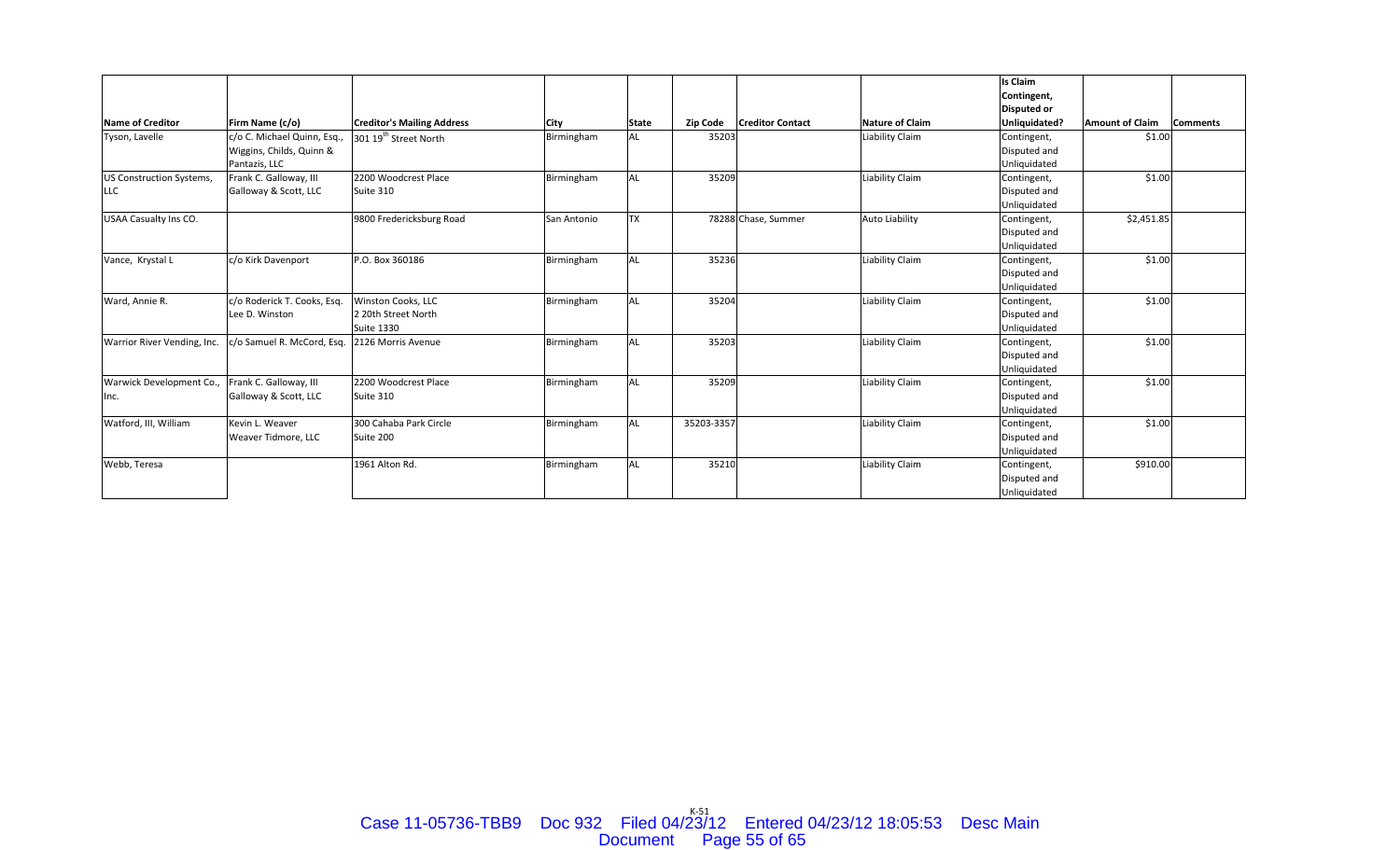| Name of Creditor | Firm Name (c/o) | Creditor's Mailing Address | City | State | Zip Code | Creditor Contact | Nature of Claim | Is Claim Contingent, Disputed or Unliquidated? | Amount of Claim | Comments |
|---|---|---|---|---|---|---|---|---|---|---|
| Tyson, Lavelle | c/o C. Michael Quinn, Esq., Wiggins, Childs, Quinn & Pantazis, LLC | 301 19th Street North | Birmingham | AL | 35203 | | Liability Claim | Contingent, Disputed and Unliquidated | $1.00 | |
| US Construction Systems, LLC | Frank C. Galloway, III Galloway & Scott, LLC | 2200 Woodcrest Place Suite 310 | Birmingham | AL | 35209 | | Liability Claim | Contingent, Disputed and Unliquidated | $1.00 | |
| USAA Casualty Ins CO. | | 9800 Fredericksburg Road | San Antonio | TX | 78288 | Chase, Summer | Auto Liability | Contingent, Disputed and Unliquidated | $2,451.85 | |
| Vance, Krystal L | c/o Kirk Davenport | P.O. Box 360186 | Birmingham | AL | 35236 | | Liability Claim | Contingent, Disputed and Unliquidated | $1.00 | |
| Ward, Annie R. | c/o Roderick T. Cooks, Esq. Lee D. Winston | Winston Cooks, LLC 2 20th Street North Suite 1330 | Birmingham | AL | 35204 | | Liability Claim | Contingent, Disputed and Unliquidated | $1.00 | |
| Warrior River Vending, Inc. | c/o Samuel R. McCord, Esq. | 2126 Morris Avenue | Birmingham | AL | 35203 | | Liability Claim | Contingent, Disputed and Unliquidated | $1.00 | |
| Warwick Development Co., Inc. | Frank C. Galloway, III Galloway & Scott, LLC | 2200 Woodcrest Place Suite 310 | Birmingham | AL | 35209 | | Liability Claim | Contingent, Disputed and Unliquidated | $1.00 | |
| Watford, III, William | Kevin L. Weaver Weaver Tidmore, LLC | 300 Cahaba Park Circle Suite 200 | Birmingham | AL | 35203-3357 | | Liability Claim | Contingent, Disputed and Unliquidated | $1.00 | |
| Webb, Teresa | | 1961 Alton Rd. | Birmingham | AL | 35210 | | Liability Claim | Contingent, Disputed and Unliquidated | $910.00 | |

K-51

Case 11-05736-TBB9 Doc 932 Filed 04/23/12 Entered 04/23/12 18:05:53 Desc Main Document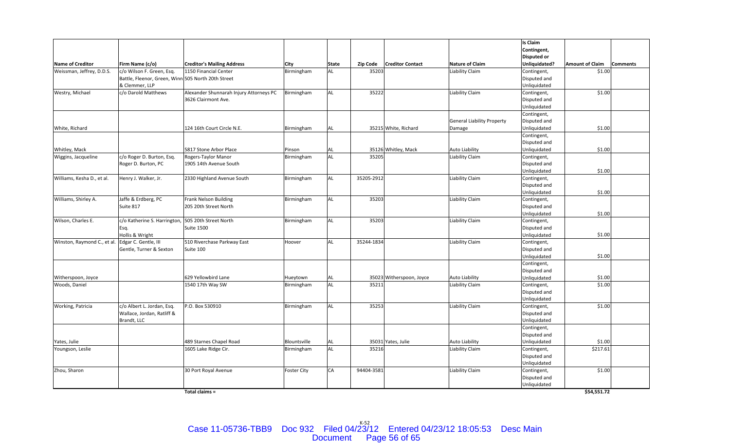| Name of Creditor | Firm Name (c/o) | Creditor's Mailing Address | City | State | Zip Code | Creditor Contact | Nature of Claim | Is Claim Contingent, Disputed or Unliquidated? | Amount of Claim | Comments |
|---|---|---|---|---|---|---|---|---|---|---|
| Weissman, Jeffrey, D.D.S. | c/o Wilson F. Green, Esq. Battle, Fleenor, Green, Winn & Clemmer, LLP | 1150 Financial Center 505 North 20th Street | Birmingham | AL | 35203 | | Liability Claim | Contingent, Disputed and Unliquidated | $1.00 | |
| Westry, Michael | c/o Darold Matthews | Alexander Shunnarah Injury Attorneys PC 3626 Clairmont Ave. | Birmingham | AL | 35222 | | Liability Claim | Contingent, Disputed and Unliquidated | $1.00 | |
| White, Richard | | 124 16th Court Circle N.E. | Birmingham | AL | 35215 | White, Richard | General Liability Property Damage | Contingent, Disputed and Unliquidated | $1.00 | |
| Whitley, Mack | | 5817 Stone Arbor Place | Pinson | AL | 35126 | Whitley, Mack | Auto Liability | Contingent, Disputed and Unliquidated | $1.00 | |
| Wiggins, Jacqueline | c/o Roger D. Burton, Esq. Roger D. Burton, PC | Rogers-Taylor Manor 1905 14th Avenue South | Birmingham | AL | 35205 | | Liability Claim | Contingent, Disputed and Unliquidated | $1.00 | |
| Williams, Kesha D., et al. | Henry J. Walker, Jr. | 2330 Highland Avenue South | Birmingham | AL | 35205-2912 | | Liability Claim | Contingent, Disputed and Unliquidated | $1.00 | |
| Williams, Shirley A. | Jaffe & Erdberg, PC Suite 817 | Frank Nelson Building 205 20th Street North | Birmingham | AL | 35203 | | Liability Claim | Contingent, Disputed and Unliquidated | $1.00 | |
| Wilson, Charles E. | c/o Katherine S. Harrington, Esq. Hollis & Wright | 505 20th Street North Suite 1500 | Birmingham | AL | 35203 | | Liability Claim | Contingent, Disputed and Unliquidated | $1.00 | |
| Winston, Raymond C., et al. | Edgar C. Gentle, III Gentle, Turner & Sexton | 510 Riverchase Parkway East Suite 100 | Hoover | AL | 35244-1834 | | Liability Claim | Contingent, Disputed and Unliquidated | $1.00 | |
| Witherspoon, Joyce | | 629 Yellowbird Lane | Hueytown | AL | 35023 | Witherspoon, Joyce | Auto Liability | Contingent, Disputed and Unliquidated | $1.00 | |
| Woods, Daniel | | 1540 17th Way SW | Birmingham | AL | 35211 | | Liability Claim | Contingent, Disputed and Unliquidated | $1.00 | |
| Working, Patricia | c/o Albert L. Jordan, Esq. Wallace, Jordan, Ratliff & Brandt, LLC | P.O. Box 530910 | Birmingham | AL | 35253 | | Liability Claim | Contingent, Disputed and Unliquidated | $1.00 | |
| Yates, Julie | | 489 Starnes Chapel Road | Blountsville | AL | 35031 | Yates, Julie | Auto Liability | Contingent, Disputed and Unliquidated | $1.00 | |
| Youngson, Leslie | | 1605 Lake Ridge Cir. | Birmingham | AL | 35216 | | Liability Claim | Contingent, Disputed and Unliquidated | $217.61 | |
| Zhou, Sharon | | 30 Port Royal Avenue | Foster City | CA | 94404-3581 | | Liability Claim | Contingent, Disputed and Unliquidated | $1.00 | |
| | | Total claims = | | | | | | | $54,551.72 | |

K-52

Case 11-05736-TBB9 Doc 932 Filed 04/23/12 Entered 04/23/12 18:05:53 Desc Main Document Page 56 of 65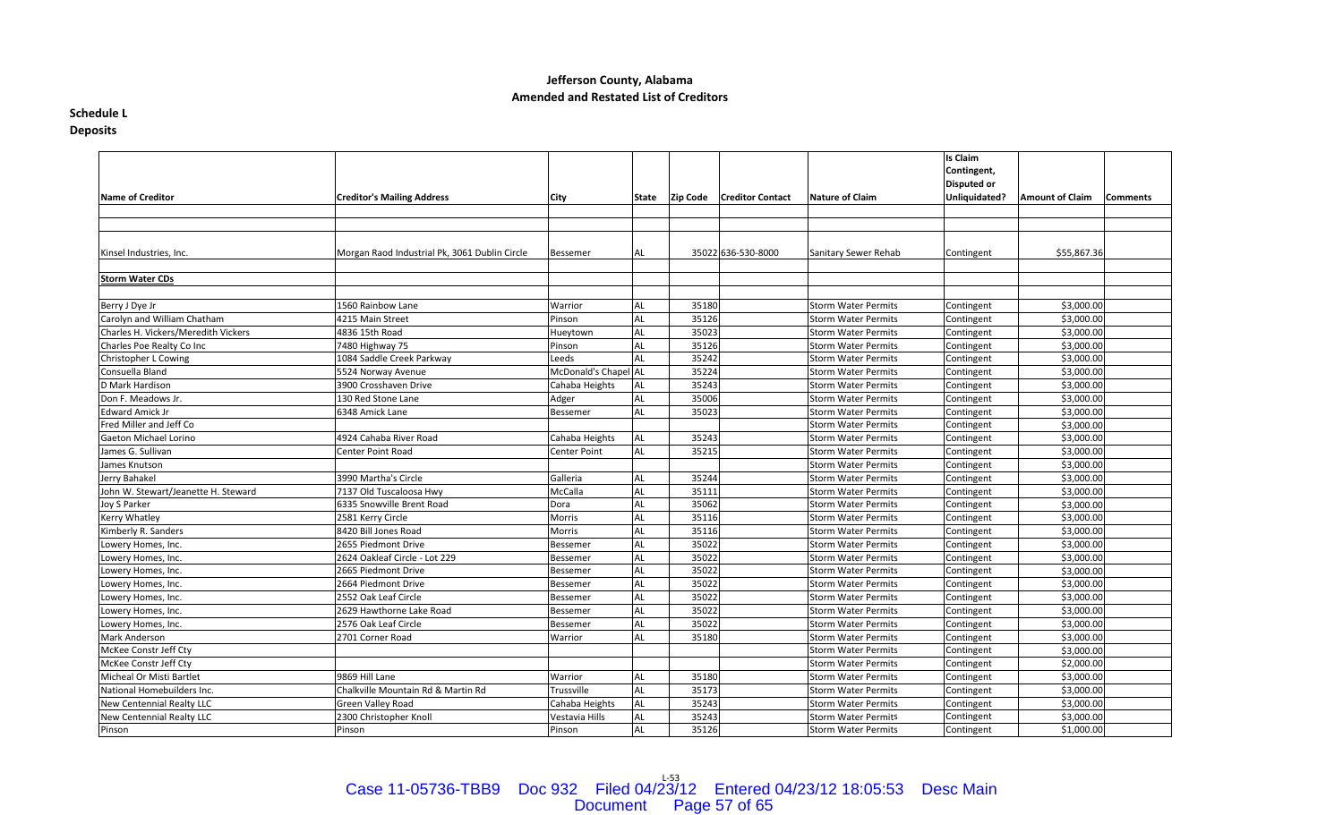# Jefferson County, Alabama
## Amended and Restated List of Creditors

**Schedule L**
**Deposits**

| Name of Creditor | Creditor's Mailing Address | City | State | Zip Code | Creditor Contact | Nature of Claim | Is Claim Contingent, Disputed or Unliquidated? | Amount of Claim | Comments |
|---|---|---|---|---|---|---|---|---|---|
| | | | | | | | | | |
| | | | | | | | | | |
| Kinsel Industries, Inc. | Morgan Raod Industrial Pk, 3061 Dublin Circle | Bessemer | AL | 35022 | 636-530-8000 | Sanitary Sewer Rehab | Contingent | $55,867.36 | |
| | | | | | | | | | |
| **Storm Water CDs** | | | | | | | | | |
| | | | | | | | | | |
| Berry J Dye Jr | 1560 Rainbow Lane | Warrior | AL | 35180 | | Storm Water Permits | Contingent | $3,000.00 | |
| Carolyn and William Chatham | 4215 Main Street | Pinson | AL | 35126 | | Storm Water Permits | Contingent | $3,000.00 | |
| Charles H. Vickers/Meredith Vickers | 4836 15th Road | Hueytown | AL | 35023 | | Storm Water Permits | Contingent | $3,000.00 | |
| Charles Poe Realty Co Inc | 7480 Highway 75 | Pinson | AL | 35126 | | Storm Water Permits | Contingent | $3,000.00 | |
| Christopher L Cowing | 1084 Saddle Creek Parkway | Leeds | AL | 35242 | | Storm Water Permits | Contingent | $3,000.00 | |
| Consuella Bland | 5524 Norway Avenue | McDonald's Chapel | AL | 35224 | | Storm Water Permits | Contingent | $3,000.00 | |
| D Mark Hardison | 3900 Crosshaven Drive | Cahaba Heights | AL | 35243 | | Storm Water Permits | Contingent | $3,000.00 | |
| Don F. Meadows Jr. | 130 Red Stone Lane | Adger | AL | 35006 | | Storm Water Permits | Contingent | $3,000.00 | |
| Edward Amick Jr | 6348 Amick Lane | Bessemer | AL | 35023 | | Storm Water Permits | Contingent | $3,000.00 | |
| Fred Miller and Jeff Co | | | | | | Storm Water Permits | Contingent | $3,000.00 | |
| Gaeton Michael Lorino | 4924 Cahaba River Road | Cahaba Heights | AL | 35243 | | Storm Water Permits | Contingent | $3,000.00 | |
| James G. Sullivan | Center Point Road | Center Point | AL | 35215 | | Storm Water Permits | Contingent | $3,000.00 | |
| James Knutson | | | | | | Storm Water Permits | Contingent | $3,000.00 | |
| Jerry Bahakel | 3990 Martha's Circle | Galleria | AL | 35244 | | Storm Water Permits | Contingent | $3,000.00 | |
| John W. Stewart/Jeanette H. Steward | 7137 Old Tuscaloosa Hwy | McCalla | AL | 35111 | | Storm Water Permits | Contingent | $3,000.00 | |
| Joy S Parker | 6335 Snowville Brent Road | Dora | AL | 35062 | | Storm Water Permits | Contingent | $3,000.00 | |
| Kerry Whatley | 2581 Kerry Circle | Morris | AL | 35116 | | Storm Water Permits | Contingent | $3,000.00 | |
| Kimberly R. Sanders | 8420 Bill Jones Road | Morris | AL | 35116 | | Storm Water Permits | Contingent | $3,000.00 | |
| Lowery Homes, Inc. | 2655 Piedmont Drive | Bessemer | AL | 35022 | | Storm Water Permits | Contingent | $3,000.00 | |
| Lowery Homes, Inc. | 2624 Oakleaf Circle - Lot 229 | Bessemer | AL | 35022 | | Storm Water Permits | Contingent | $3,000.00 | |
| Lowery Homes, Inc. | 2665 Piedmont Drive | Bessemer | AL | 35022 | | Storm Water Permits | Contingent | $3,000.00 | |
| Lowery Homes, Inc. | 2664 Piedmont Drive | Bessemer | AL | 35022 | | Storm Water Permits | Contingent | $3,000.00 | |
| Lowery Homes, Inc. | 2552 Oak Leaf Circle | Bessemer | AL | 35022 | | Storm Water Permits | Contingent | $3,000.00 | |
| Lowery Homes, Inc. | 2629 Hawthorne Lake Road | Bessemer | AL | 35022 | | Storm Water Permits | Contingent | $3,000.00 | |
| Lowery Homes, Inc. | 2576 Oak Leaf Circle | Bessemer | AL | 35022 | | Storm Water Permits | Contingent | $3,000.00 | |
| Mark Anderson | 2701 Corner Road | Warrior | AL | 35180 | | Storm Water Permits | Contingent | $3,000.00 | |
| McKee Constr Jeff Cty | | | | | | Storm Water Permits | Contingent | $3,000.00 | |
| McKee Constr Jeff Cty | | | | | | Storm Water Permits | Contingent | $2,000.00 | |
| Micheal Or Misti Bartlet | 9869 Hill Lane | Warrior | AL | 35180 | | Storm Water Permits | Contingent | $3,000.00 | |
| National Homebuilders Inc. | Chalkville Mountain Rd & Martin Rd | Trussville | AL | 35173 | | Storm Water Permits | Contingent | $3,000.00 | |
| New Centennial Realty LLC | Green Valley Road | Cahaba Heights | AL | 35243 | | Storm Water Permits | Contingent | $3,000.00 | |
| New Centennial Realty LLC | 2300 Christopher Knoll | Vestavia Hills | AL | 35243 | | Storm Water Permits | Contingent | $3,000.00 | |
| Pinson | Pinson | Pinson | AL | 35126 | | Storm Water Permits | Contingent | $1,000.00 | |

L-53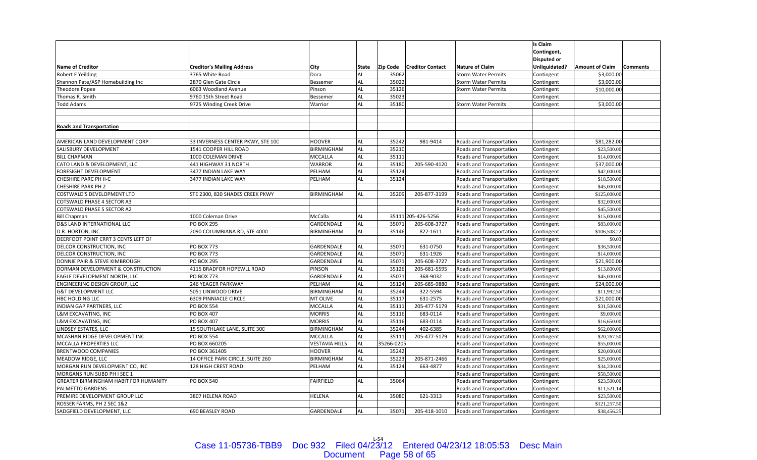| Name of Creditor | Creditor's Mailing Address | City | State | Zip Code | Creditor Contact | Nature of Claim | Is Claim Contingent, Disputed or Unliquidated? | Amount of Claim | Comments |
|---|---|---|---|---|---|---|---|---|---|
| Robert E Yeilding | 3765 White Road | Dora | AL | 35062 | | Storm Water Permits | Contingent | $3,000.00 | |
| Shannon Pate/ASP Homebuilding Inc | 2870 Glen Gate Circle | Bessemer | AL | 35022 | | Storm Water Permits | Contingent | $3,000.00 | |
| Theodore Popee | 6063 Woodland Avenue | Pinson | AL | 35126 | | Storm Water Permits | Contingent | $10,000.00 | |
| Thomas R. Smith | 9760 15th Street Road | Bessemer | AL | 35023 | | | Contingent | | |
| Todd Adams | 9725 Winding Creek Drive | Warrior | AL | 35180 | | Storm Water Permits | Contingent | $3,000.00 | |
| | | | | | | | | | |
| **Roads and Transportation** | | | | | | | | | |
| | | | | | | | | | |
| AMERICAN LAND DEVELOPMENT CORP | 33 INVERNESS CENTER PKWY, STE 100 | HOOVER | AL | 35242 | 981-9414 | Roads and Transportation | Contingent | $81,282.00 | |
| SALISBURY DEVELOPMENT | 1541 COOPER HILL ROAD | BIRMINGHAM | AL | 35210 | | Roads and Transportation | Contingent | $23,500.00 | |
| BILL CHAPMAN | 1000 COLEMAN DRIVE | MCCALLA | AL | 35111 | | Roads and Transportation | Contingent | $14,000.00 | |
| CATO LAND & DEVELOPMENT, LLC | 441 HIGHWAY 31 NORTH | WARROR | AL | 35180 | 205-590-4120 | Roads and Transportation | Contingent | $37,000.00 | |
| FORESIGHT DEVELOPMENT | 3477 INDIAN LAKE WAY | PELHAM | AL | 35124 | | Roads and Transportation | Contingent | $42,000.00 | |
| CHESHIRE PARC PH II-C | 3477 INDIAN LAKE WAY | PELHAM | AL | 35124 | | Roads and Transportation | Contingent | $18,500.00 | |
| CHESHIRE PARK PH 2 | | | | | | Roads and Transportation | Contingent | $45,000.00 | |
| COSTWALD'S DEVELOPMENT LTD | STE 2300, 820 SHADES CREEK PKWY | BIRMINGHAM | AL | 35209 | 205-877-3199 | Roads and Transportation | Contingent | $125,000.00 | |
| COTSWALD PHASE 4 SECTOR A3 | | | | | | Roads and Transportation | Contingent | $32,000.00 | |
| COTSWALD PHASE 5 SECTOR A2 | | | | | | Roads and Transportation | Contingent | $45,500.00 | |
| Bill Chapman | 1000 Coleman Drive | McCalla | AL | 35111 | 205-426-5256 | Roads and Transportation | Contingent | $15,000.00 | |
| D&S LAND INTERNATIONAL LLC | PO BOX 295 | GARDENDALE | AL | 35071 | 205-608-3727 | Roads and Transportation | Contingent | $83,000.00 | |
| D.R. HORTON, INC | 2090 COLUMBIANA RD, STE 4000 | BIRMINGHAM | AL | 35146 | 822-1611 | Roads and Transportation | Contingent | $106,508.22 | |
| DEERFOOT POINT CRRT 3 CENTS LEFT OF | | | | | | Roads and Transportation | Contingent | $0.03 | |
| DELCOR CONSTRUCTION, INC | PO BOX 773 | GARDENDALE | AL | 35071 | 631-0750 | Roads and Transportation | Contingent | $36,500.00 | |
| DELCOR CONSTRUCTION, INC | PO BOX 773 | GARDENDALE | AL | 35071 | 631-1926 | Roads and Transportation | Contingent | $14,000.00 | |
| DONNIE PAIR & STEVE KIMBROUGH | PO BOX 295 | GARDENDALE | AL | 35071 | 205-608-3727 | Roads and Transportation | Contingent | $21,900.00 | |
| DORMAN DEVELOPMENT & CONSTRUCTION | 4115 BRADFOR HOPEWLL ROAD | PINSON | AL | 35126 | 205-681-5595 | Roads and Transportation | Contingent | $13,800.00 | |
| EAGLE DEVELOPMENT NORTH, LLC | PO BOX 773 | GARDENDALE | AL | 35071 | 368-9032 | Roads and Transportation | Contingent | $45,000.00 | |
| ENGINEERING DESIGN GROUP, LLC | 246 YEAGER PARKWAY | PELHAM | AL | 35124 | 205-685-9880 | Roads and Transportation | Contingent | $24,000.00 | |
| G&T DEVELOPMENT LLC | 5051 LINWOOD DRIVE | BIRMINGHAM | AL | 35244 | 322-5594 | Roads and Transportation | Contingent | $11,992.50 | |
| HBC HOLDING LLC | 6309 PINNIACLE CIRCLE | MT OLIVE | AL | 35117 | 631-2575 | Roads and Transportation | Contingent | $21,000.00 | |
| INDIAN GAP PARTNERS, LLC | PO BOX 554 | MCCALLA | AL | 35111 | 205-477-5179 | Roads and Transportation | Contingent | $31,500.00 | |
| L&M EXCAVATING, INC | PO BOX 407 | MORRIS | AL | 35116 | 683-0114 | Roads and Transportation | Contingent | $9,000.00 | |
| L&M EXCAVATING, INC | PO BOX 407 | MORRIS | AL | 35116 | 683-0114 | Roads and Transportation | Contingent | $16,650.00 | |
| LINDSEY ESTATES, LLC | 15 SOUTHLAKE LANE, SUITE 300 | BIRMINGHAM | AL | 35244 | 402-6385 | Roads and Transportation | Contingent | $62,000.00 | |
| MCASHAN RIDGE DEVELOPMENT INC | PO BOX 554 | MCCALLA | AL | 35111 | 205-477-5179 | Roads and Transportation | Contingent | $20,767.50 | |
| MCCALLA PROPERTIES LLC | PO BOX 660205 | VESTAVIA HILLS | AL | 35266-0205 | | Roads and Transportation | Contingent | $55,000.00 | |
| BRENTWOOD COMPANIES | PO BOX 361405 | HOOVER | AL | 35242 | | Roads and Transportation | Contingent | $20,000.00 | |
| MEADOW RIDGE, LLC | 14 OFFICE PARK CIRCLE, SUITE 260 | BIRMINGHAM | AL | 35223 | 205-871-2466 | Roads and Transportation | Contingent | $25,000.00 | |
| MORGAN RUN DEVELOPMENT CO, INC | 128 HIGH CREST ROAD | PELHAM | AL | 35124 | 663-4877 | Roads and Transportation | Contingent | $34,200.00 | |
| MORGANS RUN SUBD PH I SEC 1 | | | | | | Roads and Transportation | Contingent | $58,500.00 | |
| GREATER BIRMINGHAM HABIT FOR HUMANITY | PO BOX 540 | FAIRFIELD | AL | 35064 | | Roads and Transportation | Contingent | $23,500.00 | |
| PALMETTO GARDENS | | | | | | Roads and Transportation | Contingent | $11,521.14 | |
| PREMIRE DEVELOPMENT GROUP LLC | 3807 HELENA ROAD | HELENA | AL | 35080 | 621-3313 | Roads and Transportation | Contingent | $23,500.00 | |
| ROSSER FARMS, PH 2 SEC 1&2 | | | | | | Roads and Transportation | Contingent | $121,257.50 | |
| SADGFIELD DEVELOPMENT, LLC | 690 BEASLEY ROAD | GARDENDALE | AL | 35071 | 205-418-1010 | Roads and Transportation | Contingent | $38,456.25 | |

L-54

Case 11-05736-TBB9 Doc 932 Filed 04/23/12 Entered 04/23/12 18:05:53 Desc Main Document Page 58 of 65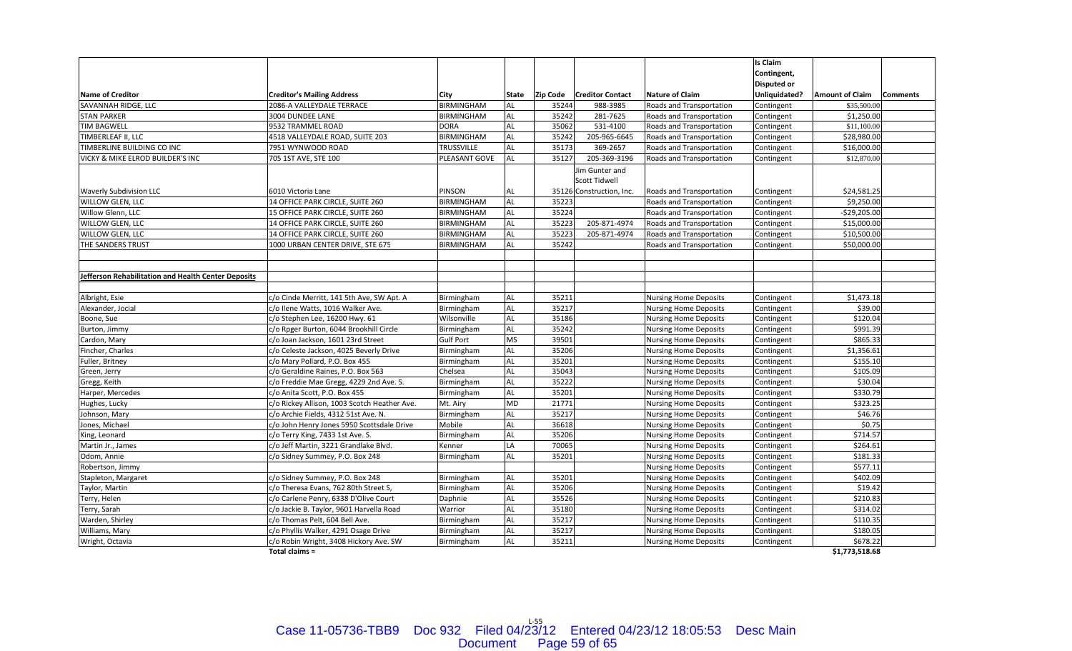| Name of Creditor | Creditor's Mailing Address | City | State | Zip Code | Creditor Contact | Nature of Claim | Is Claim Contingent, Disputed or Unliquidated? | Amount of Claim | Comments |
|---|---|---|---|---|---|---|---|---|---|
| SAVANNAH RIDGE, LLC | 2086-A VALLEYDALE TERRACE | BIRMINGHAM | AL | 35244 | 988-3985 | Roads and Transportation | Contingent | $35,500.00 | |
| STAN PARKER | 3004 DUNDEE LANE | BIRMINGHAM | AL | 35242 | 281-7625 | Roads and Transportation | Contingent | $1,250.00 | |
| TIM BAGWELL | 9532 TRAMMEL ROAD | DORA | AL | 35062 | 531-4100 | Roads and Transportation | Contingent | $11,100.00 | |
| TIMBERLEAF II, LLC | 4518 VALLEYDALE ROAD, SUITE 203 | BIRMINGHAM | AL | 35242 | 205-965-6645 | Roads and Transportation | Contingent | $28,980.00 | |
| TIMBERLINE BUILDING CO INC | 7951 WYNWOOD ROAD | TRUSSVILLE | AL | 35173 | 369-2657 | Roads and Transportation | Contingent | $16,000.00 | |
| VICKY & MIKE ELROD BUILDER'S INC | 705 1ST AVE, STE 100 | PLEASANT GOVE | AL | 35127 | 205-369-3196 | Roads and Transportation | Contingent | $12,870.00 | |
| Waverly Subdivision LLC | 6010 Victoria Lane | PINSON | AL | 35126 | Jim Gunter and Scott Tidwell Construction, Inc. | Roads and Transportation | Contingent | $24,581.25 | |
| WILLOW GLEN, LLC | 14 OFFICE PARK CIRCLE, SUITE 260 | BIRMINGHAM | AL | 35223 | | Roads and Transportation | Contingent | $9,250.00 | |
| Willow Glenn, LLC | 15 OFFICE PARK CIRCLE, SUITE 260 | BIRMINGHAM | AL | 35224 | | Roads and Transportation | Contingent | -$29,205.00 | |
| WILLOW GLEN, LLC | 14 OFFICE PARK CIRCLE, SUITE 260 | BIRMINGHAM | AL | 35223 | 205-871-4974 | Roads and Transportation | Contingent | $15,000.00 | |
| WILLOW GLEN, LLC | 14 OFFICE PARK CIRCLE, SUITE 260 | BIRMINGHAM | AL | 35223 | 205-871-4974 | Roads and Transportation | Contingent | $10,500.00 | |
| THE SANDERS TRUST | 1000 URBAN CENTER DRIVE, STE 675 | BIRMINGHAM | AL | 35242 | | Roads and Transportation | Contingent | $50,000.00 | |
| | | | | | | | | | |
| **Jefferson Rehabilitation and Health Center Deposits** | | | | | | | | | |
| | | | | | | | | | |
| Albright, Esie | c/o Cinde Merritt, 141 5th Ave, SW Apt. A | Birmingham | AL | 35211 | | Nursing Home Deposits | Contingent | $1,473.18 | |
| Alexander, Jocial | c/o Ilene Watts, 1016 Walker Ave. | Birmingham | AL | 35217 | | Nursing Home Deposits | Contingent | $39.00 | |
| Boone, Sue | c/o Stephen Lee, 16200 Hwy. 61 | Wilsonville | AL | 35186 | | Nursing Home Deposits | Contingent | $120.04 | |
| Burton, Jimmy | c/o Rpger Burton, 6044 Brookhill Circle | Birmingham | AL | 35242 | | Nursing Home Deposits | Contingent | $991.39 | |
| Cardon, Mary | c/o Joan Jackson, 1601 23rd Street | Gulf Port | MS | 39501 | | Nursing Home Deposits | Contingent | $865.33 | |
| Fincher, Charles | c/o Celeste Jackson, 4025 Beverly Drive | Birmingham | AL | 35206 | | Nursing Home Deposits | Contingent | $1,356.61 | |
| Fuller, Britney | c/o Mary Pollard, P.O. Box 455 | Birmingham | AL | 35201 | | Nursing Home Deposits | Contingent | $155.10 | |
| Green, Jerry | c/o Geraldine Raines, P.O. Box 563 | Chelsea | AL | 35043 | | Nursing Home Deposits | Contingent | $105.09 | |
| Gregg, Keith | c/o Freddie Mae Gregg, 4229 2nd Ave. S. | Birmingham | AL | 35222 | | Nursing Home Deposits | Contingent | $30.04 | |
| Harper, Mercedes | c/o Anita Scott, P.O. Box 455 | Birmingham | AL | 35201 | | Nursing Home Deposits | Contingent | $330.79 | |
| Hughes, Lucky | c/o Rickey Allison, 1003 Scotch Heather Ave. | Mt. Airy | MD | 21771 | | Nursing Home Deposits | Contingent | $323.25 | |
| Johnson, Mary | c/o Archie Fields, 4312 51st Ave. N. | Birmingham | AL | 35217 | | Nursing Home Deposits | Contingent | $46.76 | |
| Jones, Michael | c/o John Henry Jones 5950 Scottsdale Drive | Mobile | AL | 36618 | | Nursing Home Deposits | Contingent | $0.75 | |
| King, Leonard | c/o Terry King, 7433 1st Ave. S. | Birmingham | AL | 35206 | | Nursing Home Deposits | Contingent | $714.57 | |
| Martin Jr., James | c/o Jeff Martin, 3221 Grandlake Blvd. | Kenner | LA | 70065 | | Nursing Home Deposits | Contingent | $264.61 | |
| Odom, Annie | c/o Sidney Summey, P.O. Box 248 | Birmingham | AL | 35201 | | Nursing Home Deposits | Contingent | $181.33 | |
| Robertson, Jimmy | | | | | | Nursing Home Deposits | Contingent | $577.11 | |
| Stapleton, Margaret | c/o Sidney Summey, P.O. Box 248 | Birmingham | AL | 35201 | | Nursing Home Deposits | Contingent | $402.09 | |
| Taylor, Martin | c/o Theresa Evans, 762 80th Street S, | Birmingham | AL | 35206 | | Nursing Home Deposits | Contingent | $19.42 | |
| Terry, Helen | c/o Carlene Penry, 6338 D'Olive Court | Daphnie | AL | 35526 | | Nursing Home Deposits | Contingent | $210.83 | |
| Terry, Sarah | c/o Jackie B. Taylor, 9601 Harvella Road | Warrior | AL | 35180 | | Nursing Home Deposits | Contingent | $314.02 | |
| Warden, Shirley | c/o Thomas Pelt, 604 Bell Ave. | Birmingham | AL | 35217 | | Nursing Home Deposits | Contingent | $110.35 | |
| Williams, Mary | c/o Phyllis Walker, 4291 Osage Drive | Birmingham | AL | 35217 | | Nursing Home Deposits | Contingent | $180.05 | |
| Wright, Octavia | c/o Robin Wright, 3408 Hickory Ave. SW | Birmingham | AL | 35211 | | Nursing Home Deposits | Contingent | $678.22 | |
| | **Total claims =** | | | | | | | **$1,773,518.68** | |

L-55

Case 11-05736-TBB9 Doc 932 Filed 04/23/12 Entered 04/23/12 18:05:53 Desc Main Document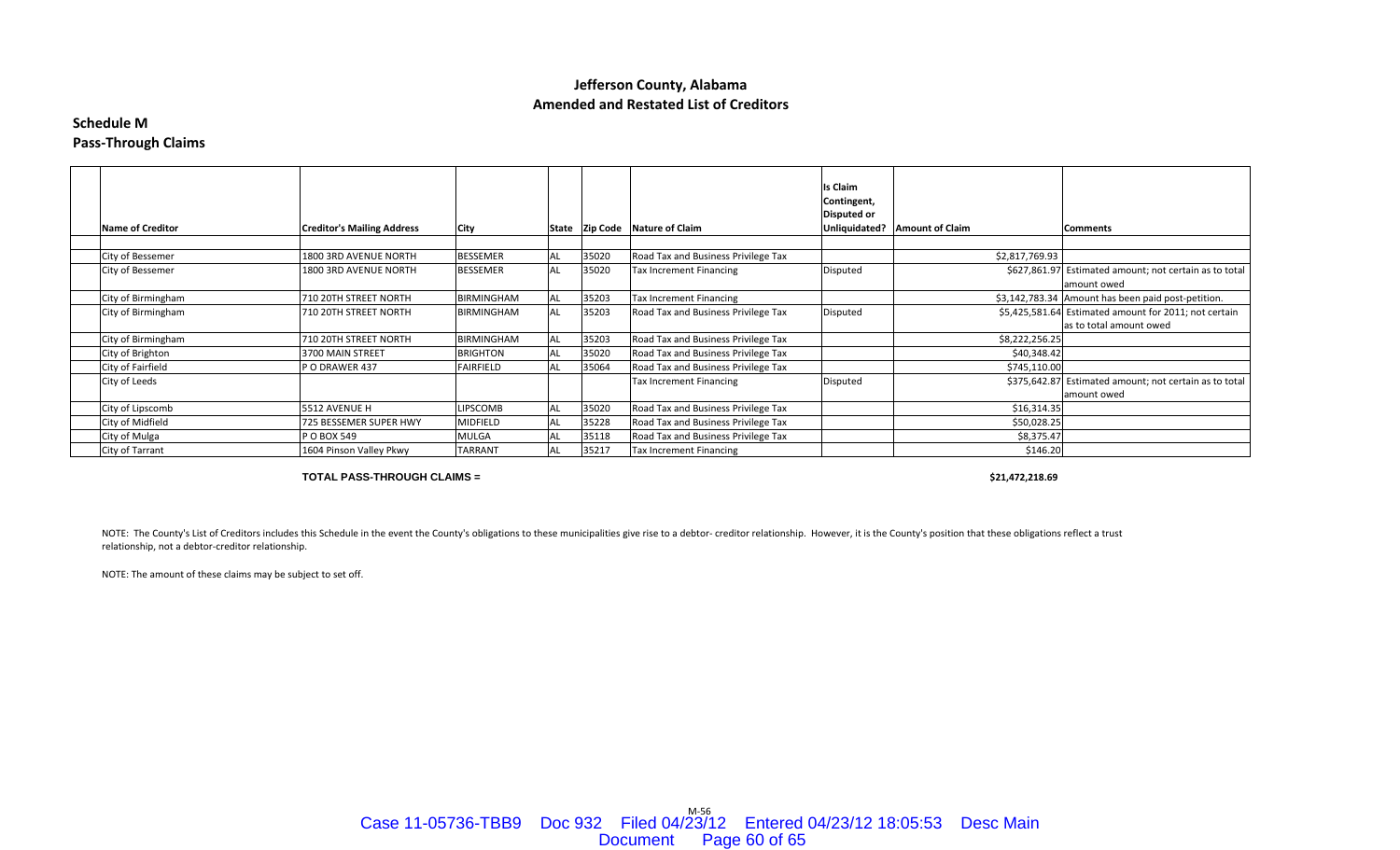# Jefferson County, Alabama

## Amended and Restated List of Creditors

### Schedule M

### Pass-Through Claims

| Name of Creditor | Creditor's Mailing Address | City | State | Zip Code | Nature of Claim | Is Claim Contingent, Disputed or Unliquidated? | Amount of Claim | Comments |
|---|---|---|---|---|---|---|---|---|
| City of Bessemer | 1800 3RD AVENUE NORTH | BESSEMER | AL | 35020 | Road Tax and Business Privilege Tax | | $2,817,769.93 | |
| City of Bessemer | 1800 3RD AVENUE NORTH | BESSEMER | AL | 35020 | Tax Increment Financing | Disputed | $627,861.97 | Estimated amount; not certain as to total amount owed |
| City of Birmingham | 710 20TH STREET NORTH | BIRMINGHAM | AL | 35203 | Tax Increment Financing | | $3,142,783.34 | Amount has been paid post-petition. |
| City of Birmingham | 710 20TH STREET NORTH | BIRMINGHAM | AL | 35203 | Road Tax and Business Privilege Tax | Disputed | $5,425,581.64 | Estimated amount for 2011; not certain as to total amount owed |
| City of Birmingham | 710 20TH STREET NORTH | BIRMINGHAM | AL | 35203 | Road Tax and Business Privilege Tax | | $8,222,256.25 | |
| City of Brighton | 3700 MAIN STREET | BRIGHTON | AL | 35020 | Road Tax and Business Privilege Tax | | $40,348.42 | |
| City of Fairfield | P O DRAWER 437 | FAIRFIELD | AL | 35064 | Road Tax and Business Privilege Tax | | $745,110.00 | |
| City of Leeds | | | | | Tax Increment Financing | Disputed | $375,642.87 | Estimated amount; not certain as to total amount owed |
| City of Lipscomb | 5512 AVENUE H | LIPSCOMB | AL | 35020 | Road Tax and Business Privilege Tax | | $16,314.35 | |
| City of Midfield | 725 BESSEMER SUPER HWY | MIDFIELD | AL | 35228 | Road Tax and Business Privilege Tax | | $50,028.25 | |
| City of Mulga | P O BOX 549 | MULGA | AL | 35118 | Road Tax and Business Privilege Tax | | $8,375.47 | |
| City of Tarrant | 1604 Pinson Valley Pkwy | TARRANT | AL | 35217 | Tax Increment Financing | | $146.20 | |

**TOTAL PASS-THROUGH CLAIMS = $21,472,218.69**

NOTE: The County's List of Creditors includes this Schedule in the event the County's obligations to these municipalities give rise to a debtor- creditor relationship. However, it is the County's position that these obligations reflect a trust relationship, not a debtor-creditor relationship.

NOTE: The amount of these claims may be subject to set off.

M-56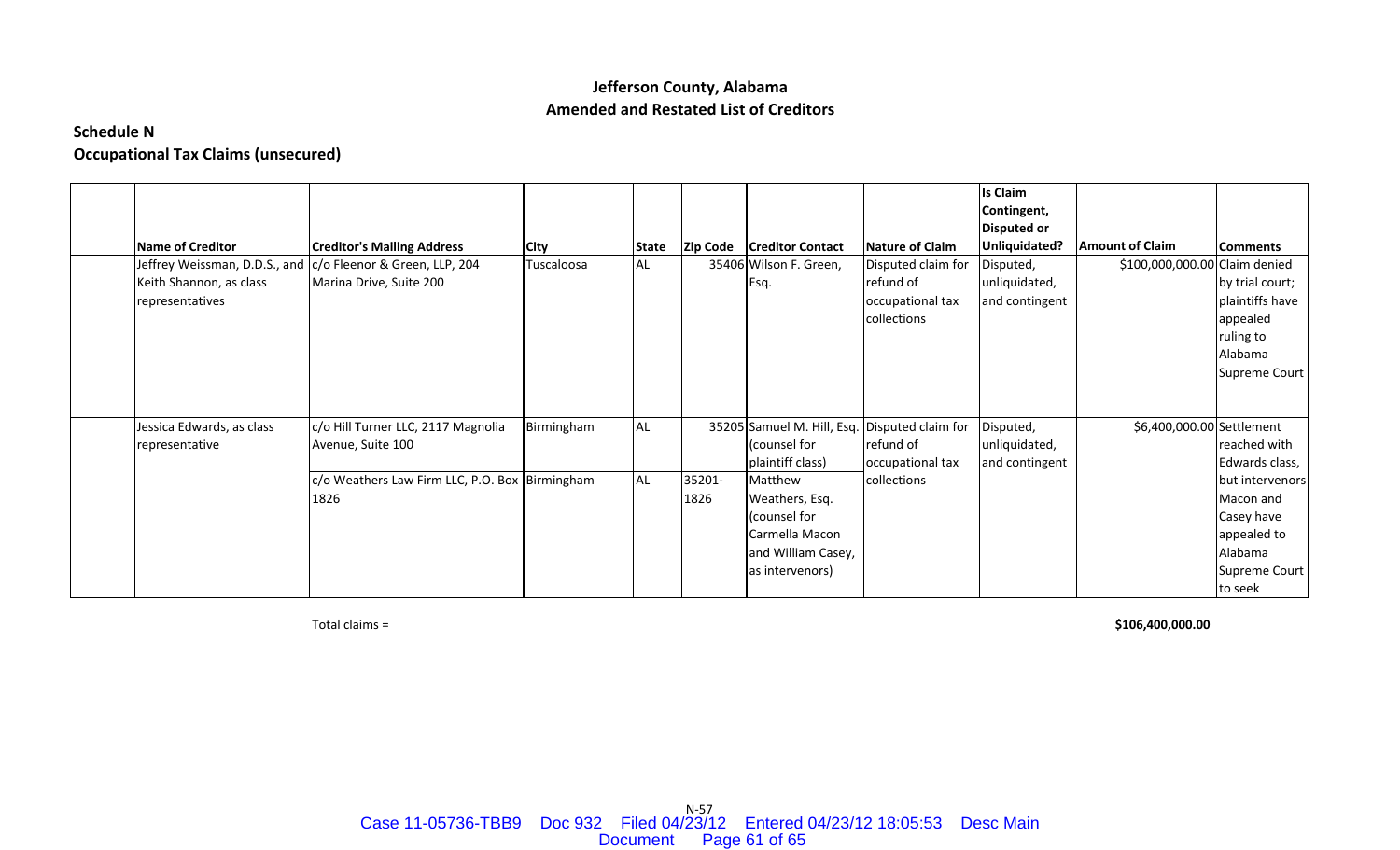**Jefferson County, Alabama**
**Amended and Restated List of Creditors**

**Schedule N**
**Occupational Tax Claims (unsecured)**

| Name of Creditor | Creditor's Mailing Address | City | State | Zip Code | Creditor Contact | Nature of Claim | Is Claim Contingent, Disputed or Unliquidated? | Amount of Claim | Comments |
|---|---|---|---|---|---|---|---|---|---|
| Jeffrey Weissman, D.D.S., and Keith Shannon, as class representatives | c/o Fleenor & Green, LLP, 204 Marina Drive, Suite 200 | Tuscaloosa | AL | 35406 | Wilson F. Green, Esq. | Disputed claim for refund of occupational tax collections | Disputed, unliquidated, and contingent | $100,000,000.00 | Claim denied by trial court; plaintiffs have appealed ruling to Alabama Supreme Court |
| Jessica Edwards, as class representative | c/o Hill Turner LLC, 2117 Magnolia Avenue, Suite 100 | Birmingham | AL | 35205 | Samuel M. Hill, Esq. (counsel for plaintiff class) | Disputed claim for refund of occupational tax collections | Disputed, unliquidated, and contingent | $6,400,000.00 | Settlement reached with Edwards class, but intervenors Macon and Casey have appealed to Alabama Supreme Court to seek |
| | c/o Weathers Law Firm LLC, P.O. Box 1826 | Birmingham | AL | 35201-1826 | Matthew Weathers, Esq. (counsel for Carmella Macon and William Casey, as intervenors) | | | | |

Total claims = **$106,400,000.00**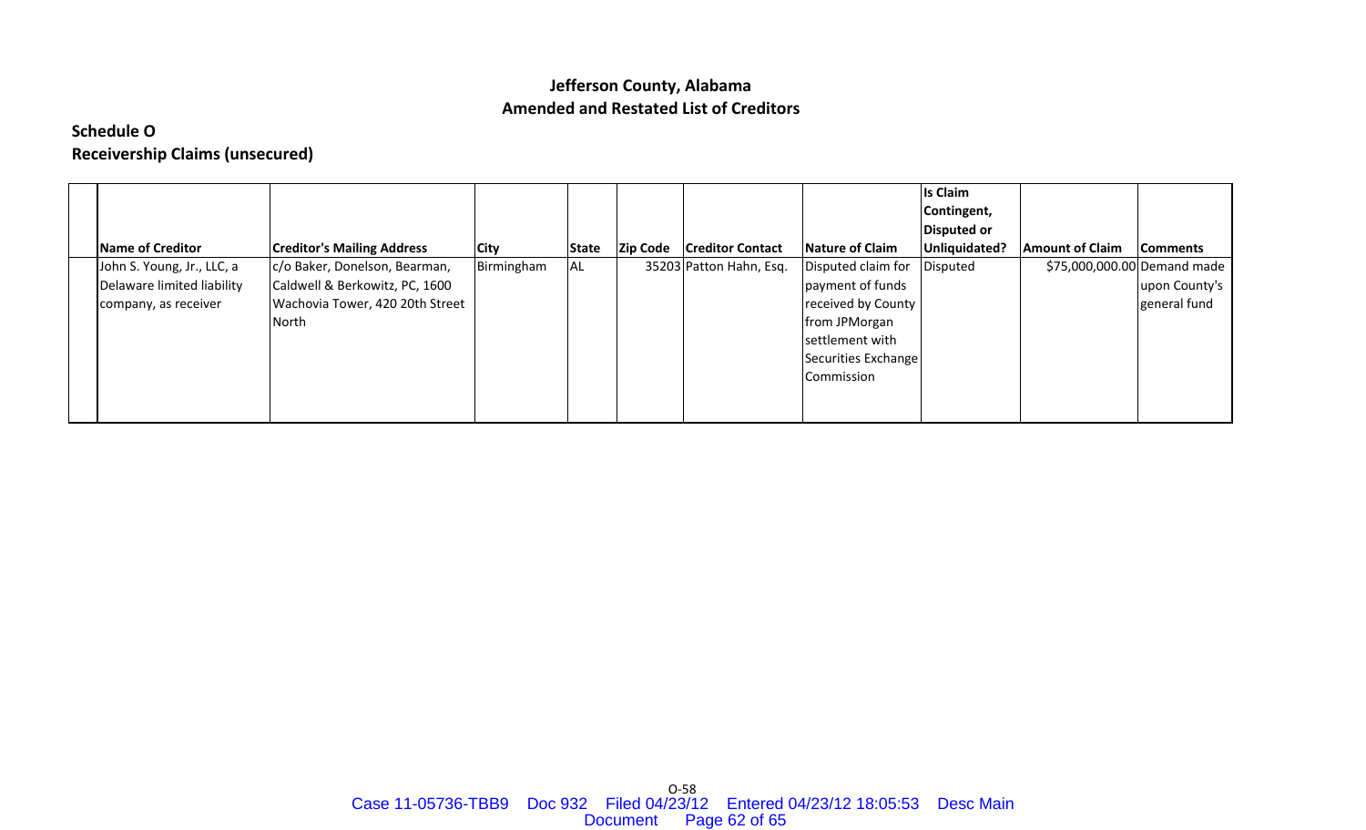# Jefferson County, Alabama
## Amended and Restated List of Creditors

### Schedule O
### Receivership Claims (unsecured)

| Name of Creditor | Creditor's Mailing Address | City | State | Zip Code | Creditor Contact | Nature of Claim | Is Claim Contingent, Disputed or Unliquidated? | Amount of Claim | Comments |
|---|---|---|---|---|---|---|---|---|---|
| John S. Young, Jr., LLC, a Delaware limited liability company, as receiver | c/o Baker, Donelson, Bearman, Caldwell & Berkowitz, PC, 1600 Wachovia Tower, 420 20th Street North | Birmingham | AL | 35203 | Patton Hahn, Esq. | Disputed claim for payment of funds received by County from JPMorgan settlement with Securities Exchange Commission | Disputed | $75,000,000.00 | Demand made upon County's general fund |

O-58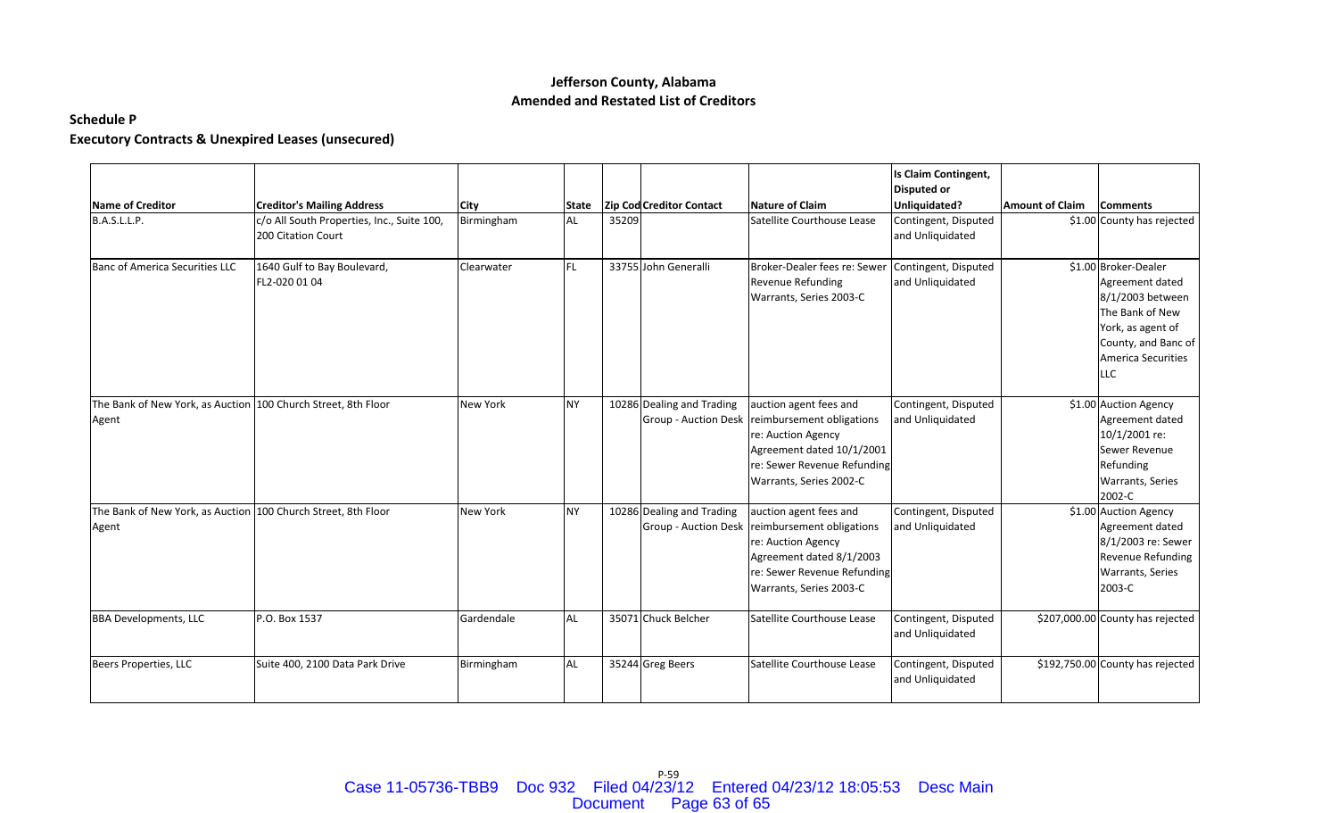# Jefferson County, Alabama
## Amended and Restated List of Creditors

**Schedule P**

**Executory Contracts & Unexpired Leases (unsecured)**

| Name of Creditor | Creditor's Mailing Address | City | State | Zip Code | Creditor Contact | Nature of Claim | Is Claim Contingent, Disputed or Unliquidated? | Amount of Claim | Comments |
|---|---|---|---|---|---|---|---|---|---|
| B.A.S.L.L.P. | c/o All South Properties, Inc., Suite 100, 200 Citation Court | Birmingham | AL | 35209 | | Satellite Courthouse Lease | Contingent, Disputed and Unliquidated | $1.00 | County has rejected |
| Banc of America Securities LLC | 1640 Gulf to Bay Boulevard, FL2-020 01 04 | Clearwater | FL | 33755 | John Generalli | Broker-Dealer fees re: Sewer Revenue Refunding Warrants, Series 2003-C | Contingent, Disputed and Unliquidated | $1.00 | Broker-Dealer Agreement dated 8/1/2003 between The Bank of New York, as agent of County, and Banc of America Securities LLC |
| The Bank of New York, as Auction Agent | 100 Church Street, 8th Floor | New York | NY | 10286 | Dealing and Trading Group - Auction Desk | auction agent fees and reimbursement obligations re: Auction Agency Agreement dated 10/1/2001 re: Sewer Revenue Refunding Warrants, Series 2002-C | Contingent, Disputed and Unliquidated | $1.00 | Auction Agency Agreement dated 10/1/2001 re: Sewer Revenue Refunding Warrants, Series 2002-C |
| The Bank of New York, as Auction Agent | 100 Church Street, 8th Floor | New York | NY | 10286 | Dealing and Trading Group - Auction Desk | auction agent fees and reimbursement obligations re: Auction Agency Agreement dated 8/1/2003 re: Sewer Revenue Refunding Warrants, Series 2003-C | Contingent, Disputed and Unliquidated | $1.00 | Auction Agency Agreement dated 8/1/2003 re: Sewer Revenue Refunding Warrants, Series 2003-C |
| BBA Developments, LLC | P.O. Box 1537 | Gardendale | AL | 35071 | Chuck Belcher | Satellite Courthouse Lease | Contingent, Disputed and Unliquidated | $207,000.00 | County has rejected |
| Beers Properties, LLC | Suite 400, 2100 Data Park Drive | Birmingham | AL | 35244 | Greg Beers | Satellite Courthouse Lease | Contingent, Disputed and Unliquidated | $192,750.00 | County has rejected |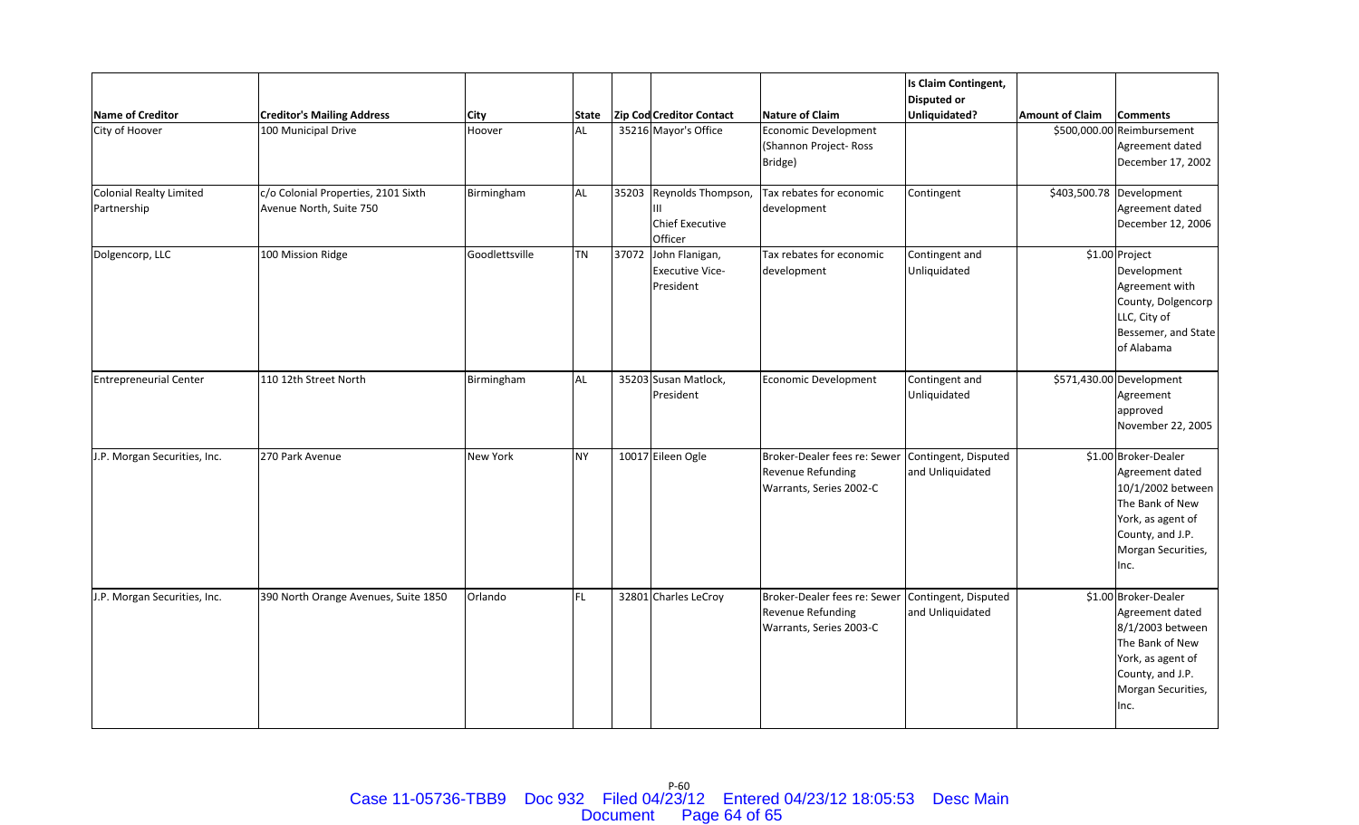| Name of Creditor | Creditor's Mailing Address | City | State | Zip Code | Creditor Contact | Nature of Claim | Is Claim Contingent, Disputed or Unliquidated? | Amount of Claim | Comments |
|---|---|---|---|---|---|---|---|---|---|
| City of Hoover | 100 Municipal Drive | Hoover | AL | 35216 | Mayor's Office | Economic Development (Shannon Project- Ross Bridge) | | $500,000.00 | Reimbursement Agreement dated December 17, 2002 |
| Colonial Realty Limited Partnership | c/o Colonial Properties, 2101 Sixth Avenue North, Suite 750 | Birmingham | AL | 35203 | Reynolds Thompson, III Chief Executive Officer | Tax rebates for economic development | Contingent | $403,500.78 | Development Agreement dated December 12, 2006 |
| Dolgencorp, LLC | 100 Mission Ridge | Goodlettsville | TN | 37072 | John Flanigan, Executive Vice-President | Tax rebates for economic development | Contingent and Unliquidated | $1.00 | Project Development Agreement with County, Dolgencorp LLC, City of Bessemer, and State of Alabama |
| Entrepreneurial Center | 110 12th Street North | Birmingham | AL | 35203 | Susan Matlock, President | Economic Development | Contingent and Unliquidated | $571,430.00 | Development Agreement approved November 22, 2005 |
| J.P. Morgan Securities, Inc. | 270 Park Avenue | New York | NY | 10017 | Eileen Ogle | Broker-Dealer fees re: Sewer Revenue Refunding Warrants, Series 2002-C | Contingent, Disputed and Unliquidated | $1.00 | Broker-Dealer Agreement dated 10/1/2002 between The Bank of New York, as agent of County, and J.P. Morgan Securities, Inc. |
| J.P. Morgan Securities, Inc. | 390 North Orange Avenues, Suite 1850 | Orlando | FL | 32801 | Charles LeCroy | Broker-Dealer fees re: Sewer Revenue Refunding Warrants, Series 2003-C | Contingent, Disputed and Unliquidated | $1.00 | Broker-Dealer Agreement dated 8/1/2003 between The Bank of New York, as agent of County, and J.P. Morgan Securities, Inc. |

P-60

Case 11-05736-TBB9 Doc 932 Filed 04/23/12 Entered 04/23/12 18:05:53 Desc Main Document Page 64 of 65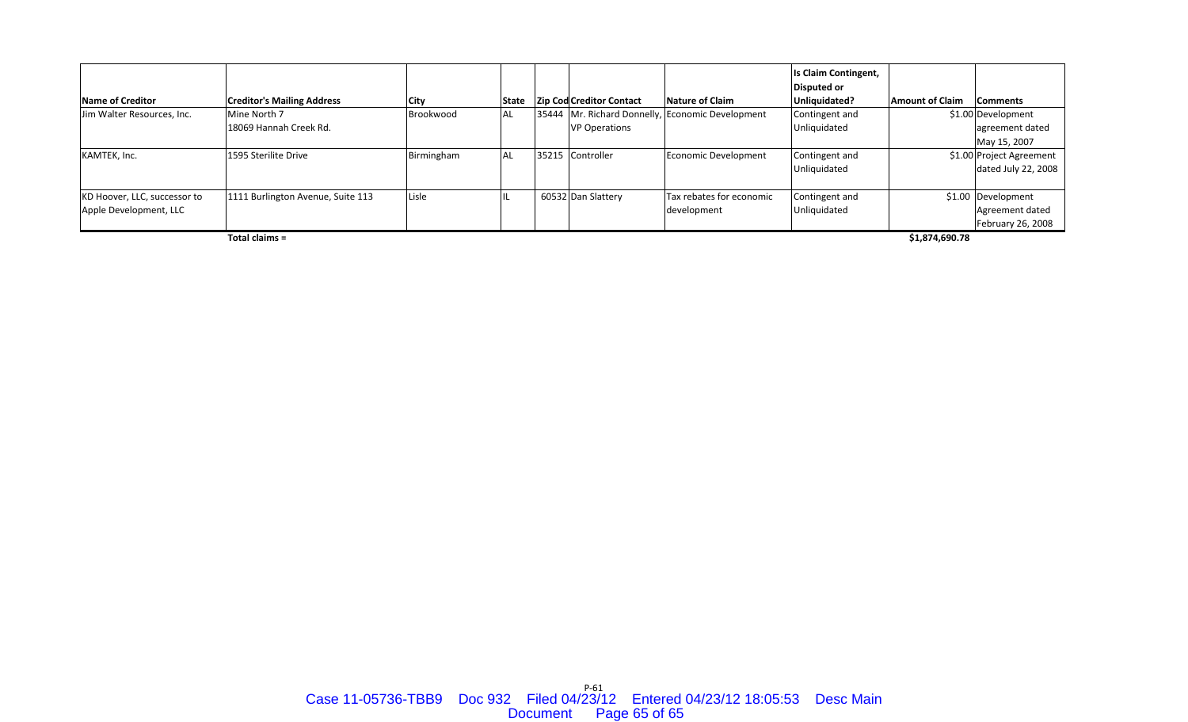| Name of Creditor | Creditor's Mailing Address | City | State | Zip Cod | Creditor Contact | Nature of Claim | Is Claim Contingent, Disputed or Unliquidated? | Amount of Claim | Comments |
|---|---|---|---|---|---|---|---|---|---|
| Jim Walter Resources, Inc. | Mine North 7 18069 Hannah Creek Rd. | Brookwood | AL | 35444 | Mr. Richard Donnelly, VP Operations | Economic Development | Contingent and Unliquidated | $1.00 | Development agreement dated May 15, 2007 |
| KAMTEK, Inc. | 1595 Sterilite Drive | Birmingham | AL | 35215 | Controller | Economic Development | Contingent and Unliquidated | $1.00 | Project Agreement dated July 22, 2008 |
| KD Hoover, LLC, successor to Apple Development, LLC | 1111 Burlington Avenue, Suite 113 | Lisle | IL | 60532 | Dan Slattery | Tax rebates for economic development | Contingent and Unliquidated | $1.00 | Development Agreement dated February 26, 2008 |
| | **Total claims =** | | | | | | | **$1,874,690.78** | |

P-61